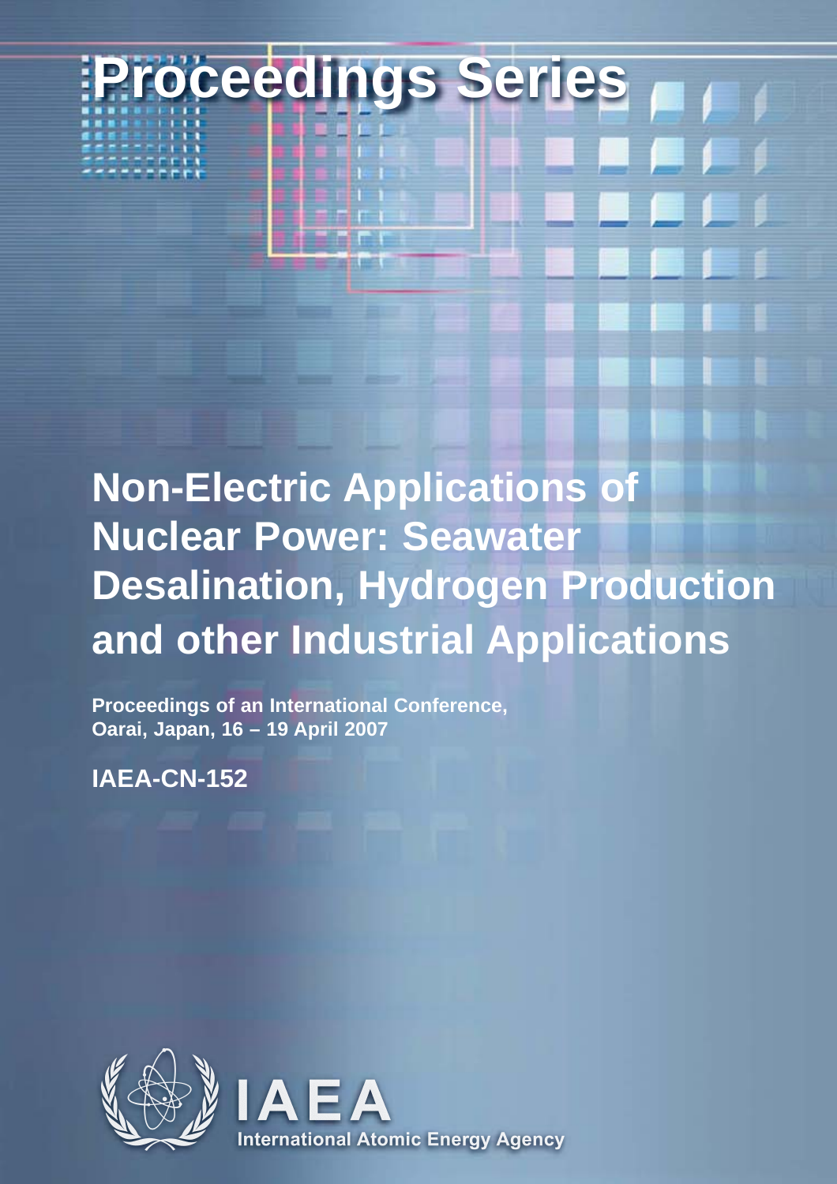# Proceedings Series

## Non-Electric Applications of Nuclear Power: Seawater Desalination, Hydrogen Production and other Industrial Applications

**Proceedings of an International Conference, Oarai, Japan, 16 – 19 April 2007**

**IAEA-CN-152**

IAEA

International Atomic Energy Agency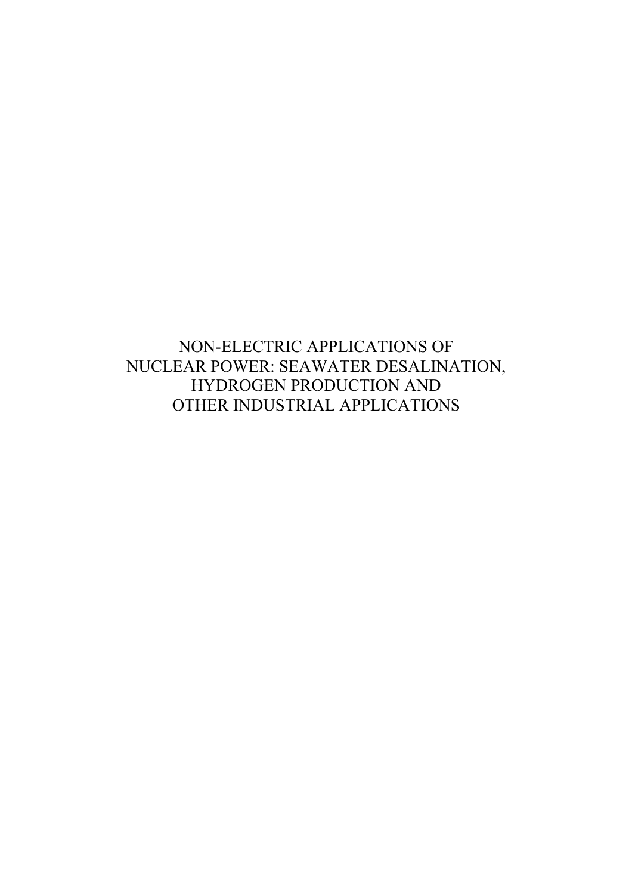# NON-ELECTRIC APPLICATIONS OF NUCLEAR POWER: SEAWATER DESALINATION, HYDROGEN PRODUCTION AND OTHER INDUSTRIAL APPLICATIONS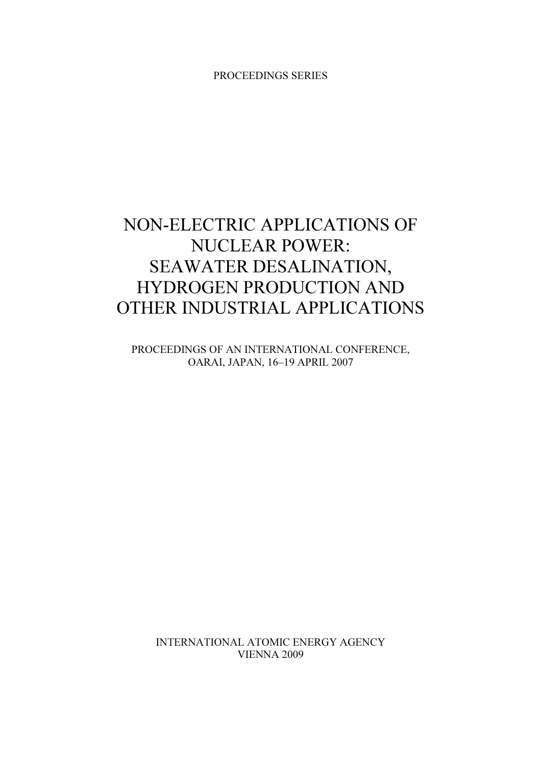PROCEEDINGS SERIES

# NON-ELECTRIC APPLICATIONS OF NUCLEAR POWER: SEAWATER DESALINATION, HYDROGEN PRODUCTION AND OTHER INDUSTRIAL APPLICATIONS

PROCEEDINGS OF AN INTERNATIONAL CONFERENCE, OARAI, JAPAN, 16–19 APRIL 2007

INTERNATIONAL ATOMIC ENERGY AGENCY
VIENNA 2009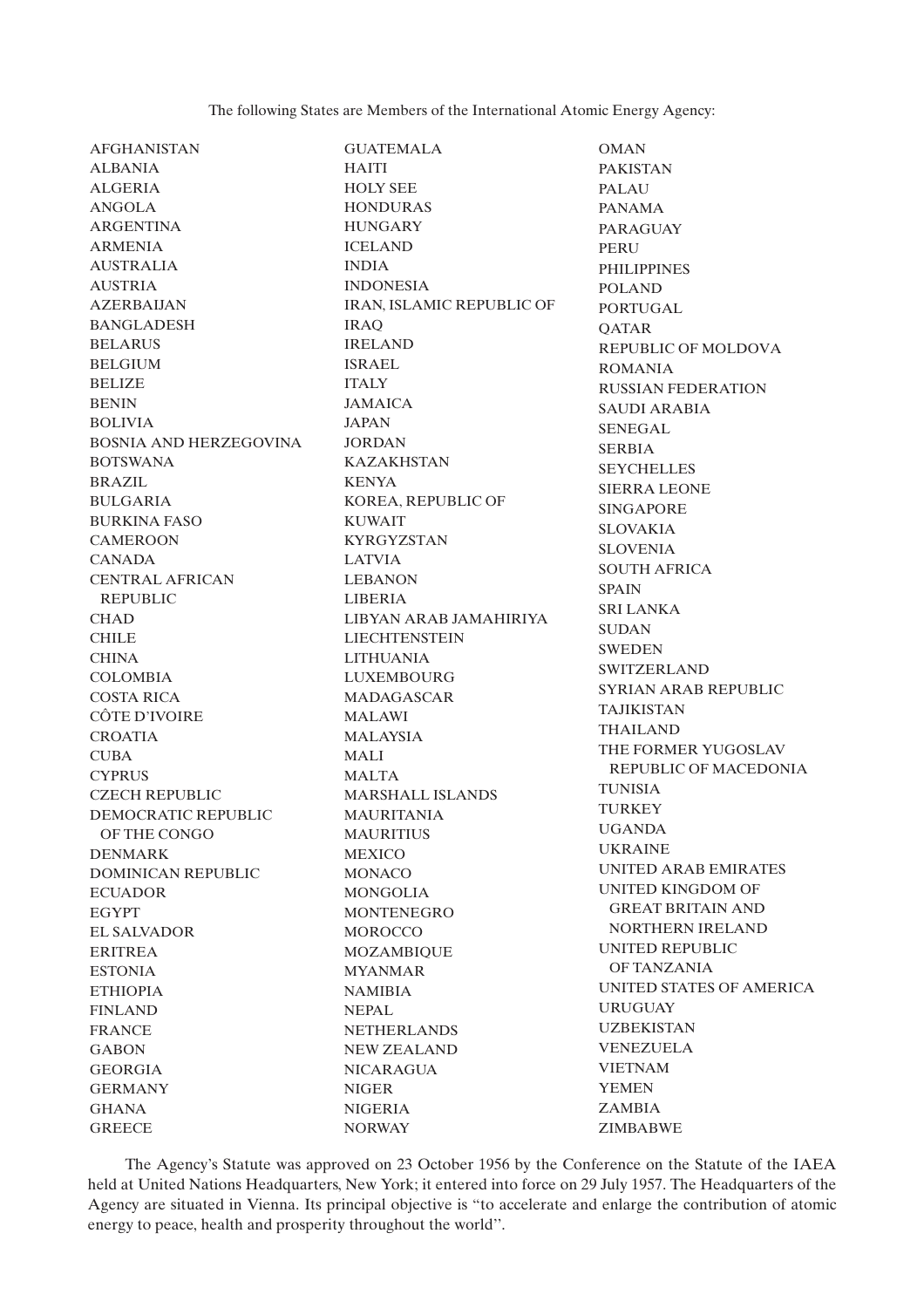The following States are Members of the International Atomic Energy Agency:

AFGHANISTAN
ALBANIA
ALGERIA
ANGOLA
ARGENTINA
ARMENIA
AUSTRALIA
AUSTRIA
AZERBAIJAN
BANGLADESH
BELARUS
BELGIUM
BELIZE
BENIN
BOLIVIA
BOSNIA AND HERZEGOVINA
BOTSWANA
BRAZIL
BULGARIA
BURKINA FASO
CAMEROON
CANADA
CENTRAL AFRICAN REPUBLIC
CHAD
CHILE
CHINA
COLOMBIA
COSTA RICA
CÔTE D'IVOIRE
CROATIA
CUBA
CYPRUS
CZECH REPUBLIC
DEMOCRATIC REPUBLIC OF THE CONGO
DENMARK
DOMINICAN REPUBLIC
ECUADOR
EGYPT
EL SALVADOR
ERITREA
ESTONIA
ETHIOPIA
FINLAND
FRANCE
GABON
GEORGIA
GERMANY
GHANA
GREECE
GUATEMALA
HAITI
HOLY SEE
HONDURAS
HUNGARY
ICELAND
INDIA
INDONESIA
IRAN, ISLAMIC REPUBLIC OF
IRAQ
IRELAND
ISRAEL
ITALY
JAMAICA
JAPAN
JORDAN
KAZAKHSTAN
KENYA
KOREA, REPUBLIC OF
KUWAIT
KYRGYZSTAN
LATVIA
LEBANON
LIBERIA
LIBYAN ARAB JAMAHIRIYA
LIECHTENSTEIN
LITHUANIA
LUXEMBOURG
MADAGASCAR
MALAWI
MALAYSIA
MALI
MALTA
MARSHALL ISLANDS
MAURITANIA
MAURITIUS
MEXICO
MONACO
MONGOLIA
MONTENEGRO
MOROCCO
MOZAMBIQUE
MYANMAR
NAMIBIA
NEPAL
NETHERLANDS
NEW ZEALAND
NICARAGUA
NIGER
NIGERIA
NORWAY
OMAN
PAKISTAN
PALAU
PANAMA
PARAGUAY
PERU
PHILIPPINES
POLAND
PORTUGAL
QATAR
REPUBLIC OF MOLDOVA
ROMANIA
RUSSIAN FEDERATION
SAUDI ARABIA
SENEGAL
SERBIA
SEYCHELLES
SIERRA LEONE
SINGAPORE
SLOVAKIA
SLOVENIA
SOUTH AFRICA
SPAIN
SRI LANKA
SUDAN
SWEDEN
SWITZERLAND
SYRIAN ARAB REPUBLIC
TAJIKISTAN
THAILAND
THE FORMER YUGOSLAV REPUBLIC OF MACEDONIA
TUNISIA
TURKEY
UGANDA
UKRAINE
UNITED ARAB EMIRATES
UNITED KINGDOM OF GREAT BRITAIN AND NORTHERN IRELAND
UNITED REPUBLIC OF TANZANIA
UNITED STATES OF AMERICA
URUGUAY
UZBEKISTAN
VENEZUELA
VIETNAM
YEMEN
ZAMBIA
ZIMBABWE

The Agency's Statute was approved on 23 October 1956 by the Conference on the Statute of the IAEA held at United Nations Headquarters, New York; it entered into force on 29 July 1957. The Headquarters of the Agency are situated in Vienna. Its principal objective is "to accelerate and enlarge the contribution of atomic energy to peace, health and prosperity throughout the world".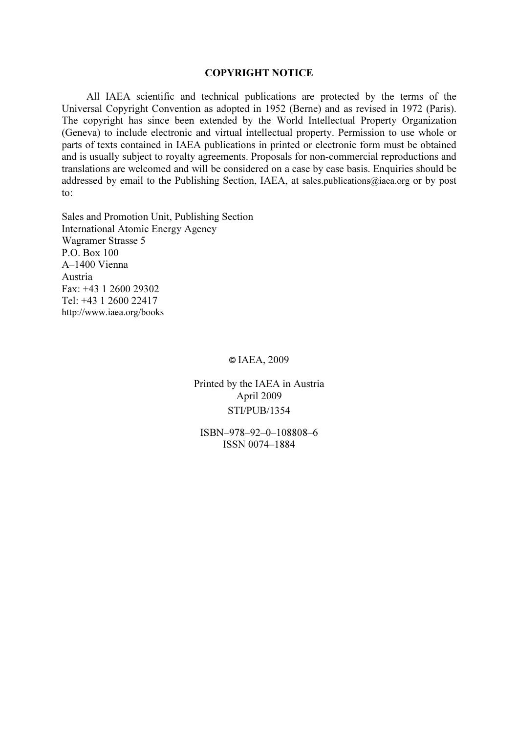## COPYRIGHT NOTICE

All IAEA scientific and technical publications are protected by the terms of the Universal Copyright Convention as adopted in 1952 (Berne) and as revised in 1972 (Paris). The copyright has since been extended by the World Intellectual Property Organization (Geneva) to include electronic and virtual intellectual property. Permission to use whole or parts of texts contained in IAEA publications in printed or electronic form must be obtained and is usually subject to royalty agreements. Proposals for non-commercial reproductions and translations are welcomed and will be considered on a case by case basis. Enquiries should be addressed by email to the Publishing Section, IAEA, at sales.publications@iaea.org or by post to:

Sales and Promotion Unit, Publishing Section
International Atomic Energy Agency
Wagramer Strasse 5
P.O. Box 100
A–1400 Vienna
Austria
Fax: +43 1 2600 29302
Tel: +43 1 2600 22417
http://www.iaea.org/books

© IAEA, 2009

Printed by the IAEA in Austria
April 2009
STI/PUB/1354

ISBN–978–92–0–108808–6
ISSN 0074–1884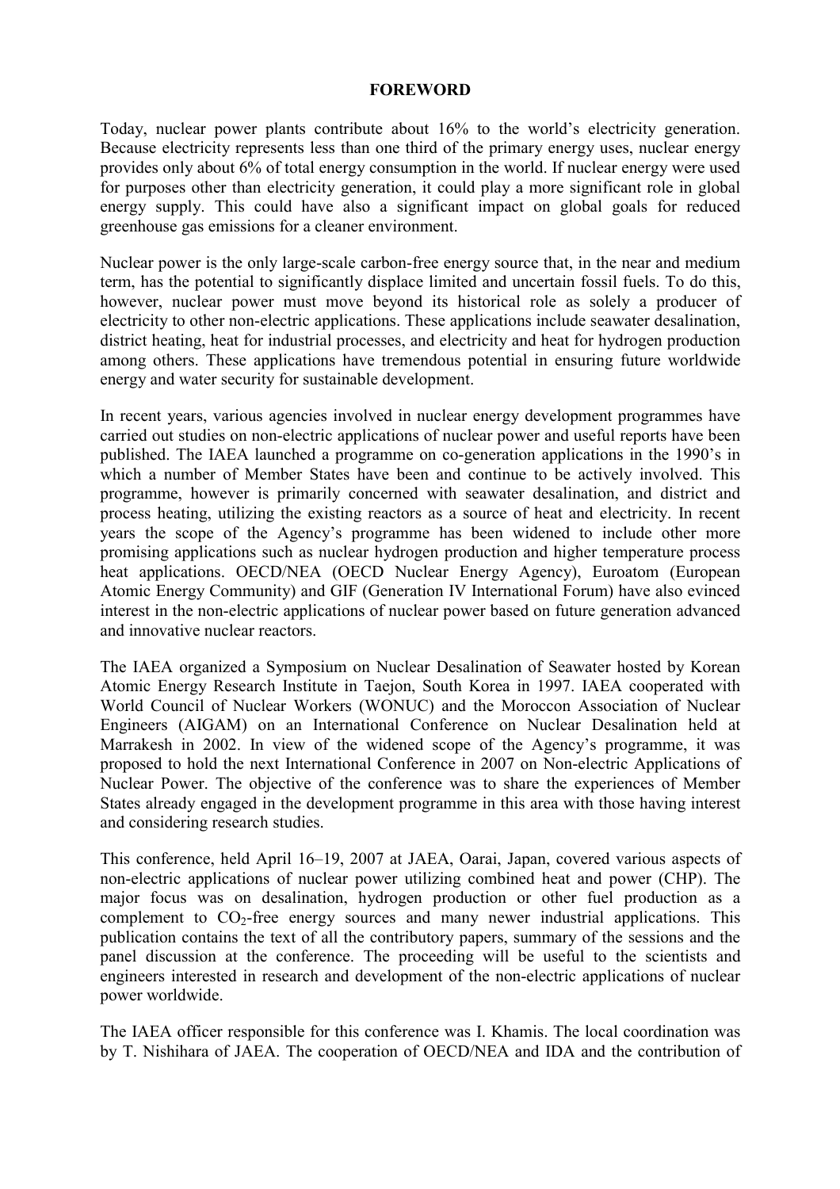# FOREWORD

Today, nuclear power plants contribute about 16% to the world's electricity generation. Because electricity represents less than one third of the primary energy uses, nuclear energy provides only about 6% of total energy consumption in the world. If nuclear energy were used for purposes other than electricity generation, it could play a more significant role in global energy supply. This could have also a significant impact on global goals for reduced greenhouse gas emissions for a cleaner environment.

Nuclear power is the only large-scale carbon-free energy source that, in the near and medium term, has the potential to significantly displace limited and uncertain fossil fuels. To do this, however, nuclear power must move beyond its historical role as solely a producer of electricity to other non-electric applications. These applications include seawater desalination, district heating, heat for industrial processes, and electricity and heat for hydrogen production among others. These applications have tremendous potential in ensuring future worldwide energy and water security for sustainable development.

In recent years, various agencies involved in nuclear energy development programmes have carried out studies on non-electric applications of nuclear power and useful reports have been published. The IAEA launched a programme on co-generation applications in the 1990's in which a number of Member States have been and continue to be actively involved. This programme, however is primarily concerned with seawater desalination, and district and process heating, utilizing the existing reactors as a source of heat and electricity. In recent years the scope of the Agency's programme has been widened to include other more promising applications such as nuclear hydrogen production and higher temperature process heat applications. OECD/NEA (OECD Nuclear Energy Agency), Euroatom (European Atomic Energy Community) and GIF (Generation IV International Forum) have also evinced interest in the non-electric applications of nuclear power based on future generation advanced and innovative nuclear reactors.

The IAEA organized a Symposium on Nuclear Desalination of Seawater hosted by Korean Atomic Energy Research Institute in Taejon, South Korea in 1997. IAEA cooperated with World Council of Nuclear Workers (WONUC) and the Moroccon Association of Nuclear Engineers (AIGAM) on an International Conference on Nuclear Desalination held at Marrakesh in 2002. In view of the widened scope of the Agency's programme, it was proposed to hold the next International Conference in 2007 on Non-electric Applications of Nuclear Power. The objective of the conference was to share the experiences of Member States already engaged in the development programme in this area with those having interest and considering research studies.

This conference, held April 16–19, 2007 at JAEA, Oarai, Japan, covered various aspects of non-electric applications of nuclear power utilizing combined heat and power (CHP). The major focus was on desalination, hydrogen production or other fuel production as a complement to $CO_2$-free energy sources and many newer industrial applications. This publication contains the text of all the contributory papers, summary of the sessions and the panel discussion at the conference. The proceeding will be useful to the scientists and engineers interested in research and development of the non-electric applications of nuclear power worldwide.

The IAEA officer responsible for this conference was I. Khamis. The local coordination was by T. Nishihara of JAEA. The cooperation of OECD/NEA and IDA and the contribution of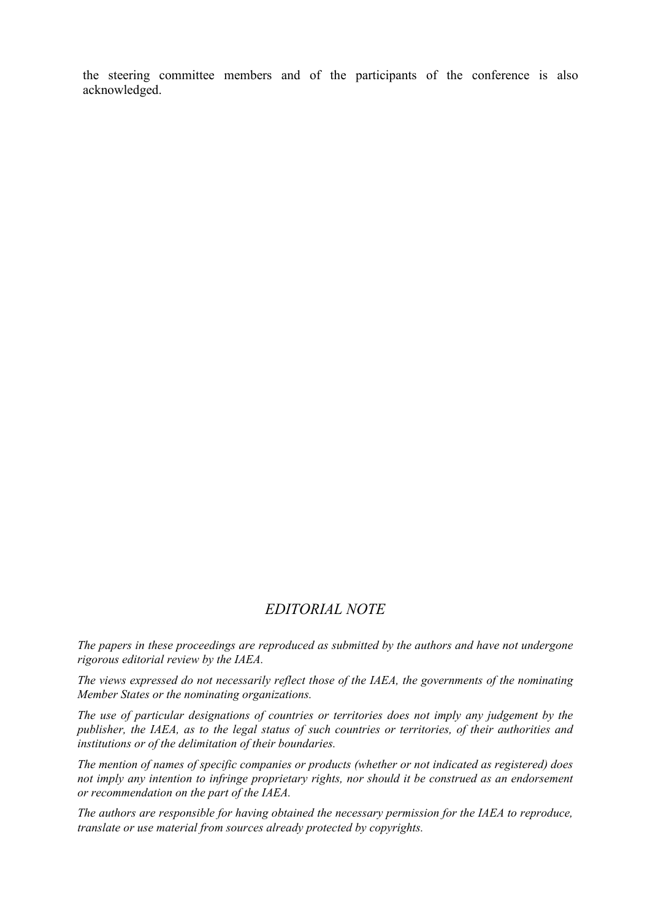the steering committee members and of the participants of the conference is also acknowledged.

## *EDITORIAL NOTE*

*The papers in these proceedings are reproduced as submitted by the authors and have not undergone rigorous editorial review by the IAEA.*

*The views expressed do not necessarily reflect those of the IAEA, the governments of the nominating Member States or the nominating organizations.*

*The use of particular designations of countries or territories does not imply any judgement by the publisher, the IAEA, as to the legal status of such countries or territories, of their authorities and institutions or of the delimitation of their boundaries.*

*The mention of names of specific companies or products (whether or not indicated as registered) does not imply any intention to infringe proprietary rights, nor should it be construed as an endorsement or recommendation on the part of the IAEA.*

*The authors are responsible for having obtained the necessary permission for the IAEA to reproduce, translate or use material from sources already protected by copyrights.*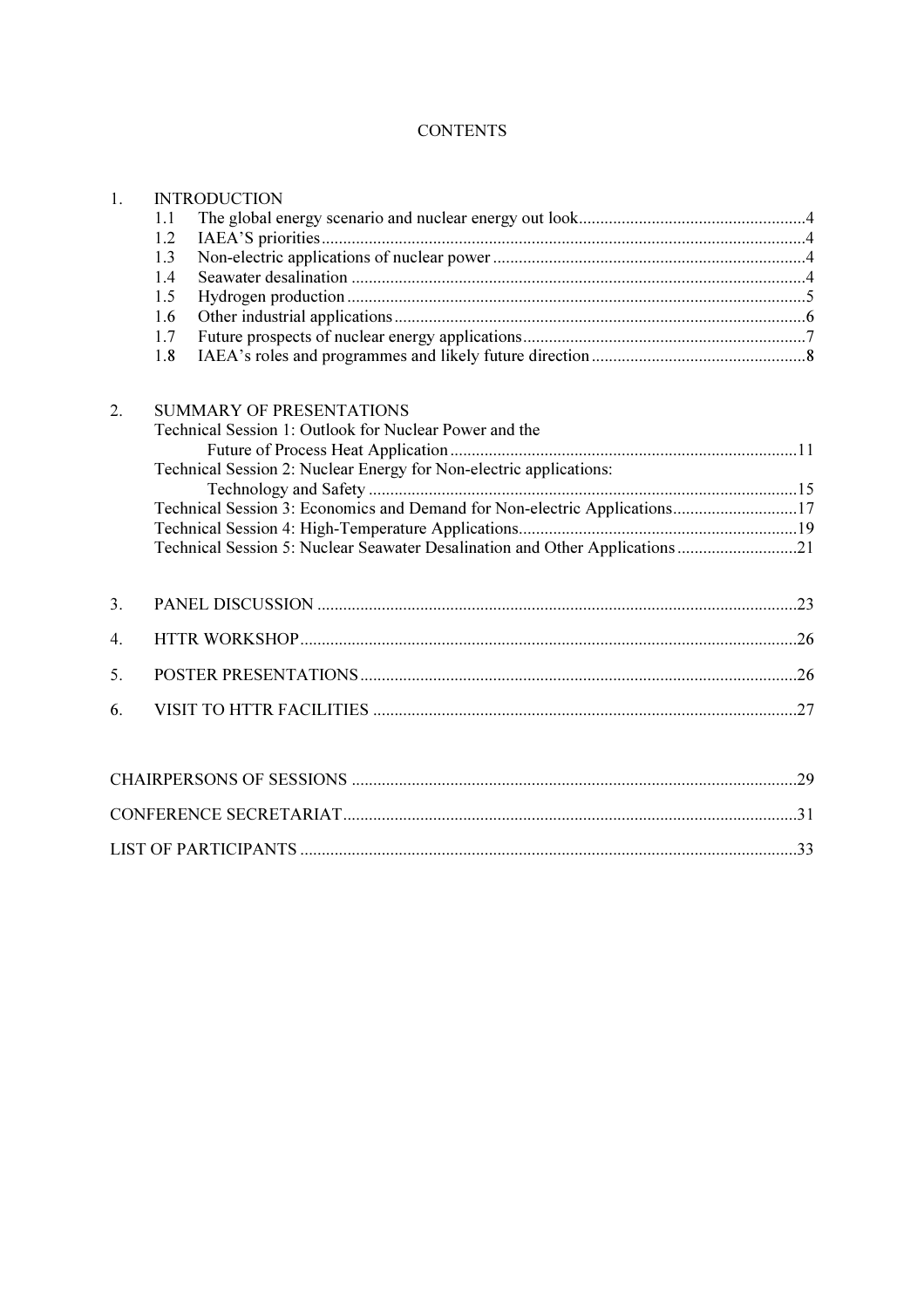# CONTENTS

1. INTRODUCTION
   - 1.1 The global energy scenario and nuclear energy out look .......................................................4
   - 1.2 IAEA'S priorities .......................................................................................................4
   - 1.3 Non-electric applications of nuclear power .............................................................4
   - 1.4 Seawater desalination ..............................................................................................4
   - 1.5 Hydrogen production ...............................................................................................5
   - 1.6 Other industrial applications ....................................................................................6
   - 1.7 Future prospects of nuclear energy applications .......................................................7
   - 1.8 IAEA's roles and programmes and likely future direction ..........................................8

2. SUMMARY OF PRESENTATIONS
   - Technical Session 1: Outlook for Nuclear Power and the Future of Process Heat Application .......................................................11
   - Technical Session 2: Nuclear Energy for Non-electric applications: Technology and Safety .......................................................15
   - Technical Session 3: Economics and Demand for Non-electric Applications .....................17
   - Technical Session 4: High-Temperature Applications .....................................................19
   - Technical Session 5: Nuclear Seawater Desalination and Other Applications ..................21

3. PANEL DISCUSSION .......................................................................................................23

4. HTTR WORKSHOP ..........................................................................................................26

5. POSTER PRESENTATIONS .............................................................................................26

6. VISIT TO HTTR FACILITIES ..........................................................................................27

CHAIRPERSONS OF SESSIONS .........................................................................................29

CONFERENCE SECRETARIAT ...........................................................................................31

LIST OF PARTICIPANTS ......................................................................................................33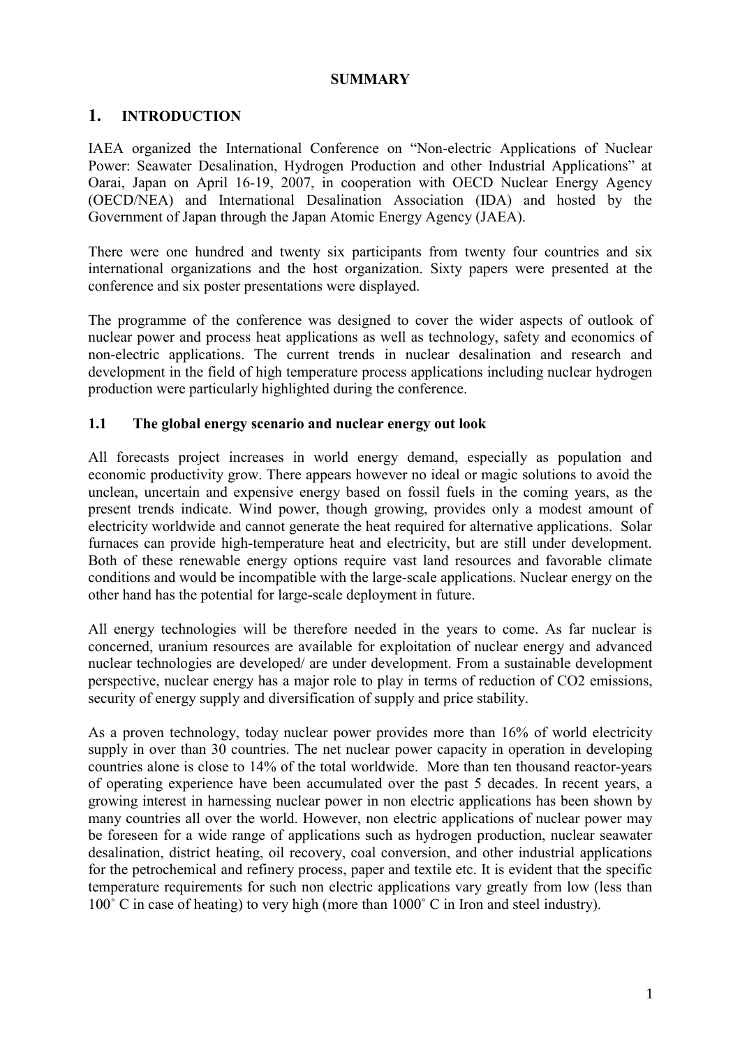**SUMMARY**

# 1. INTRODUCTION

IAEA organized the International Conference on "Non-electric Applications of Nuclear Power: Seawater Desalination, Hydrogen Production and other Industrial Applications" at Oarai, Japan on April 16-19, 2007, in cooperation with OECD Nuclear Energy Agency (OECD/NEA) and International Desalination Association (IDA) and hosted by the Government of Japan through the Japan Atomic Energy Agency (JAEA).

There were one hundred and twenty six participants from twenty four countries and six international organizations and the host organization. Sixty papers were presented at the conference and six poster presentations were displayed.

The programme of the conference was designed to cover the wider aspects of outlook of nuclear power and process heat applications as well as technology, safety and economics of non-electric applications. The current trends in nuclear desalination and research and development in the field of high temperature process applications including nuclear hydrogen production were particularly highlighted during the conference.

## 1.1 The global energy scenario and nuclear energy out look

All forecasts project increases in world energy demand, especially as population and economic productivity grow. There appears however no ideal or magic solutions to avoid the unclean, uncertain and expensive energy based on fossil fuels in the coming years, as the present trends indicate. Wind power, though growing, provides only a modest amount of electricity worldwide and cannot generate the heat required for alternative applications. Solar furnaces can provide high-temperature heat and electricity, but are still under development. Both of these renewable energy options require vast land resources and favorable climate conditions and would be incompatible with the large-scale applications. Nuclear energy on the other hand has the potential for large-scale deployment in future.

All energy technologies will be therefore needed in the years to come. As far nuclear is concerned, uranium resources are available for exploitation of nuclear energy and advanced nuclear technologies are developed/ are under development. From a sustainable development perspective, nuclear energy has a major role to play in terms of reduction of CO2 emissions, security of energy supply and diversification of supply and price stability.

As a proven technology, today nuclear power provides more than 16% of world electricity supply in over than 30 countries. The net nuclear power capacity in operation in developing countries alone is close to 14% of the total worldwide. More than ten thousand reactor-years of operating experience have been accumulated over the past 5 decades. In recent years, a growing interest in harnessing nuclear power in non electric applications has been shown by many countries all over the world. However, non electric applications of nuclear power may be foreseen for a wide range of applications such as hydrogen production, nuclear seawater desalination, district heating, oil recovery, coal conversion, and other industrial applications for the petrochemical and refinery process, paper and textile etc. It is evident that the specific temperature requirements for such non electric applications vary greatly from low (less than 100˚ C in case of heating) to very high (more than 1000˚ C in Iron and steel industry).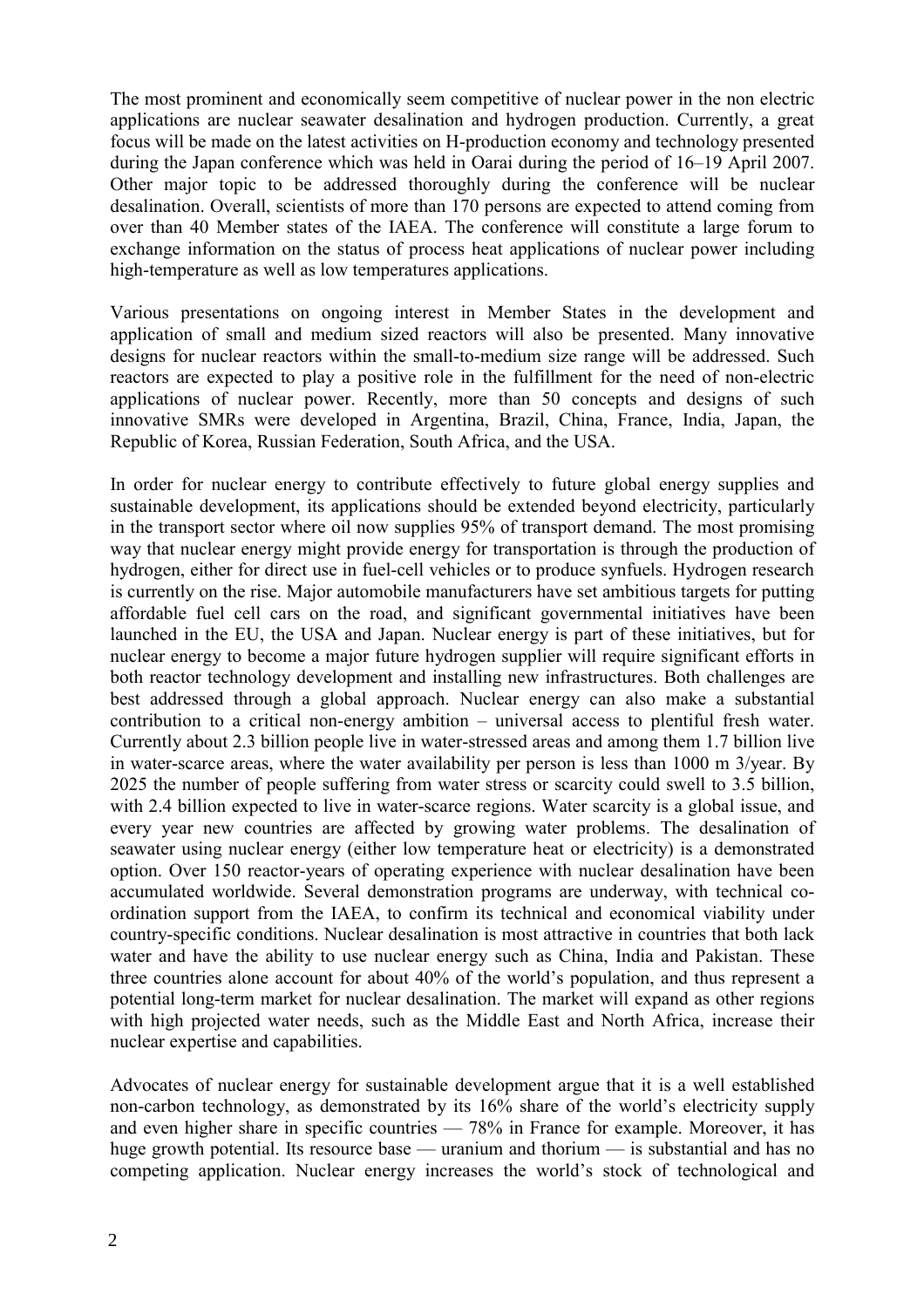The most prominent and economically seem competitive of nuclear power in the non electric applications are nuclear seawater desalination and hydrogen production. Currently, a great focus will be made on the latest activities on H-production economy and technology presented during the Japan conference which was held in Oarai during the period of 16–19 April 2007. Other major topic to be addressed thoroughly during the conference will be nuclear desalination. Overall, scientists of more than 170 persons are expected to attend coming from over than 40 Member states of the IAEA. The conference will constitute a large forum to exchange information on the status of process heat applications of nuclear power including high-temperature as well as low temperatures applications.

Various presentations on ongoing interest in Member States in the development and application of small and medium sized reactors will also be presented. Many innovative designs for nuclear reactors within the small-to-medium size range will be addressed. Such reactors are expected to play a positive role in the fulfillment for the need of non-electric applications of nuclear power. Recently, more than 50 concepts and designs of such innovative SMRs were developed in Argentina, Brazil, China, France, India, Japan, the Republic of Korea, Russian Federation, South Africa, and the USA.

In order for nuclear energy to contribute effectively to future global energy supplies and sustainable development, its applications should be extended beyond electricity, particularly in the transport sector where oil now supplies 95% of transport demand. The most promising way that nuclear energy might provide energy for transportation is through the production of hydrogen, either for direct use in fuel-cell vehicles or to produce synfuels. Hydrogen research is currently on the rise. Major automobile manufacturers have set ambitious targets for putting affordable fuel cell cars on the road, and significant governmental initiatives have been launched in the EU, the USA and Japan. Nuclear energy is part of these initiatives, but for nuclear energy to become a major future hydrogen supplier will require significant efforts in both reactor technology development and installing new infrastructures. Both challenges are best addressed through a global approach. Nuclear energy can also make a substantial contribution to a critical non-energy ambition – universal access to plentiful fresh water. Currently about 2.3 billion people live in water-stressed areas and among them 1.7 billion live in water-scarce areas, where the water availability per person is less than 1000 m 3/year. By 2025 the number of people suffering from water stress or scarcity could swell to 3.5 billion, with 2.4 billion expected to live in water-scarce regions. Water scarcity is a global issue, and every year new countries are affected by growing water problems. The desalination of seawater using nuclear energy (either low temperature heat or electricity) is a demonstrated option. Over 150 reactor-years of operating experience with nuclear desalination have been accumulated worldwide. Several demonstration programs are underway, with technical co-ordination support from the IAEA, to confirm its technical and economical viability under country-specific conditions. Nuclear desalination is most attractive in countries that both lack water and have the ability to use nuclear energy such as China, India and Pakistan. These three countries alone account for about 40% of the world's population, and thus represent a potential long-term market for nuclear desalination. The market will expand as other regions with high projected water needs, such as the Middle East and North Africa, increase their nuclear expertise and capabilities.

Advocates of nuclear energy for sustainable development argue that it is a well established non-carbon technology, as demonstrated by its 16% share of the world's electricity supply and even higher share in specific countries — 78% in France for example. Moreover, it has huge growth potential. Its resource base — uranium and thorium — is substantial and has no competing application. Nuclear energy increases the world's stock of technological and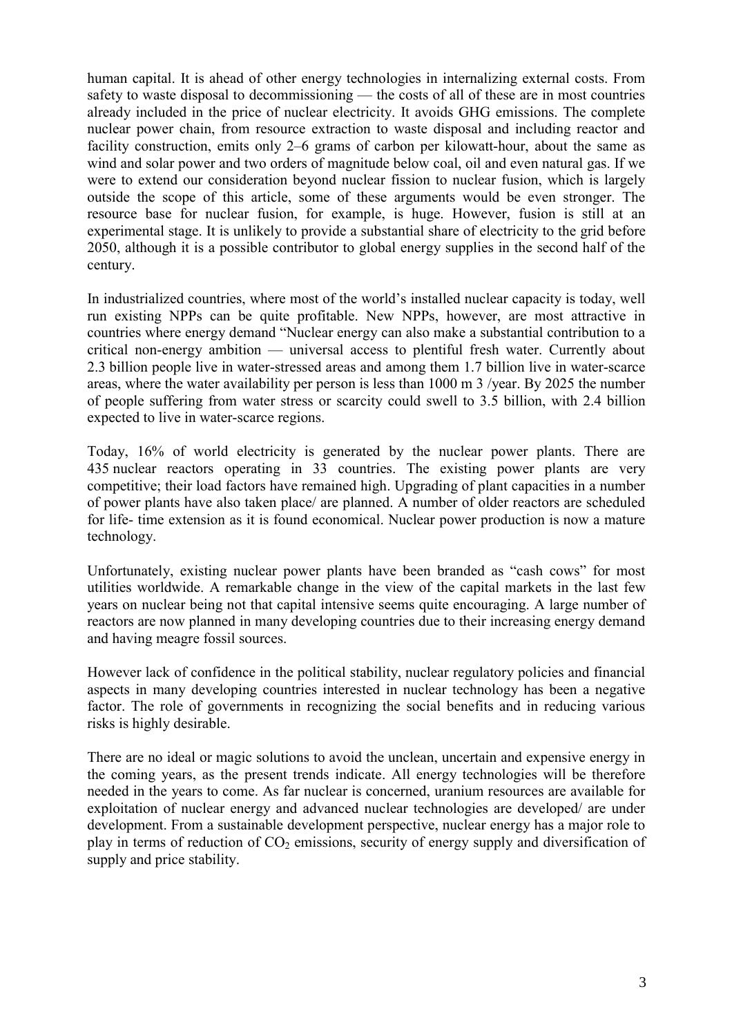human capital. It is ahead of other energy technologies in internalizing external costs. From safety to waste disposal to decommissioning — the costs of all of these are in most countries already included in the price of nuclear electricity. It avoids GHG emissions. The complete nuclear power chain, from resource extraction to waste disposal and including reactor and facility construction, emits only 2–6 grams of carbon per kilowatt-hour, about the same as wind and solar power and two orders of magnitude below coal, oil and even natural gas. If we were to extend our consideration beyond nuclear fission to nuclear fusion, which is largely outside the scope of this article, some of these arguments would be even stronger. The resource base for nuclear fusion, for example, is huge. However, fusion is still at an experimental stage. It is unlikely to provide a substantial share of electricity to the grid before 2050, although it is a possible contributor to global energy supplies in the second half of the century.

In industrialized countries, where most of the world's installed nuclear capacity is today, well run existing NPPs can be quite profitable. New NPPs, however, are most attractive in countries where energy demand "Nuclear energy can also make a substantial contribution to a critical non-energy ambition — universal access to plentiful fresh water. Currently about 2.3 billion people live in water-stressed areas and among them 1.7 billion live in water-scarce areas, where the water availability per person is less than 1000 m 3 /year. By 2025 the number of people suffering from water stress or scarcity could swell to 3.5 billion, with 2.4 billion expected to live in water-scarce regions.

Today, 16% of world electricity is generated by the nuclear power plants. There are 435 nuclear reactors operating in 33 countries. The existing power plants are very competitive; their load factors have remained high. Upgrading of plant capacities in a number of power plants have also taken place/ are planned. A number of older reactors are scheduled for life- time extension as it is found economical. Nuclear power production is now a mature technology.

Unfortunately, existing nuclear power plants have been branded as "cash cows" for most utilities worldwide. A remarkable change in the view of the capital markets in the last few years on nuclear being not that capital intensive seems quite encouraging. A large number of reactors are now planned in many developing countries due to their increasing energy demand and having meagre fossil sources.

However lack of confidence in the political stability, nuclear regulatory policies and financial aspects in many developing countries interested in nuclear technology has been a negative factor. The role of governments in recognizing the social benefits and in reducing various risks is highly desirable.

There are no ideal or magic solutions to avoid the unclean, uncertain and expensive energy in the coming years, as the present trends indicate. All energy technologies will be therefore needed in the years to come. As far nuclear is concerned, uranium resources are available for exploitation of nuclear energy and advanced nuclear technologies are developed/ are under development. From a sustainable development perspective, nuclear energy has a major role to play in terms of reduction of $CO_2$ emissions, security of energy supply and diversification of supply and price stability.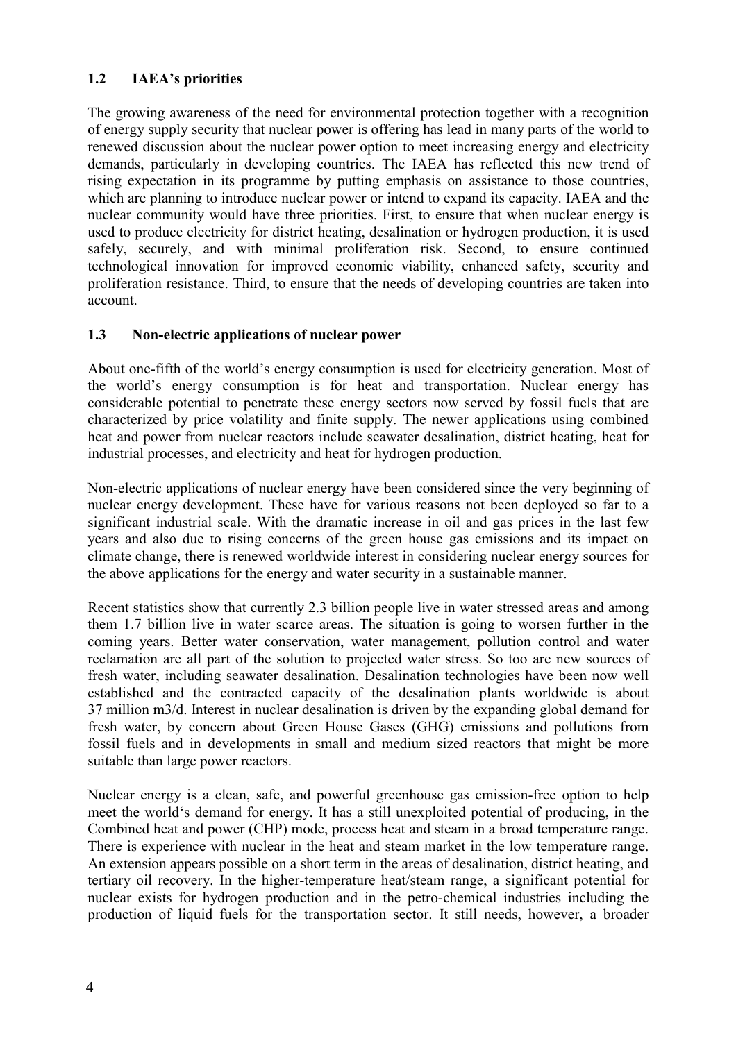### 1.2 IAEA's priorities

The growing awareness of the need for environmental protection together with a recognition of energy supply security that nuclear power is offering has lead in many parts of the world to renewed discussion about the nuclear power option to meet increasing energy and electricity demands, particularly in developing countries. The IAEA has reflected this new trend of rising expectation in its programme by putting emphasis on assistance to those countries, which are planning to introduce nuclear power or intend to expand its capacity. IAEA and the nuclear community would have three priorities. First, to ensure that when nuclear energy is used to produce electricity for district heating, desalination or hydrogen production, it is used safely, securely, and with minimal proliferation risk. Second, to ensure continued technological innovation for improved economic viability, enhanced safety, security and proliferation resistance. Third, to ensure that the needs of developing countries are taken into account.

### 1.3 Non-electric applications of nuclear power

About one-fifth of the world's energy consumption is used for electricity generation. Most of the world's energy consumption is for heat and transportation. Nuclear energy has considerable potential to penetrate these energy sectors now served by fossil fuels that are characterized by price volatility and finite supply. The newer applications using combined heat and power from nuclear reactors include seawater desalination, district heating, heat for industrial processes, and electricity and heat for hydrogen production.

Non-electric applications of nuclear energy have been considered since the very beginning of nuclear energy development. These have for various reasons not been deployed so far to a significant industrial scale. With the dramatic increase in oil and gas prices in the last few years and also due to rising concerns of the green house gas emissions and its impact on climate change, there is renewed worldwide interest in considering nuclear energy sources for the above applications for the energy and water security in a sustainable manner.

Recent statistics show that currently 2.3 billion people live in water stressed areas and among them 1.7 billion live in water scarce areas. The situation is going to worsen further in the coming years. Better water conservation, water management, pollution control and water reclamation are all part of the solution to projected water stress. So too are new sources of fresh water, including seawater desalination. Desalination technologies have been now well established and the contracted capacity of the desalination plants worldwide is about 37 million m3/d. Interest in nuclear desalination is driven by the expanding global demand for fresh water, by concern about Green House Gases (GHG) emissions and pollutions from fossil fuels and in developments in small and medium sized reactors that might be more suitable than large power reactors.

Nuclear energy is a clean, safe, and powerful greenhouse gas emission-free option to help meet the world's demand for energy. It has a still unexploited potential of producing, in the Combined heat and power (CHP) mode, process heat and steam in a broad temperature range. There is experience with nuclear in the heat and steam market in the low temperature range. An extension appears possible on a short term in the areas of desalination, district heating, and tertiary oil recovery. In the higher-temperature heat/steam range, a significant potential for nuclear exists for hydrogen production and in the petro-chemical industries including the production of liquid fuels for the transportation sector. It still needs, however, a broader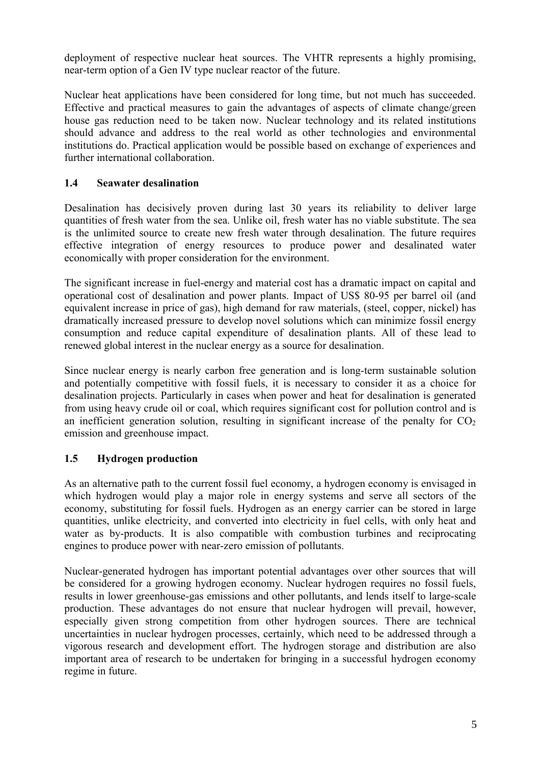deployment of respective nuclear heat sources. The VHTR represents a highly promising, near-term option of a Gen IV type nuclear reactor of the future.

Nuclear heat applications have been considered for long time, but not much has succeeded. Effective and practical measures to gain the advantages of aspects of climate change/green house gas reduction need to be taken now. Nuclear technology and its related institutions should advance and address to the real world as other technologies and environmental institutions do. Practical application would be possible based on exchange of experiences and further international collaboration.

### 1.4 Seawater desalination

Desalination has decisively proven during last 30 years its reliability to deliver large quantities of fresh water from the sea. Unlike oil, fresh water has no viable substitute. The sea is the unlimited source to create new fresh water through desalination. The future requires effective integration of energy resources to produce power and desalinated water economically with proper consideration for the environment.

The significant increase in fuel-energy and material cost has a dramatic impact on capital and operational cost of desalination and power plants. Impact of US$ 80-95 per barrel oil (and equivalent increase in price of gas), high demand for raw materials, (steel, copper, nickel) has dramatically increased pressure to develop novel solutions which can minimize fossil energy consumption and reduce capital expenditure of desalination plants. All of these lead to renewed global interest in the nuclear energy as a source for desalination.

Since nuclear energy is nearly carbon free generation and is long-term sustainable solution and potentially competitive with fossil fuels, it is necessary to consider it as a choice for desalination projects. Particularly in cases when power and heat for desalination is generated from using heavy crude oil or coal, which requires significant cost for pollution control and is an inefficient generation solution, resulting in significant increase of the penalty for $CO_2$ emission and greenhouse impact.

### 1.5 Hydrogen production

As an alternative path to the current fossil fuel economy, a hydrogen economy is envisaged in which hydrogen would play a major role in energy systems and serve all sectors of the economy, substituting for fossil fuels. Hydrogen as an energy carrier can be stored in large quantities, unlike electricity, and converted into electricity in fuel cells, with only heat and water as by-products. It is also compatible with combustion turbines and reciprocating engines to produce power with near-zero emission of pollutants.

Nuclear-generated hydrogen has important potential advantages over other sources that will be considered for a growing hydrogen economy. Nuclear hydrogen requires no fossil fuels, results in lower greenhouse-gas emissions and other pollutants, and lends itself to large-scale production. These advantages do not ensure that nuclear hydrogen will prevail, however, especially given strong competition from other hydrogen sources. There are technical uncertainties in nuclear hydrogen processes, certainly, which need to be addressed through a vigorous research and development effort. The hydrogen storage and distribution are also important area of research to be undertaken for bringing in a successful hydrogen economy regime in future.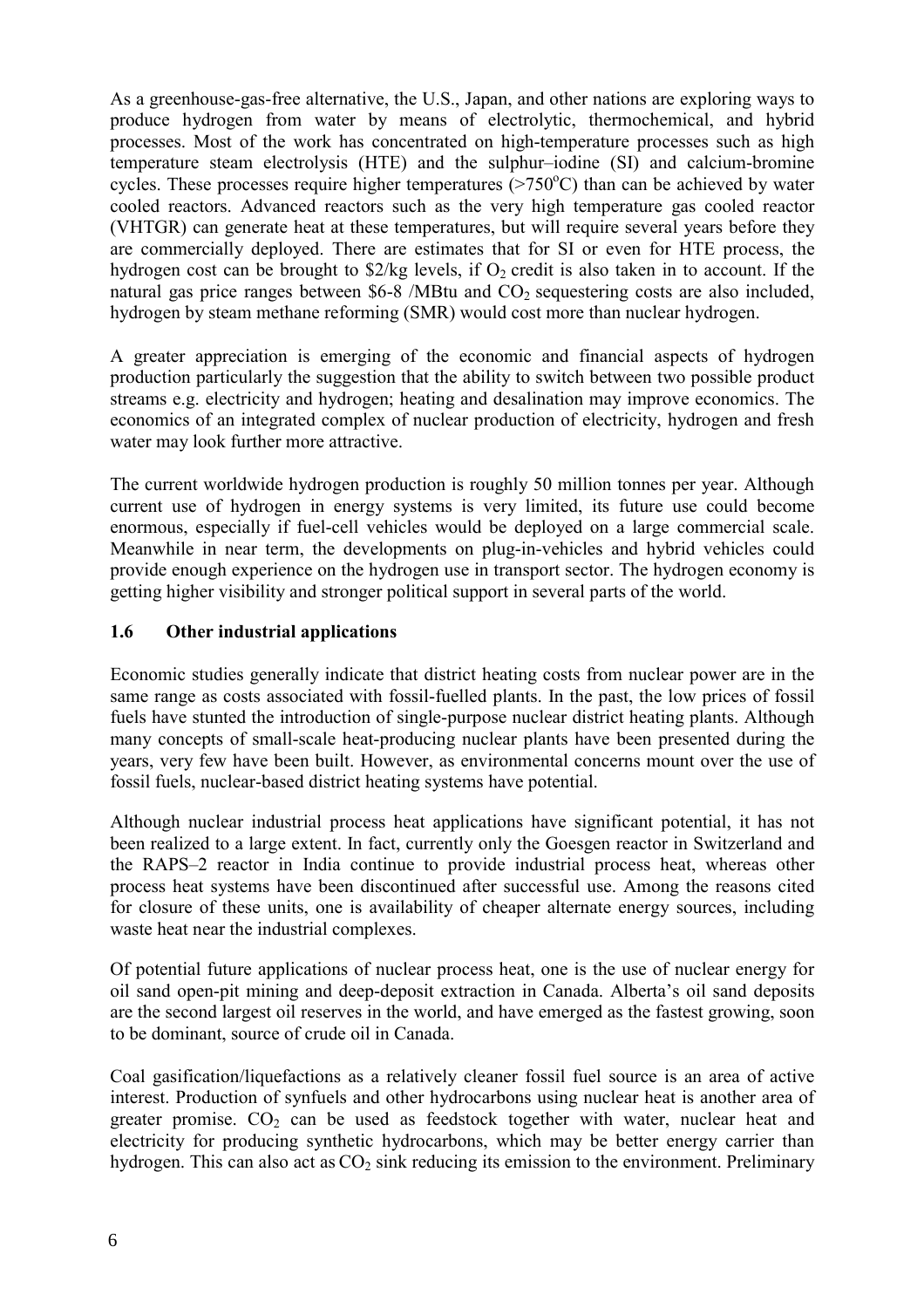As a greenhouse-gas-free alternative, the U.S., Japan, and other nations are exploring ways to produce hydrogen from water by means of electrolytic, thermochemical, and hybrid processes. Most of the work has concentrated on high-temperature processes such as high temperature steam electrolysis (HTE) and the sulphur–iodine (SI) and calcium-bromine cycles. These processes require higher temperatures (>750$^{o}$C) than can be achieved by water cooled reactors. Advanced reactors such as the very high temperature gas cooled reactor (VHTGR) can generate heat at these temperatures, but will require several years before they are commercially deployed. There are estimates that for SI or even for HTE process, the hydrogen cost can be brought to $2/kg levels, if $O_2$ credit is also taken in to account. If the natural gas price ranges between $6-8 /MBtu and $CO_2$ sequestering costs are also included, hydrogen by steam methane reforming (SMR) would cost more than nuclear hydrogen.

A greater appreciation is emerging of the economic and financial aspects of hydrogen production particularly the suggestion that the ability to switch between two possible product streams e.g. electricity and hydrogen; heating and desalination may improve economics. The economics of an integrated complex of nuclear production of electricity, hydrogen and fresh water may look further more attractive.

The current worldwide hydrogen production is roughly 50 million tonnes per year. Although current use of hydrogen in energy systems is very limited, its future use could become enormous, especially if fuel-cell vehicles would be deployed on a large commercial scale. Meanwhile in near term, the developments on plug-in-vehicles and hybrid vehicles could provide enough experience on the hydrogen use in transport sector. The hydrogen economy is getting higher visibility and stronger political support in several parts of the world.

### 1.6 Other industrial applications

Economic studies generally indicate that district heating costs from nuclear power are in the same range as costs associated with fossil-fuelled plants. In the past, the low prices of fossil fuels have stunted the introduction of single-purpose nuclear district heating plants. Although many concepts of small-scale heat-producing nuclear plants have been presented during the years, very few have been built. However, as environmental concerns mount over the use of fossil fuels, nuclear-based district heating systems have potential.

Although nuclear industrial process heat applications have significant potential, it has not been realized to a large extent. In fact, currently only the Goesgen reactor in Switzerland and the RAPS–2 reactor in India continue to provide industrial process heat, whereas other process heat systems have been discontinued after successful use. Among the reasons cited for closure of these units, one is availability of cheaper alternate energy sources, including waste heat near the industrial complexes.

Of potential future applications of nuclear process heat, one is the use of nuclear energy for oil sand open-pit mining and deep-deposit extraction in Canada. Alberta's oil sand deposits are the second largest oil reserves in the world, and have emerged as the fastest growing, soon to be dominant, source of crude oil in Canada.

Coal gasification/liquefactions as a relatively cleaner fossil fuel source is an area of active interest. Production of synfuels and other hydrocarbons using nuclear heat is another area of greater promise. $CO_2$ can be used as feedstock together with water, nuclear heat and electricity for producing synthetic hydrocarbons, which may be better energy carrier than hydrogen. This can also act as $CO_2$ sink reducing its emission to the environment. Preliminary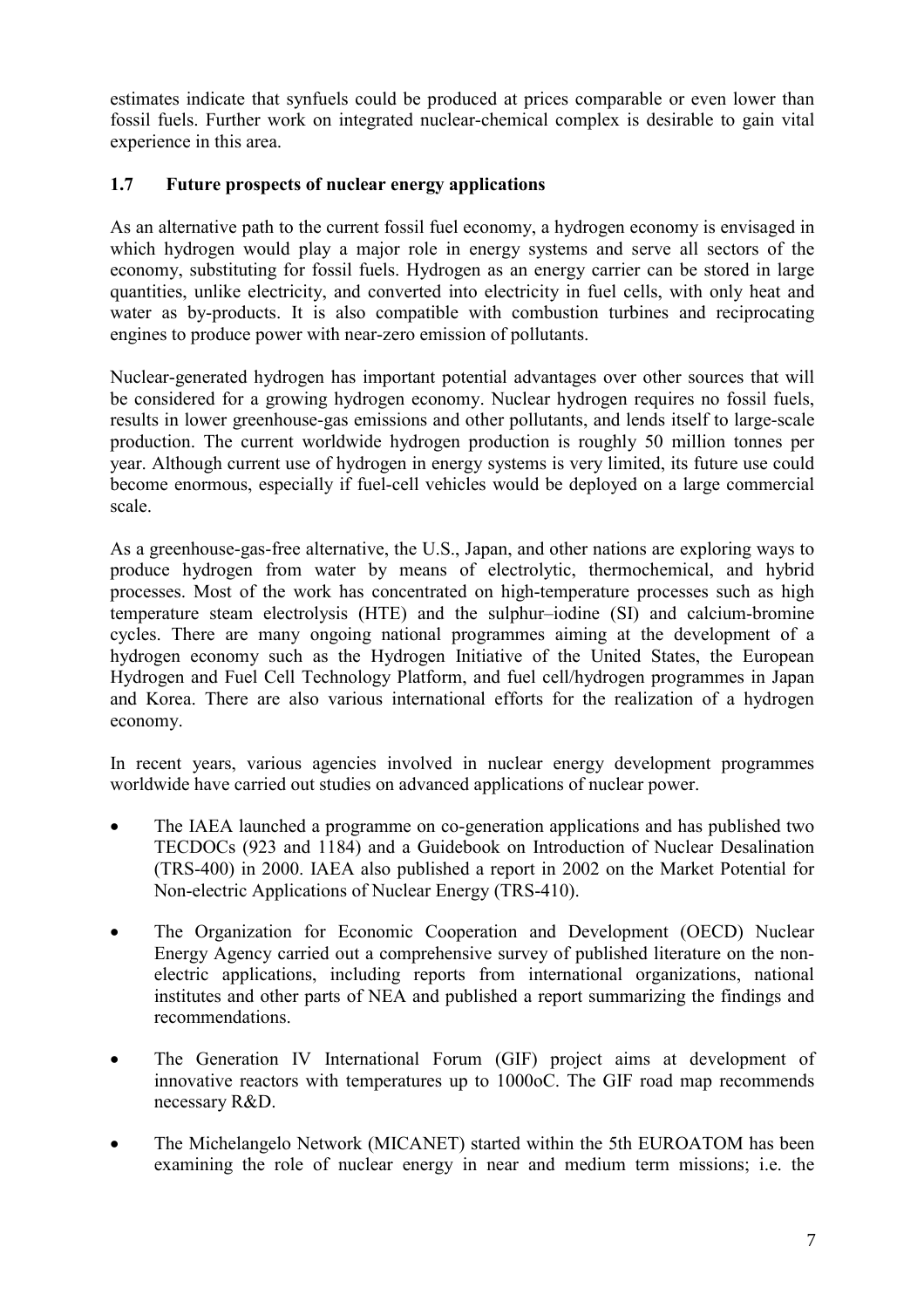estimates indicate that synfuels could be produced at prices comparable or even lower than fossil fuels. Further work on integrated nuclear-chemical complex is desirable to gain vital experience in this area.

### 1.7 Future prospects of nuclear energy applications

As an alternative path to the current fossil fuel economy, a hydrogen economy is envisaged in which hydrogen would play a major role in energy systems and serve all sectors of the economy, substituting for fossil fuels. Hydrogen as an energy carrier can be stored in large quantities, unlike electricity, and converted into electricity in fuel cells, with only heat and water as by-products. It is also compatible with combustion turbines and reciprocating engines to produce power with near-zero emission of pollutants.

Nuclear-generated hydrogen has important potential advantages over other sources that will be considered for a growing hydrogen economy. Nuclear hydrogen requires no fossil fuels, results in lower greenhouse-gas emissions and other pollutants, and lends itself to large-scale production. The current worldwide hydrogen production is roughly 50 million tonnes per year. Although current use of hydrogen in energy systems is very limited, its future use could become enormous, especially if fuel-cell vehicles would be deployed on a large commercial scale.

As a greenhouse-gas-free alternative, the U.S., Japan, and other nations are exploring ways to produce hydrogen from water by means of electrolytic, thermochemical, and hybrid processes. Most of the work has concentrated on high-temperature processes such as high temperature steam electrolysis (HTE) and the sulphur–iodine (SI) and calcium-bromine cycles. There are many ongoing national programmes aiming at the development of a hydrogen economy such as the Hydrogen Initiative of the United States, the European Hydrogen and Fuel Cell Technology Platform, and fuel cell/hydrogen programmes in Japan and Korea. There are also various international efforts for the realization of a hydrogen economy.

In recent years, various agencies involved in nuclear energy development programmes worldwide have carried out studies on advanced applications of nuclear power.

- The IAEA launched a programme on co-generation applications and has published two TECDOCs (923 and 1184) and a Guidebook on Introduction of Nuclear Desalination (TRS-400) in 2000. IAEA also published a report in 2002 on the Market Potential for Non-electric Applications of Nuclear Energy (TRS-410).
- The Organization for Economic Cooperation and Development (OECD) Nuclear Energy Agency carried out a comprehensive survey of published literature on the non-electric applications, including reports from international organizations, national institutes and other parts of NEA and published a report summarizing the findings and recommendations.
- The Generation IV International Forum (GIF) project aims at development of innovative reactors with temperatures up to 1000oC. The GIF road map recommends necessary R&D.
- The Michelangelo Network (MICANET) started within the 5th EUROATOM has been examining the role of nuclear energy in near and medium term missions; i.e. the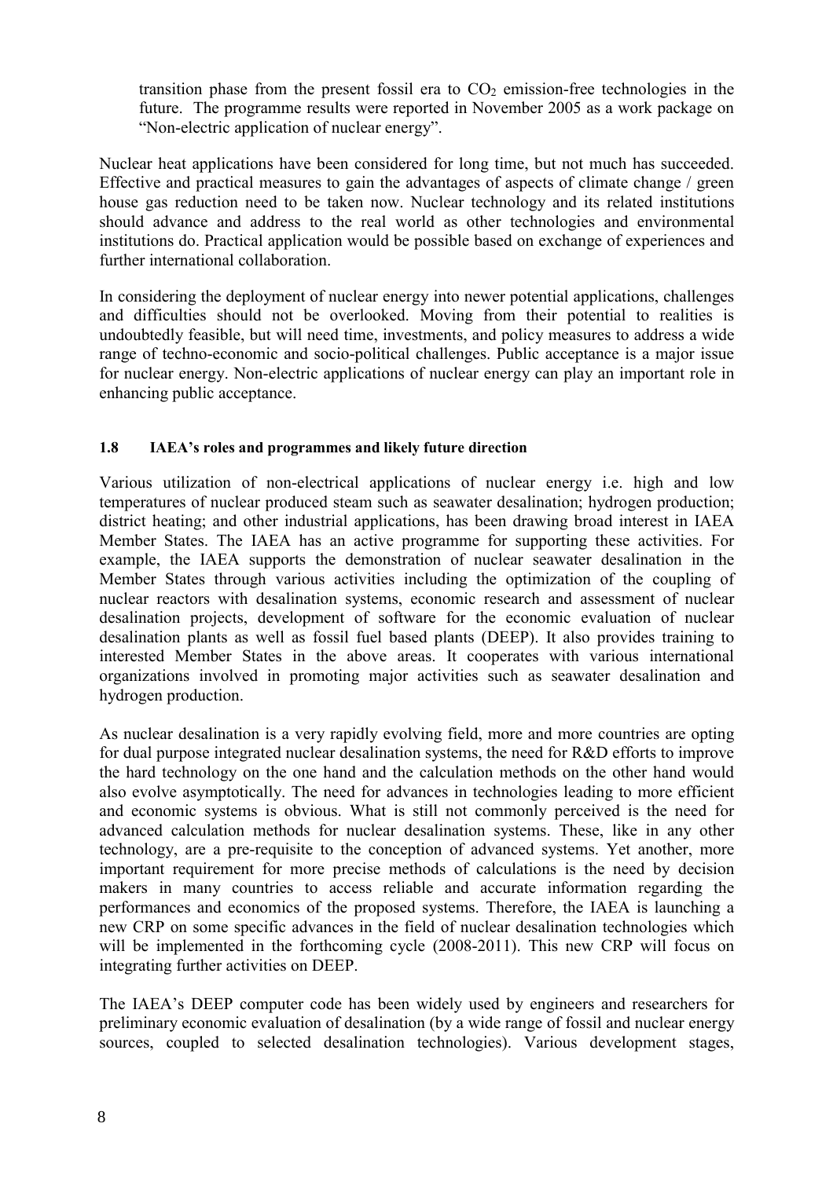transition phase from the present fossil era to $CO_2$ emission-free technologies in the future. The programme results were reported in November 2005 as a work package on "Non-electric application of nuclear energy".

Nuclear heat applications have been considered for long time, but not much has succeeded. Effective and practical measures to gain the advantages of aspects of climate change / green house gas reduction need to be taken now. Nuclear technology and its related institutions should advance and address to the real world as other technologies and environmental institutions do. Practical application would be possible based on exchange of experiences and further international collaboration.

In considering the deployment of nuclear energy into newer potential applications, challenges and difficulties should not be overlooked. Moving from their potential to realities is undoubtedly feasible, but will need time, investments, and policy measures to address a wide range of techno-economic and socio-political challenges. Public acceptance is a major issue for nuclear energy. Non-electric applications of nuclear energy can play an important role in enhancing public acceptance.

### 1.8 IAEA's roles and programmes and likely future direction

Various utilization of non-electrical applications of nuclear energy i.e. high and low temperatures of nuclear produced steam such as seawater desalination; hydrogen production; district heating; and other industrial applications, has been drawing broad interest in IAEA Member States. The IAEA has an active programme for supporting these activities. For example, the IAEA supports the demonstration of nuclear seawater desalination in the Member States through various activities including the optimization of the coupling of nuclear reactors with desalination systems, economic research and assessment of nuclear desalination projects, development of software for the economic evaluation of nuclear desalination plants as well as fossil fuel based plants (DEEP). It also provides training to interested Member States in the above areas. It cooperates with various international organizations involved in promoting major activities such as seawater desalination and hydrogen production.

As nuclear desalination is a very rapidly evolving field, more and more countries are opting for dual purpose integrated nuclear desalination systems, the need for R&D efforts to improve the hard technology on the one hand and the calculation methods on the other hand would also evolve asymptotically. The need for advances in technologies leading to more efficient and economic systems is obvious. What is still not commonly perceived is the need for advanced calculation methods for nuclear desalination systems. These, like in any other technology, are a pre-requisite to the conception of advanced systems. Yet another, more important requirement for more precise methods of calculations is the need by decision makers in many countries to access reliable and accurate information regarding the performances and economics of the proposed systems. Therefore, the IAEA is launching a new CRP on some specific advances in the field of nuclear desalination technologies which will be implemented in the forthcoming cycle (2008-2011). This new CRP will focus on integrating further activities on DEEP.

The IAEA's DEEP computer code has been widely used by engineers and researchers for preliminary economic evaluation of desalination (by a wide range of fossil and nuclear energy sources, coupled to selected desalination technologies). Various development stages,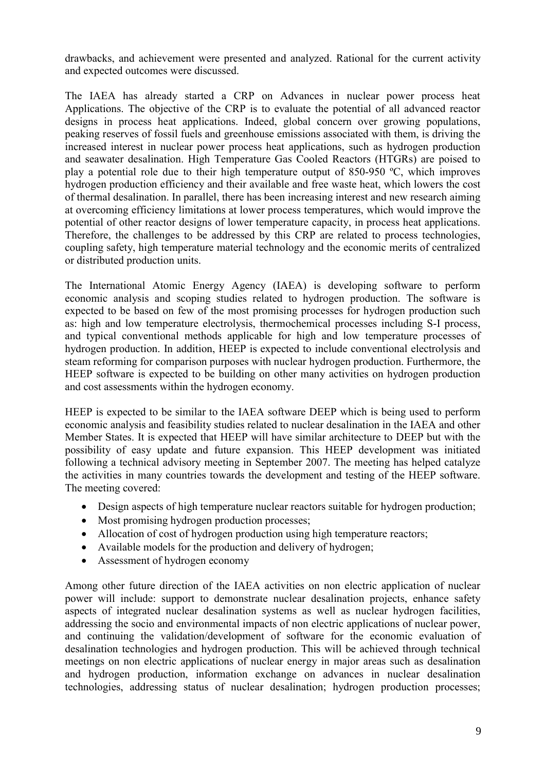drawbacks, and achievement were presented and analyzed. Rational for the current activity and expected outcomes were discussed.

The IAEA has already started a CRP on Advances in nuclear power process heat Applications. The objective of the CRP is to evaluate the potential of all advanced reactor designs in process heat applications. Indeed, global concern over growing populations, peaking reserves of fossil fuels and greenhouse emissions associated with them, is driving the increased interest in nuclear power process heat applications, such as hydrogen production and seawater desalination. High Temperature Gas Cooled Reactors (HTGRs) are poised to play a potential role due to their high temperature output of 850-950 ºC, which improves hydrogen production efficiency and their available and free waste heat, which lowers the cost of thermal desalination. In parallel, there has been increasing interest and new research aiming at overcoming efficiency limitations at lower process temperatures, which would improve the potential of other reactor designs of lower temperature capacity, in process heat applications. Therefore, the challenges to be addressed by this CRP are related to process technologies, coupling safety, high temperature material technology and the economic merits of centralized or distributed production units.

The International Atomic Energy Agency (IAEA) is developing software to perform economic analysis and scoping studies related to hydrogen production. The software is expected to be based on few of the most promising processes for hydrogen production such as: high and low temperature electrolysis, thermochemical processes including S-I process, and typical conventional methods applicable for high and low temperature processes of hydrogen production. In addition, HEEP is expected to include conventional electrolysis and steam reforming for comparison purposes with nuclear hydrogen production. Furthermore, the HEEP software is expected to be building on other many activities on hydrogen production and cost assessments within the hydrogen economy.

HEEP is expected to be similar to the IAEA software DEEP which is being used to perform economic analysis and feasibility studies related to nuclear desalination in the IAEA and other Member States. It is expected that HEEP will have similar architecture to DEEP but with the possibility of easy update and future expansion. This HEEP development was initiated following a technical advisory meeting in September 2007. The meeting has helped catalyze the activities in many countries towards the development and testing of the HEEP software. The meeting covered:

- Design aspects of high temperature nuclear reactors suitable for hydrogen production;
- Most promising hydrogen production processes;
- Allocation of cost of hydrogen production using high temperature reactors;
- Available models for the production and delivery of hydrogen;
- Assessment of hydrogen economy

Among other future direction of the IAEA activities on non electric application of nuclear power will include: support to demonstrate nuclear desalination projects, enhance safety aspects of integrated nuclear desalination systems as well as nuclear hydrogen facilities, addressing the socio and environmental impacts of non electric applications of nuclear power, and continuing the validation/development of software for the economic evaluation of desalination technologies and hydrogen production. This will be achieved through technical meetings on non electric applications of nuclear energy in major areas such as desalination and hydrogen production, information exchange on advances in nuclear desalination technologies, addressing status of nuclear desalination; hydrogen production processes;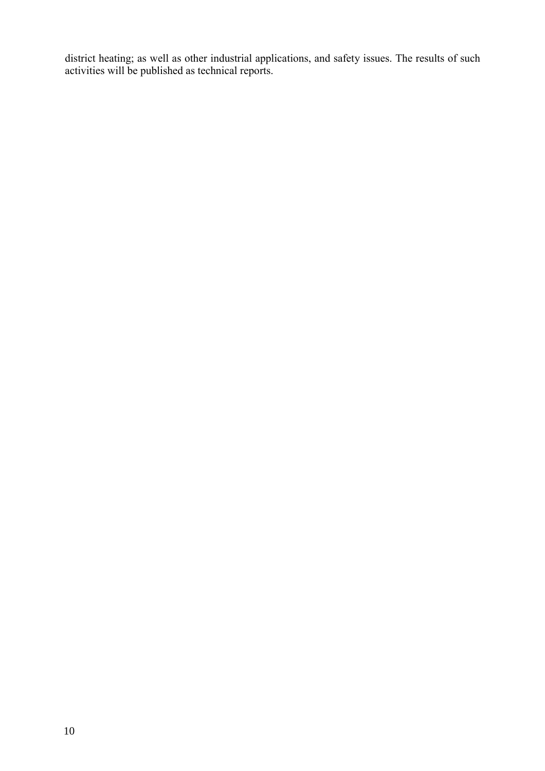district heating; as well as other industrial applications, and safety issues. The results of such activities will be published as technical reports.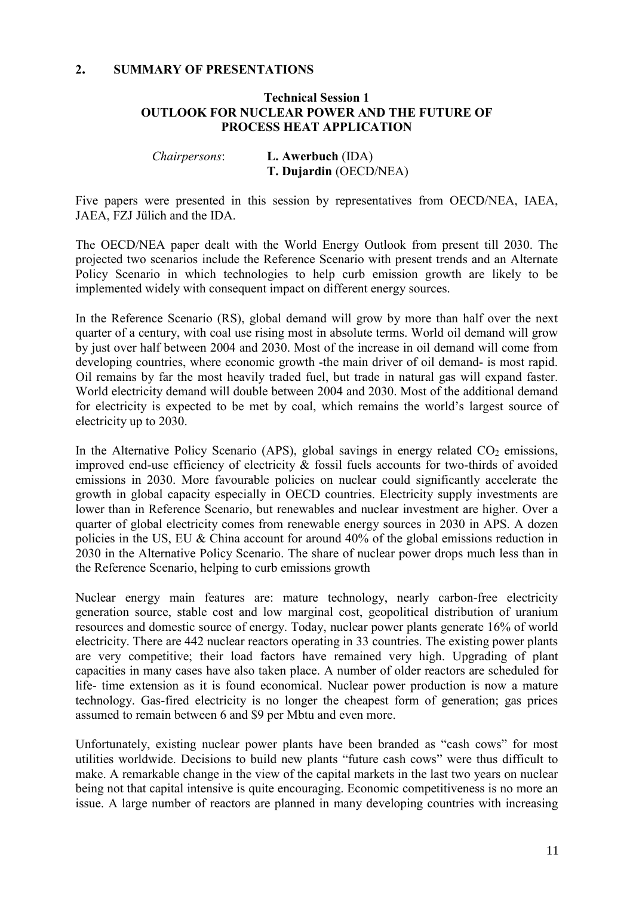## 2. SUMMARY OF PRESENTATIONS

### Technical Session 1
### OUTLOOK FOR NUCLEAR POWER AND THE FUTURE OF PROCESS HEAT APPLICATION

*Chairpersons*: **L. Awerbuch** (IDA)
**T. Dujardin** (OECD/NEA)

Five papers were presented in this session by representatives from OECD/NEA, IAEA, JAEA, FZJ Jülich and the IDA.

The OECD/NEA paper dealt with the World Energy Outlook from present till 2030. The projected two scenarios include the Reference Scenario with present trends and an Alternate Policy Scenario in which technologies to help curb emission growth are likely to be implemented widely with consequent impact on different energy sources.

In the Reference Scenario (RS), global demand will grow by more than half over the next quarter of a century, with coal use rising most in absolute terms. World oil demand will grow by just over half between 2004 and 2030. Most of the increase in oil demand will come from developing countries, where economic growth -the main driver of oil demand- is most rapid. Oil remains by far the most heavily traded fuel, but trade in natural gas will expand faster. World electricity demand will double between 2004 and 2030. Most of the additional demand for electricity is expected to be met by coal, which remains the world's largest source of electricity up to 2030.

In the Alternative Policy Scenario (APS), global savings in energy related $CO_2$ emissions, improved end-use efficiency of electricity & fossil fuels accounts for two-thirds of avoided emissions in 2030. More favourable policies on nuclear could significantly accelerate the growth in global capacity especially in OECD countries. Electricity supply investments are lower than in Reference Scenario, but renewables and nuclear investment are higher. Over a quarter of global electricity comes from renewable energy sources in 2030 in APS. A dozen policies in the US, EU & China account for around 40% of the global emissions reduction in 2030 in the Alternative Policy Scenario. The share of nuclear power drops much less than in the Reference Scenario, helping to curb emissions growth

Nuclear energy main features are: mature technology, nearly carbon-free electricity generation source, stable cost and low marginal cost, geopolitical distribution of uranium resources and domestic source of energy. Today, nuclear power plants generate 16% of world electricity. There are 442 nuclear reactors operating in 33 countries. The existing power plants are very competitive; their load factors have remained very high. Upgrading of plant capacities in many cases have also taken place. A number of older reactors are scheduled for life- time extension as it is found economical. Nuclear power production is now a mature technology. Gas-fired electricity is no longer the cheapest form of generation; gas prices assumed to remain between 6 and $9 per Mbtu and even more.

Unfortunately, existing nuclear power plants have been branded as "cash cows" for most utilities worldwide. Decisions to build new plants "future cash cows" were thus difficult to make. A remarkable change in the view of the capital markets in the last two years on nuclear being not that capital intensive is quite encouraging. Economic competitiveness is no more an issue. A large number of reactors are planned in many developing countries with increasing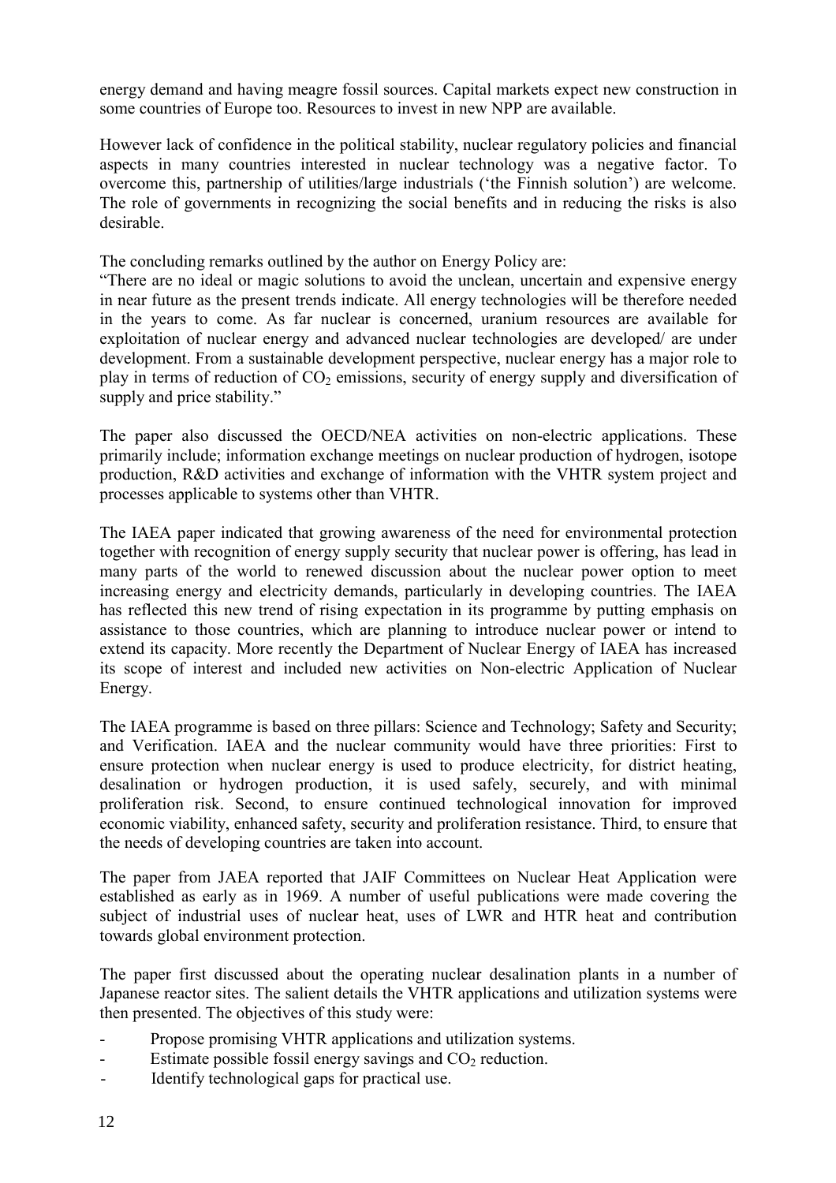energy demand and having meagre fossil sources. Capital markets expect new construction in some countries of Europe too. Resources to invest in new NPP are available.

However lack of confidence in the political stability, nuclear regulatory policies and financial aspects in many countries interested in nuclear technology was a negative factor. To overcome this, partnership of utilities/large industrials ('the Finnish solution') are welcome. The role of governments in recognizing the social benefits and in reducing the risks is also desirable.

The concluding remarks outlined by the author on Energy Policy are:
"There are no ideal or magic solutions to avoid the unclean, uncertain and expensive energy in near future as the present trends indicate. All energy technologies will be therefore needed in the years to come. As far nuclear is concerned, uranium resources are available for exploitation of nuclear energy and advanced nuclear technologies are developed/ are under development. From a sustainable development perspective, nuclear energy has a major role to play in terms of reduction of $CO_2$ emissions, security of energy supply and diversification of supply and price stability."

The paper also discussed the OECD/NEA activities on non-electric applications. These primarily include; information exchange meetings on nuclear production of hydrogen, isotope production, R&D activities and exchange of information with the VHTR system project and processes applicable to systems other than VHTR.

The IAEA paper indicated that growing awareness of the need for environmental protection together with recognition of energy supply security that nuclear power is offering, has lead in many parts of the world to renewed discussion about the nuclear power option to meet increasing energy and electricity demands, particularly in developing countries. The IAEA has reflected this new trend of rising expectation in its programme by putting emphasis on assistance to those countries, which are planning to introduce nuclear power or intend to extend its capacity. More recently the Department of Nuclear Energy of IAEA has increased its scope of interest and included new activities on Non-electric Application of Nuclear Energy.

The IAEA programme is based on three pillars: Science and Technology; Safety and Security; and Verification. IAEA and the nuclear community would have three priorities: First to ensure protection when nuclear energy is used to produce electricity, for district heating, desalination or hydrogen production, it is used safely, securely, and with minimal proliferation risk. Second, to ensure continued technological innovation for improved economic viability, enhanced safety, security and proliferation resistance. Third, to ensure that the needs of developing countries are taken into account.

The paper from JAEA reported that JAIF Committees on Nuclear Heat Application were established as early as in 1969. A number of useful publications were made covering the subject of industrial uses of nuclear heat, uses of LWR and HTR heat and contribution towards global environment protection.

The paper first discussed about the operating nuclear desalination plants in a number of Japanese reactor sites. The salient details the VHTR applications and utilization systems were then presented. The objectives of this study were:

- Propose promising VHTR applications and utilization systems.
- Estimate possible fossil energy savings and $CO_2$ reduction.
- Identify technological gaps for practical use.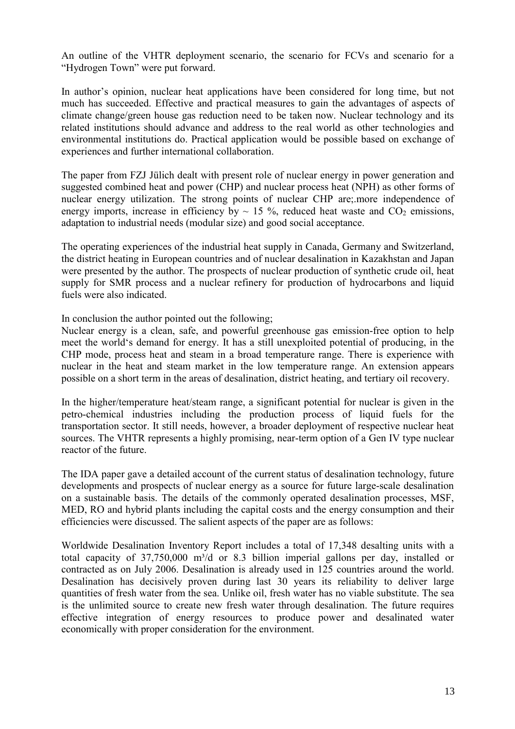An outline of the VHTR deployment scenario, the scenario for FCVs and scenario for a "Hydrogen Town" were put forward.

In author's opinion, nuclear heat applications have been considered for long time, but not much has succeeded. Effective and practical measures to gain the advantages of aspects of climate change/green house gas reduction need to be taken now. Nuclear technology and its related institutions should advance and address to the real world as other technologies and environmental institutions do. Practical application would be possible based on exchange of experiences and further international collaboration.

The paper from FZJ Jülich dealt with present role of nuclear energy in power generation and suggested combined heat and power (CHP) and nuclear process heat (NPH) as other forms of nuclear energy utilization. The strong points of nuclear CHP are;.more independence of energy imports, increase in efficiency by ~ 15 %, reduced heat waste and $CO_2$ emissions, adaptation to industrial needs (modular size) and good social acceptance.

The operating experiences of the industrial heat supply in Canada, Germany and Switzerland, the district heating in European countries and of nuclear desalination in Kazakhstan and Japan were presented by the author. The prospects of nuclear production of synthetic crude oil, heat supply for SMR process and a nuclear refinery for production of hydrocarbons and liquid fuels were also indicated.

In conclusion the author pointed out the following;

Nuclear energy is a clean, safe, and powerful greenhouse gas emission-free option to help meet the world's demand for energy. It has a still unexploited potential of producing, in the CHP mode, process heat and steam in a broad temperature range. There is experience with nuclear in the heat and steam market in the low temperature range. An extension appears possible on a short term in the areas of desalination, district heating, and tertiary oil recovery.

In the higher/temperature heat/steam range, a significant potential for nuclear is given in the petro-chemical industries including the production process of liquid fuels for the transportation sector. It still needs, however, a broader deployment of respective nuclear heat sources. The VHTR represents a highly promising, near-term option of a Gen IV type nuclear reactor of the future.

The IDA paper gave a detailed account of the current status of desalination technology, future developments and prospects of nuclear energy as a source for future large-scale desalination on a sustainable basis. The details of the commonly operated desalination processes, MSF, MED, RO and hybrid plants including the capital costs and the energy consumption and their efficiencies were discussed. The salient aspects of the paper are as follows:

Worldwide Desalination Inventory Report includes a total of 17,348 desalting units with a total capacity of 37,750,000 $m^3/d$ or 8.3 billion imperial gallons per day, installed or contracted as on July 2006. Desalination is already used in 125 countries around the world. Desalination has decisively proven during last 30 years its reliability to deliver large quantities of fresh water from the sea. Unlike oil, fresh water has no viable substitute. The sea is the unlimited source to create new fresh water through desalination. The future requires effective integration of energy resources to produce power and desalinated water economically with proper consideration for the environment.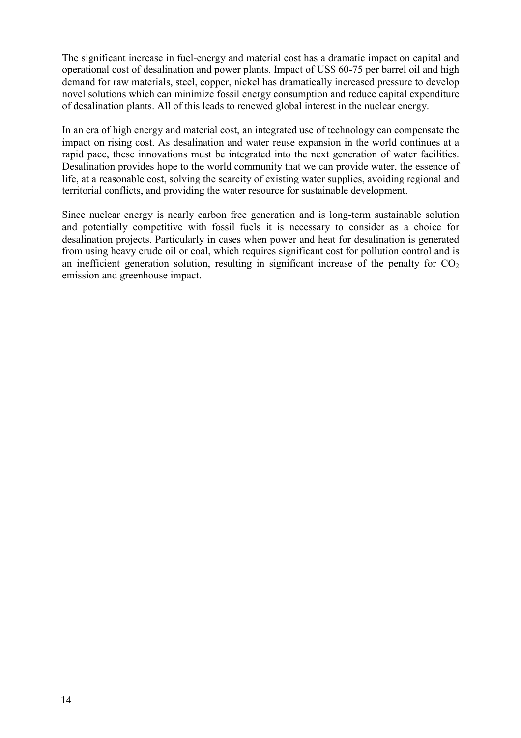The significant increase in fuel-energy and material cost has a dramatic impact on capital and operational cost of desalination and power plants. Impact of US$ 60-75 per barrel oil and high demand for raw materials, steel, copper, nickel has dramatically increased pressure to develop novel solutions which can minimize fossil energy consumption and reduce capital expenditure of desalination plants. All of this leads to renewed global interest in the nuclear energy.

In an era of high energy and material cost, an integrated use of technology can compensate the impact on rising cost. As desalination and water reuse expansion in the world continues at a rapid pace, these innovations must be integrated into the next generation of water facilities. Desalination provides hope to the world community that we can provide water, the essence of life, at a reasonable cost, solving the scarcity of existing water supplies, avoiding regional and territorial conflicts, and providing the water resource for sustainable development.

Since nuclear energy is nearly carbon free generation and is long-term sustainable solution and potentially competitive with fossil fuels it is necessary to consider as a choice for desalination projects. Particularly in cases when power and heat for desalination is generated from using heavy crude oil or coal, which requires significant cost for pollution control and is an inefficient generation solution, resulting in significant increase of the penalty for $CO_2$ emission and greenhouse impact.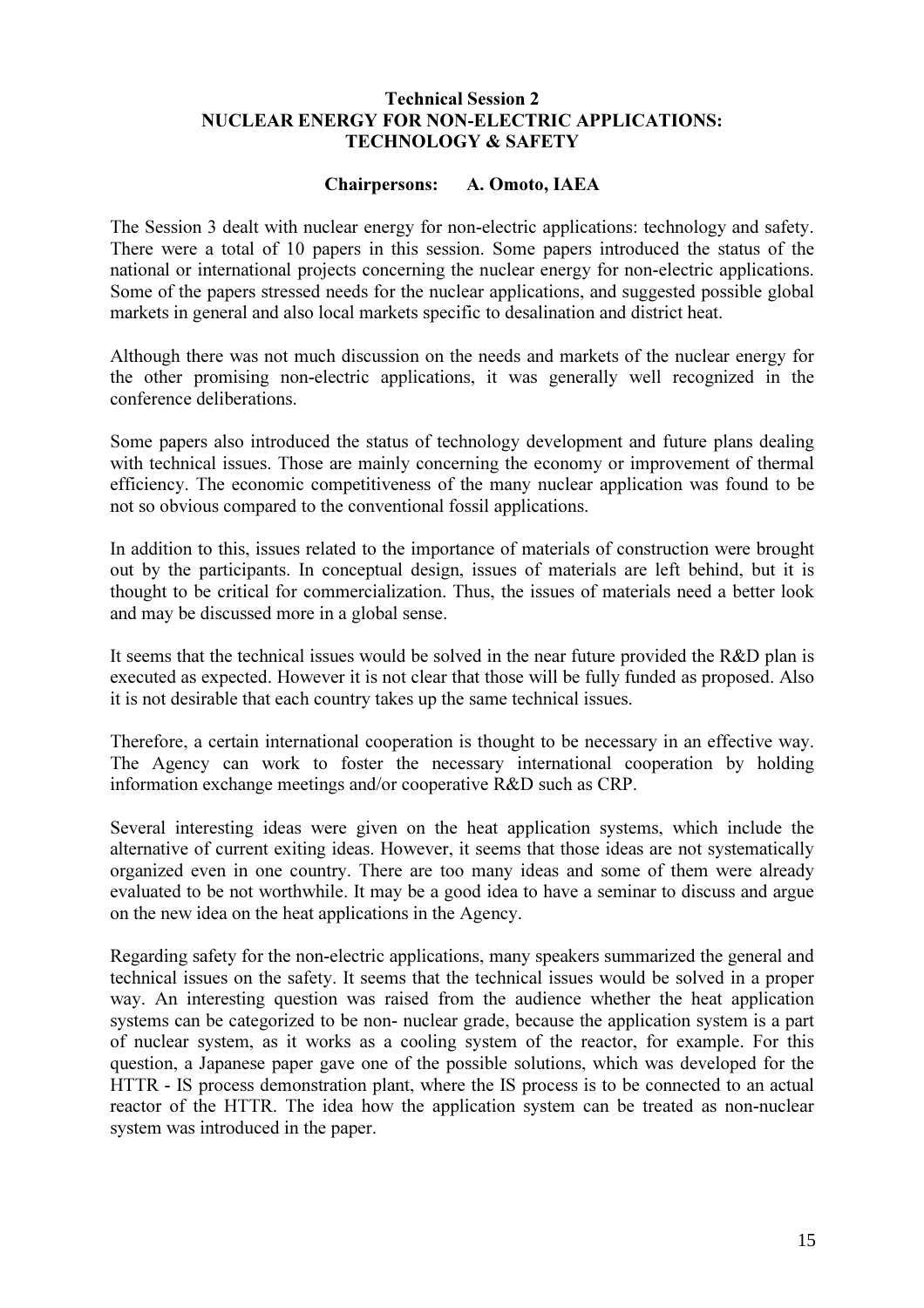## Technical Session 2
## NUCLEAR ENERGY FOR NON-ELECTRIC APPLICATIONS: TECHNOLOGY & SAFETY

**Chairpersons: A. Omoto, IAEA**

The Session 3 dealt with nuclear energy for non-electric applications: technology and safety. There were a total of 10 papers in this session. Some papers introduced the status of the national or international projects concerning the nuclear energy for non-electric applications. Some of the papers stressed needs for the nuclear applications, and suggested possible global markets in general and also local markets specific to desalination and district heat.

Although there was not much discussion on the needs and markets of the nuclear energy for the other promising non-electric applications, it was generally well recognized in the conference deliberations.

Some papers also introduced the status of technology development and future plans dealing with technical issues. Those are mainly concerning the economy or improvement of thermal efficiency. The economic competitiveness of the many nuclear application was found to be not so obvious compared to the conventional fossil applications.

In addition to this, issues related to the importance of materials of construction were brought out by the participants. In conceptual design, issues of materials are left behind, but it is thought to be critical for commercialization. Thus, the issues of materials need a better look and may be discussed more in a global sense.

It seems that the technical issues would be solved in the near future provided the R&D plan is executed as expected. However it is not clear that those will be fully funded as proposed. Also it is not desirable that each country takes up the same technical issues.

Therefore, a certain international cooperation is thought to be necessary in an effective way. The Agency can work to foster the necessary international cooperation by holding information exchange meetings and/or cooperative R&D such as CRP.

Several interesting ideas were given on the heat application systems, which include the alternative of current exiting ideas. However, it seems that those ideas are not systematically organized even in one country. There are too many ideas and some of them were already evaluated to be not worthwhile. It may be a good idea to have a seminar to discuss and argue on the new idea on the heat applications in the Agency.

Regarding safety for the non-electric applications, many speakers summarized the general and technical issues on the safety. It seems that the technical issues would be solved in a proper way. An interesting question was raised from the audience whether the heat application systems can be categorized to be non- nuclear grade, because the application system is a part of nuclear system, as it works as a cooling system of the reactor, for example. For this question, a Japanese paper gave one of the possible solutions, which was developed for the HTTR - IS process demonstration plant, where the IS process is to be connected to an actual reactor of the HTTR. The idea how the application system can be treated as non-nuclear system was introduced in the paper.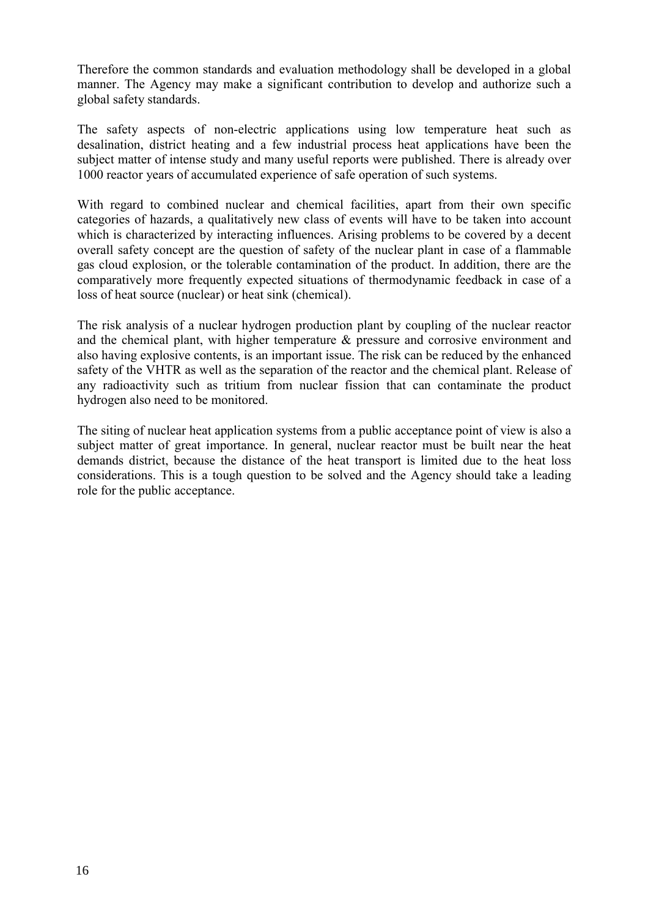Therefore the common standards and evaluation methodology shall be developed in a global manner. The Agency may make a significant contribution to develop and authorize such a global safety standards.

The safety aspects of non-electric applications using low temperature heat such as desalination, district heating and a few industrial process heat applications have been the subject matter of intense study and many useful reports were published. There is already over 1000 reactor years of accumulated experience of safe operation of such systems.

With regard to combined nuclear and chemical facilities, apart from their own specific categories of hazards, a qualitatively new class of events will have to be taken into account which is characterized by interacting influences. Arising problems to be covered by a decent overall safety concept are the question of safety of the nuclear plant in case of a flammable gas cloud explosion, or the tolerable contamination of the product. In addition, there are the comparatively more frequently expected situations of thermodynamic feedback in case of a loss of heat source (nuclear) or heat sink (chemical).

The risk analysis of a nuclear hydrogen production plant by coupling of the nuclear reactor and the chemical plant, with higher temperature & pressure and corrosive environment and also having explosive contents, is an important issue. The risk can be reduced by the enhanced safety of the VHTR as well as the separation of the reactor and the chemical plant. Release of any radioactivity such as tritium from nuclear fission that can contaminate the product hydrogen also need to be monitored.

The siting of nuclear heat application systems from a public acceptance point of view is also a subject matter of great importance. In general, nuclear reactor must be built near the heat demands district, because the distance of the heat transport is limited due to the heat loss considerations. This is a tough question to be solved and the Agency should take a leading role for the public acceptance.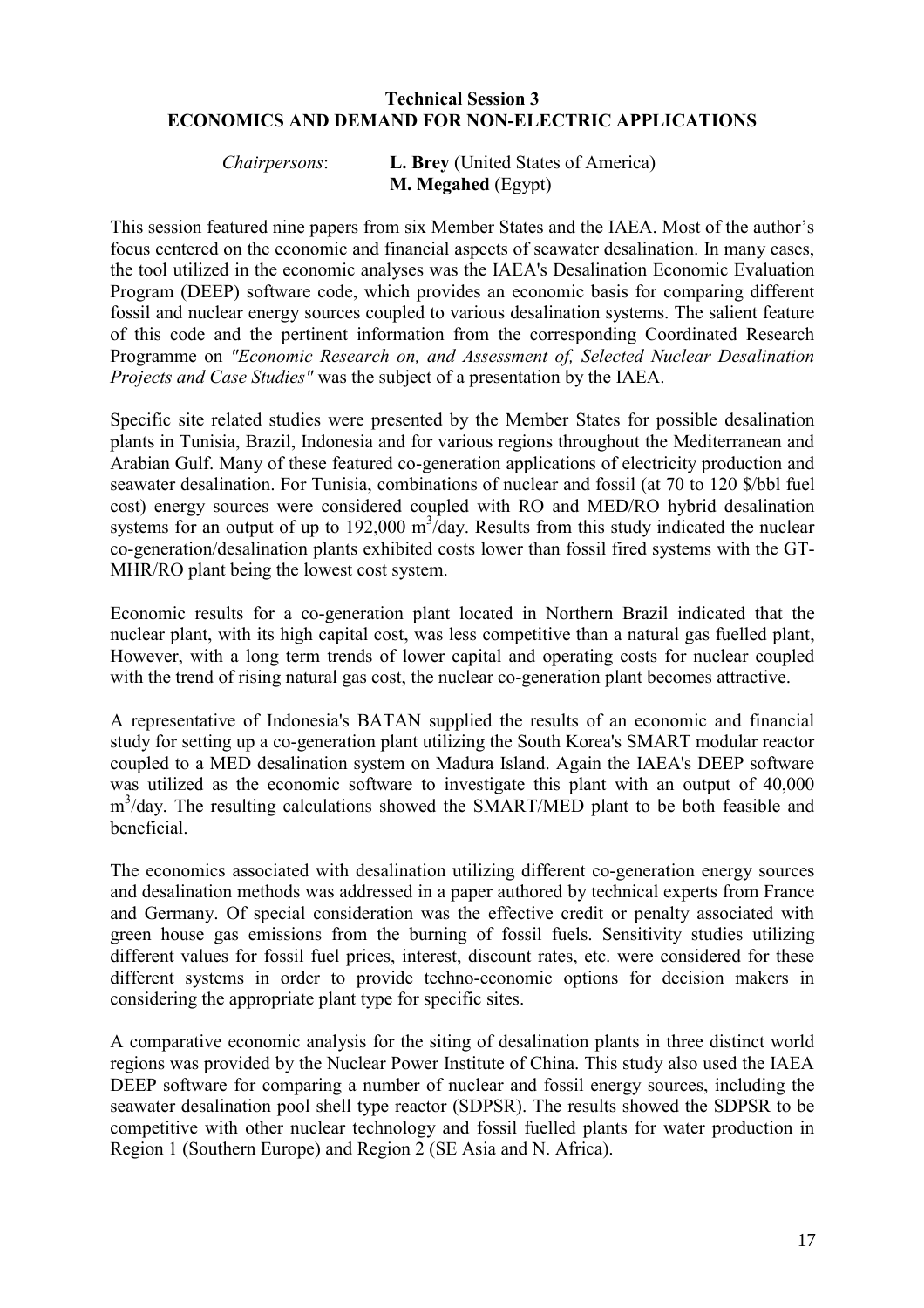# Technical Session 3
# ECONOMICS AND DEMAND FOR NON-ELECTRIC APPLICATIONS

*Chairpersons*: **L. Brey** (United States of America)
**M. Megahed** (Egypt)

This session featured nine papers from six Member States and the IAEA. Most of the author's focus centered on the economic and financial aspects of seawater desalination. In many cases, the tool utilized in the economic analyses was the IAEA's Desalination Economic Evaluation Program (DEEP) software code, which provides an economic basis for comparing different fossil and nuclear energy sources coupled to various desalination systems. The salient feature of this code and the pertinent information from the corresponding Coordinated Research Programme on *"Economic Research on, and Assessment of, Selected Nuclear Desalination Projects and Case Studies"* was the subject of a presentation by the IAEA.

Specific site related studies were presented by the Member States for possible desalination plants in Tunisia, Brazil, Indonesia and for various regions throughout the Mediterranean and Arabian Gulf. Many of these featured co-generation applications of electricity production and seawater desalination. For Tunisia, combinations of nuclear and fossil (at 70 to 120 $/bbl fuel cost) energy sources were considered coupled with RO and MED/RO hybrid desalination systems for an output of up to 192,000 $m^3$/day. Results from this study indicated the nuclear co-generation/desalination plants exhibited costs lower than fossil fired systems with the GT-MHR/RO plant being the lowest cost system.

Economic results for a co-generation plant located in Northern Brazil indicated that the nuclear plant, with its high capital cost, was less competitive than a natural gas fuelled plant, However, with a long term trends of lower capital and operating costs for nuclear coupled with the trend of rising natural gas cost, the nuclear co-generation plant becomes attractive.

A representative of Indonesia's BATAN supplied the results of an economic and financial study for setting up a co-generation plant utilizing the South Korea's SMART modular reactor coupled to a MED desalination system on Madura Island. Again the IAEA's DEEP software was utilized as the economic software to investigate this plant with an output of 40,000 $m^3$/day. The resulting calculations showed the SMART/MED plant to be both feasible and beneficial.

The economics associated with desalination utilizing different co-generation energy sources and desalination methods was addressed in a paper authored by technical experts from France and Germany. Of special consideration was the effective credit or penalty associated with green house gas emissions from the burning of fossil fuels. Sensitivity studies utilizing different values for fossil fuel prices, interest, discount rates, etc. were considered for these different systems in order to provide techno-economic options for decision makers in considering the appropriate plant type for specific sites.

A comparative economic analysis for the siting of desalination plants in three distinct world regions was provided by the Nuclear Power Institute of China. This study also used the IAEA DEEP software for comparing a number of nuclear and fossil energy sources, including the seawater desalination pool shell type reactor (SDPSR). The results showed the SDPSR to be competitive with other nuclear technology and fossil fuelled plants for water production in Region 1 (Southern Europe) and Region 2 (SE Asia and N. Africa).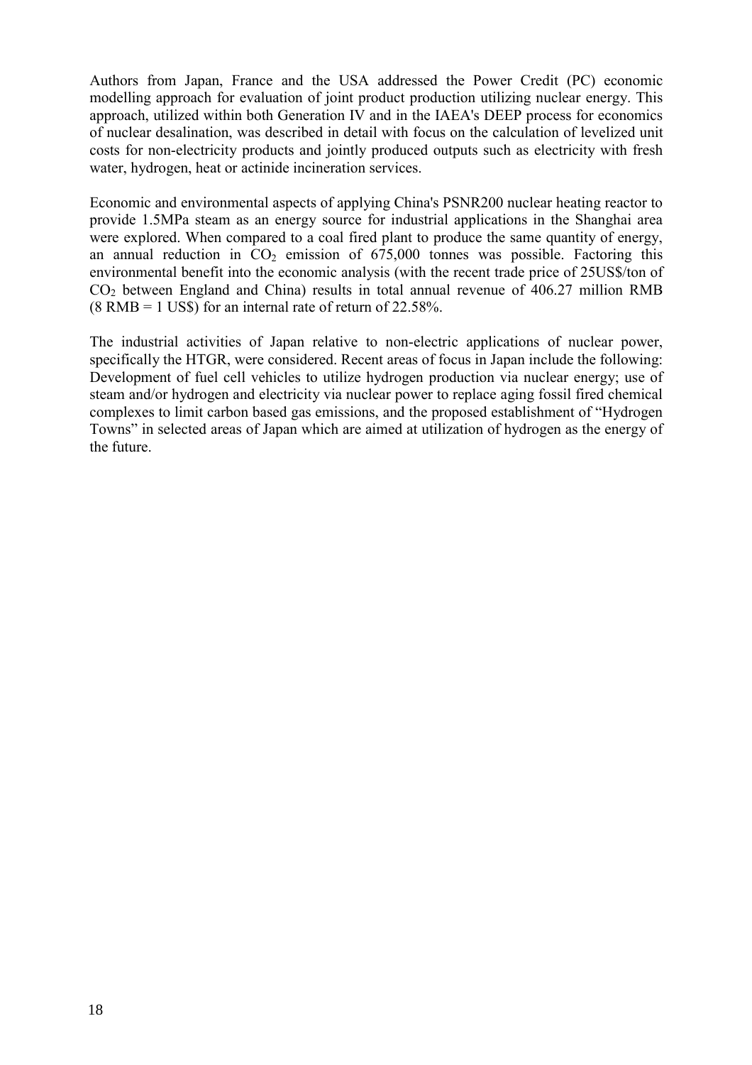Authors from Japan, France and the USA addressed the Power Credit (PC) economic modelling approach for evaluation of joint product production utilizing nuclear energy. This approach, utilized within both Generation IV and in the IAEA's DEEP process for economics of nuclear desalination, was described in detail with focus on the calculation of levelized unit costs for non-electricity products and jointly produced outputs such as electricity with fresh water, hydrogen, heat or actinide incineration services.

Economic and environmental aspects of applying China's PSNR200 nuclear heating reactor to provide 1.5MPa steam as an energy source for industrial applications in the Shanghai area were explored. When compared to a coal fired plant to produce the same quantity of energy, an annual reduction in $CO_2$ emission of 675,000 tonnes was possible. Factoring this environmental benefit into the economic analysis (with the recent trade price of 25US$/ton of $CO_2$ between England and China) results in total annual revenue of 406.27 million RMB (8 RMB = 1 US$) for an internal rate of return of 22.58%.

The industrial activities of Japan relative to non-electric applications of nuclear power, specifically the HTGR, were considered. Recent areas of focus in Japan include the following: Development of fuel cell vehicles to utilize hydrogen production via nuclear energy; use of steam and/or hydrogen and electricity via nuclear power to replace aging fossil fired chemical complexes to limit carbon based gas emissions, and the proposed establishment of "Hydrogen Towns" in selected areas of Japan which are aimed at utilization of hydrogen as the energy of the future.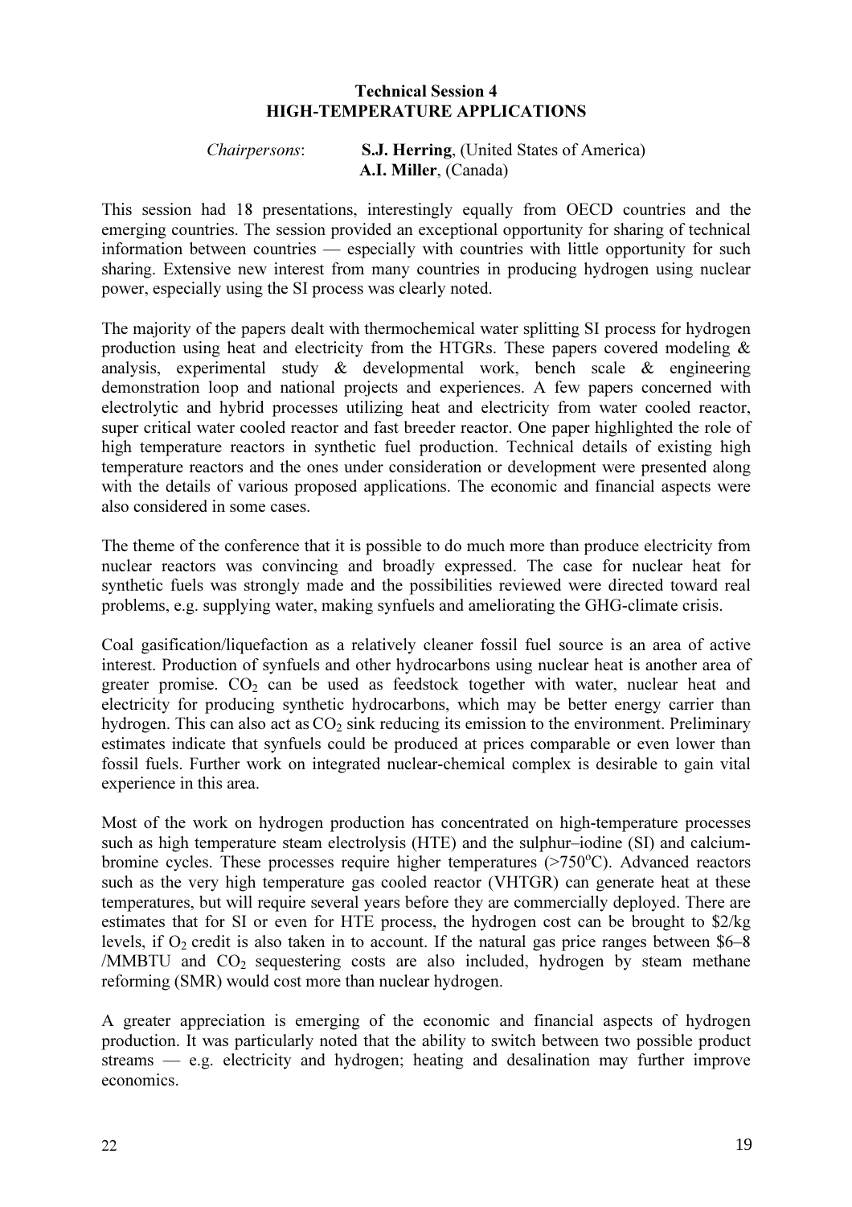## Technical Session 4
## HIGH-TEMPERATURE APPLICATIONS

*Chairpersons*: **S.J. Herring**, (United States of America)
**A.I. Miller**, (Canada)

This session had 18 presentations, interestingly equally from OECD countries and the emerging countries. The session provided an exceptional opportunity for sharing of technical information between countries — especially with countries with little opportunity for such sharing. Extensive new interest from many countries in producing hydrogen using nuclear power, especially using the SI process was clearly noted.

The majority of the papers dealt with thermochemical water splitting SI process for hydrogen production using heat and electricity from the HTGRs. These papers covered modeling & analysis, experimental study & developmental work, bench scale & engineering demonstration loop and national projects and experiences. A few papers concerned with electrolytic and hybrid processes utilizing heat and electricity from water cooled reactor, super critical water cooled reactor and fast breeder reactor. One paper highlighted the role of high temperature reactors in synthetic fuel production. Technical details of existing high temperature reactors and the ones under consideration or development were presented along with the details of various proposed applications. The economic and financial aspects were also considered in some cases.

The theme of the conference that it is possible to do much more than produce electricity from nuclear reactors was convincing and broadly expressed. The case for nuclear heat for synthetic fuels was strongly made and the possibilities reviewed were directed toward real problems, e.g. supplying water, making synfuels and ameliorating the GHG-climate crisis.

Coal gasification/liquefaction as a relatively cleaner fossil fuel source is an area of active interest. Production of synfuels and other hydrocarbons using nuclear heat is another area of greater promise. $CO_2$ can be used as feedstock together with water, nuclear heat and electricity for producing synthetic hydrocarbons, which may be better energy carrier than hydrogen. This can also act as $CO_2$ sink reducing its emission to the environment. Preliminary estimates indicate that synfuels could be produced at prices comparable or even lower than fossil fuels. Further work on integrated nuclear-chemical complex is desirable to gain vital experience in this area.

Most of the work on hydrogen production has concentrated on high-temperature processes such as high temperature steam electrolysis (HTE) and the sulphur–iodine (SI) and calcium-bromine cycles. These processes require higher temperatures (>750°C). Advanced reactors such as the very high temperature gas cooled reactor (VHTGR) can generate heat at these temperatures, but will require several years before they are commercially deployed. There are estimates that for SI or even for HTE process, the hydrogen cost can be brought to \$2/kg levels, if $O_2$ credit is also taken in to account. If the natural gas price ranges between \$6–8 /MMBTU and $CO_2$ sequestering costs are also included, hydrogen by steam methane reforming (SMR) would cost more than nuclear hydrogen.

A greater appreciation is emerging of the economic and financial aspects of hydrogen production. It was particularly noted that the ability to switch between two possible product streams — e.g. electricity and hydrogen; heating and desalination may further improve economics.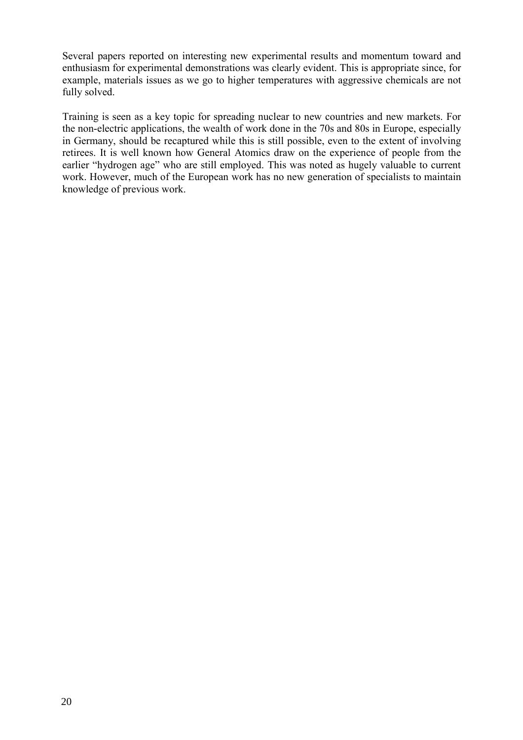Several papers reported on interesting new experimental results and momentum toward and enthusiasm for experimental demonstrations was clearly evident. This is appropriate since, for example, materials issues as we go to higher temperatures with aggressive chemicals are not fully solved.

Training is seen as a key topic for spreading nuclear to new countries and new markets. For the non-electric applications, the wealth of work done in the 70s and 80s in Europe, especially in Germany, should be recaptured while this is still possible, even to the extent of involving retirees. It is well known how General Atomics draw on the experience of people from the earlier "hydrogen age" who are still employed. This was noted as hugely valuable to current work. However, much of the European work has no new generation of specialists to maintain knowledge of previous work.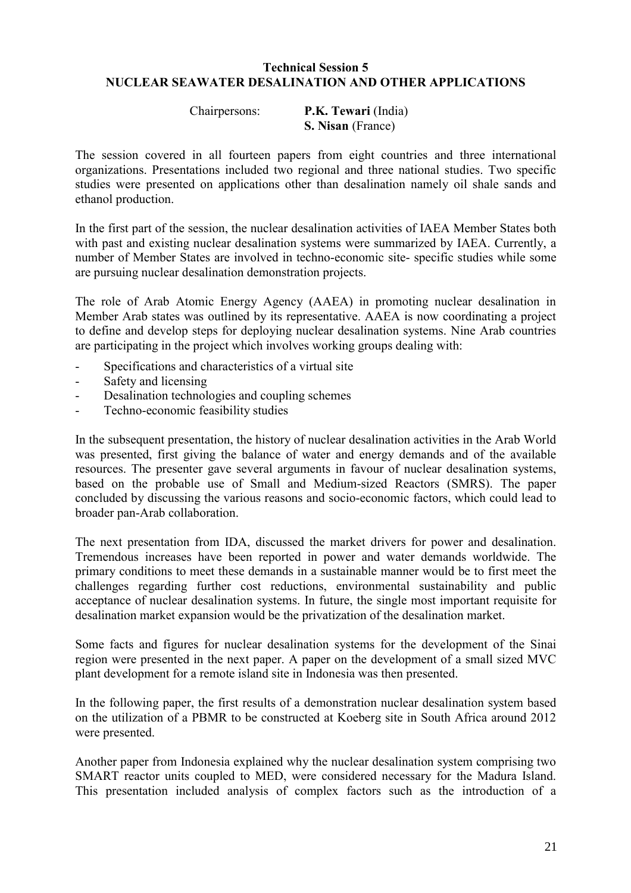## Technical Session 5
## NUCLEAR SEAWATER DESALINATION AND OTHER APPLICATIONS

Chairpersons: **P.K. Tewari** (India)
**S. Nisan** (France)

The session covered in all fourteen papers from eight countries and three international organizations. Presentations included two regional and three national studies. Two specific studies were presented on applications other than desalination namely oil shale sands and ethanol production.

In the first part of the session, the nuclear desalination activities of IAEA Member States both with past and existing nuclear desalination systems were summarized by IAEA. Currently, a number of Member States are involved in techno-economic site- specific studies while some are pursuing nuclear desalination demonstration projects.

The role of Arab Atomic Energy Agency (AAEA) in promoting nuclear desalination in Member Arab states was outlined by its representative. AAEA is now coordinating a project to define and develop steps for deploying nuclear desalination systems. Nine Arab countries are participating in the project which involves working groups dealing with:

- Specifications and characteristics of a virtual site
- Safety and licensing
- Desalination technologies and coupling schemes
- Techno-economic feasibility studies

In the subsequent presentation, the history of nuclear desalination activities in the Arab World was presented, first giving the balance of water and energy demands and of the available resources. The presenter gave several arguments in favour of nuclear desalination systems, based on the probable use of Small and Medium-sized Reactors (SMRS). The paper concluded by discussing the various reasons and socio-economic factors, which could lead to broader pan-Arab collaboration.

The next presentation from IDA, discussed the market drivers for power and desalination. Tremendous increases have been reported in power and water demands worldwide. The primary conditions to meet these demands in a sustainable manner would be to first meet the challenges regarding further cost reductions, environmental sustainability and public acceptance of nuclear desalination systems. In future, the single most important requisite for desalination market expansion would be the privatization of the desalination market.

Some facts and figures for nuclear desalination systems for the development of the Sinai region were presented in the next paper. A paper on the development of a small sized MVC plant development for a remote island site in Indonesia was then presented.

In the following paper, the first results of a demonstration nuclear desalination system based on the utilization of a PBMR to be constructed at Koeberg site in South Africa around 2012 were presented.

Another paper from Indonesia explained why the nuclear desalination system comprising two SMART reactor units coupled to MED, were considered necessary for the Madura Island. This presentation included analysis of complex factors such as the introduction of a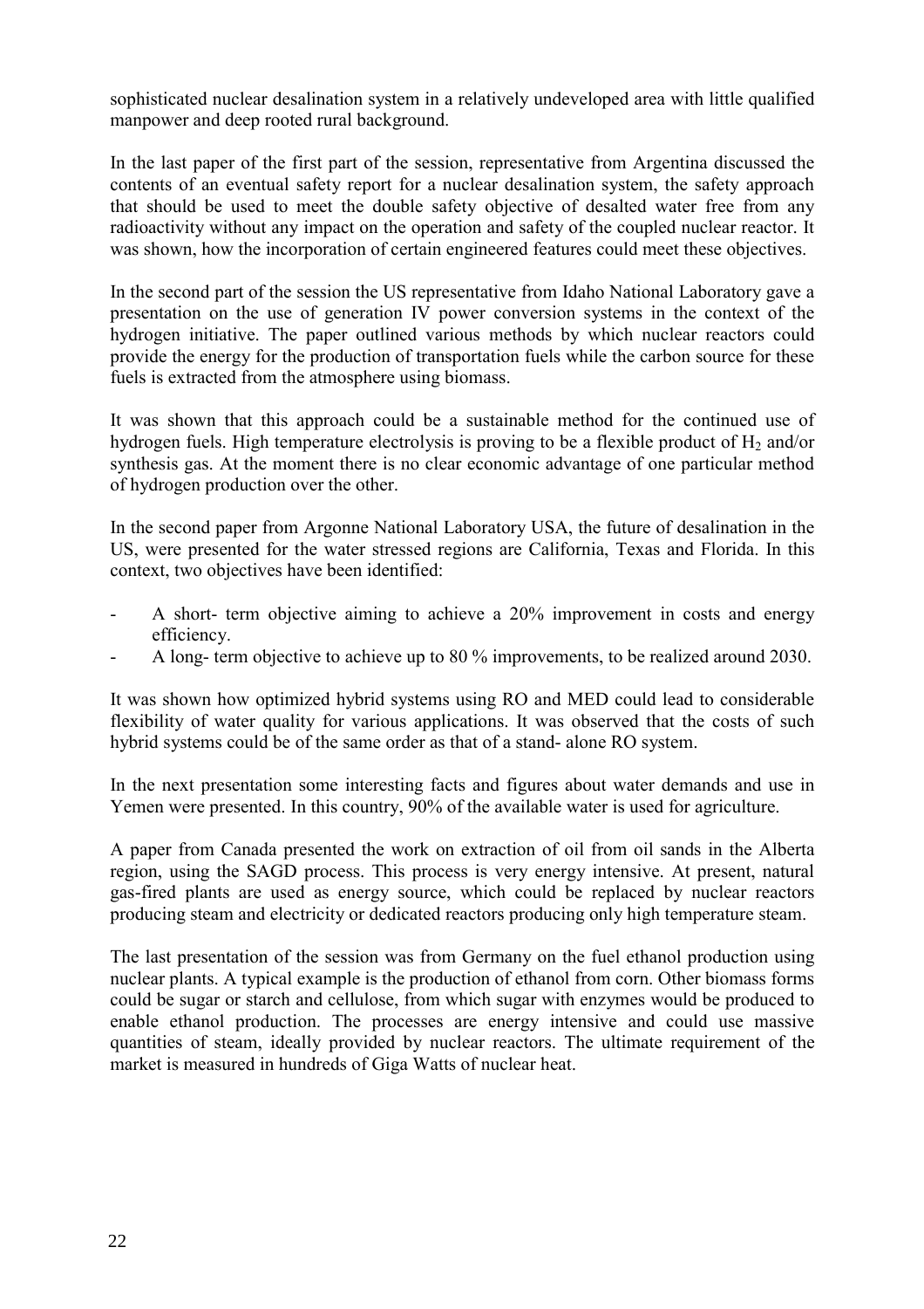sophisticated nuclear desalination system in a relatively undeveloped area with little qualified manpower and deep rooted rural background.

In the last paper of the first part of the session, representative from Argentina discussed the contents of an eventual safety report for a nuclear desalination system, the safety approach that should be used to meet the double safety objective of desalted water free from any radioactivity without any impact on the operation and safety of the coupled nuclear reactor. It was shown, how the incorporation of certain engineered features could meet these objectives.

In the second part of the session the US representative from Idaho National Laboratory gave a presentation on the use of generation IV power conversion systems in the context of the hydrogen initiative. The paper outlined various methods by which nuclear reactors could provide the energy for the production of transportation fuels while the carbon source for these fuels is extracted from the atmosphere using biomass.

It was shown that this approach could be a sustainable method for the continued use of hydrogen fuels. High temperature electrolysis is proving to be a flexible product of $H_2$ and/or synthesis gas. At the moment there is no clear economic advantage of one particular method of hydrogen production over the other.

In the second paper from Argonne National Laboratory USA, the future of desalination in the US, were presented for the water stressed regions are California, Texas and Florida. In this context, two objectives have been identified:

- A short- term objective aiming to achieve a 20% improvement in costs and energy efficiency.
- A long- term objective to achieve up to 80 % improvements, to be realized around 2030.

It was shown how optimized hybrid systems using RO and MED could lead to considerable flexibility of water quality for various applications. It was observed that the costs of such hybrid systems could be of the same order as that of a stand- alone RO system.

In the next presentation some interesting facts and figures about water demands and use in Yemen were presented. In this country, 90% of the available water is used for agriculture.

A paper from Canada presented the work on extraction of oil from oil sands in the Alberta region, using the SAGD process. This process is very energy intensive. At present, natural gas-fired plants are used as energy source, which could be replaced by nuclear reactors producing steam and electricity or dedicated reactors producing only high temperature steam.

The last presentation of the session was from Germany on the fuel ethanol production using nuclear plants. A typical example is the production of ethanol from corn. Other biomass forms could be sugar or starch and cellulose, from which sugar with enzymes would be produced to enable ethanol production. The processes are energy intensive and could use massive quantities of steam, ideally provided by nuclear reactors. The ultimate requirement of the market is measured in hundreds of Giga Watts of nuclear heat.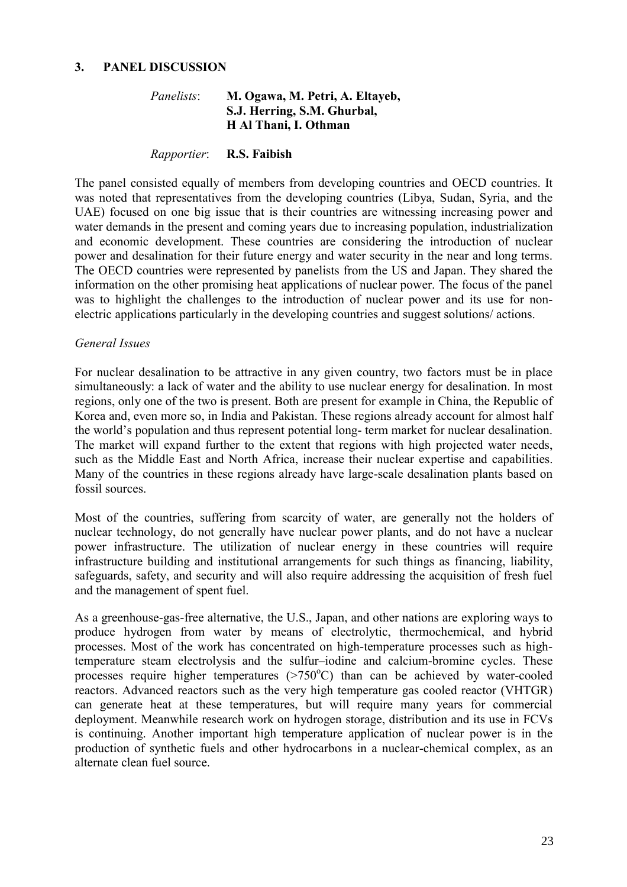## 3. PANEL DISCUSSION

*Panelists*: **M. Ogawa, M. Petri, A. Eltayeb, S.J. Herring, S.M. Ghurbal, H Al Thani, I. Othman**

*Rapportier*: **R.S. Faibish**

The panel consisted equally of members from developing countries and OECD countries. It was noted that representatives from the developing countries (Libya, Sudan, Syria, and the UAE) focused on one big issue that is their countries are witnessing increasing power and water demands in the present and coming years due to increasing population, industrialization and economic development. These countries are considering the introduction of nuclear power and desalination for their future energy and water security in the near and long terms. The OECD countries were represented by panelists from the US and Japan. They shared the information on the other promising heat applications of nuclear power. The focus of the panel was to highlight the challenges to the introduction of nuclear power and its use for non-electric applications particularly in the developing countries and suggest solutions/ actions.

*General Issues*

For nuclear desalination to be attractive in any given country, two factors must be in place simultaneously: a lack of water and the ability to use nuclear energy for desalination. In most regions, only one of the two is present. Both are present for example in China, the Republic of Korea and, even more so, in India and Pakistan. These regions already account for almost half the world's population and thus represent potential long- term market for nuclear desalination. The market will expand further to the extent that regions with high projected water needs, such as the Middle East and North Africa, increase their nuclear expertise and capabilities. Many of the countries in these regions already have large-scale desalination plants based on fossil sources.

Most of the countries, suffering from scarcity of water, are generally not the holders of nuclear technology, do not generally have nuclear power plants, and do not have a nuclear power infrastructure. The utilization of nuclear energy in these countries will require infrastructure building and institutional arrangements for such things as financing, liability, safeguards, safety, and security and will also require addressing the acquisition of fresh fuel and the management of spent fuel.

As a greenhouse-gas-free alternative, the U.S., Japan, and other nations are exploring ways to produce hydrogen from water by means of electrolytic, thermochemical, and hybrid processes. Most of the work has concentrated on high-temperature processes such as high-temperature steam electrolysis and the sulfur–iodine and calcium-bromine cycles. These processes require higher temperatures (>750$^{o}$C) than can be achieved by water-cooled reactors. Advanced reactors such as the very high temperature gas cooled reactor (VHTGR) can generate heat at these temperatures, but will require many years for commercial deployment. Meanwhile research work on hydrogen storage, distribution and its use in FCVs is continuing. Another important high temperature application of nuclear power is in the production of synthetic fuels and other hydrocarbons in a nuclear-chemical complex, as an alternate clean fuel source.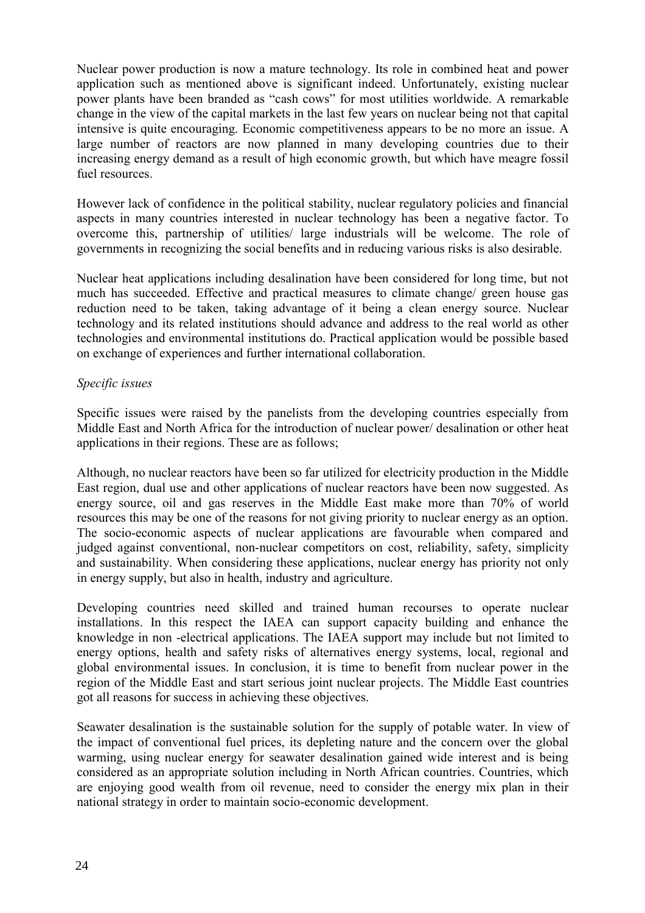Nuclear power production is now a mature technology. Its role in combined heat and power application such as mentioned above is significant indeed. Unfortunately, existing nuclear power plants have been branded as "cash cows" for most utilities worldwide. A remarkable change in the view of the capital markets in the last few years on nuclear being not that capital intensive is quite encouraging. Economic competitiveness appears to be no more an issue. A large number of reactors are now planned in many developing countries due to their increasing energy demand as a result of high economic growth, but which have meagre fossil fuel resources.

However lack of confidence in the political stability, nuclear regulatory policies and financial aspects in many countries interested in nuclear technology has been a negative factor. To overcome this, partnership of utilities/ large industrials will be welcome. The role of governments in recognizing the social benefits and in reducing various risks is also desirable.

Nuclear heat applications including desalination have been considered for long time, but not much has succeeded. Effective and practical measures to climate change/ green house gas reduction need to be taken, taking advantage of it being a clean energy source. Nuclear technology and its related institutions should advance and address to the real world as other technologies and environmental institutions do. Practical application would be possible based on exchange of experiences and further international collaboration.

*Specific issues*

Specific issues were raised by the panelists from the developing countries especially from Middle East and North Africa for the introduction of nuclear power/ desalination or other heat applications in their regions. These are as follows;

Although, no nuclear reactors have been so far utilized for electricity production in the Middle East region, dual use and other applications of nuclear reactors have been now suggested. As energy source, oil and gas reserves in the Middle East make more than 70% of world resources this may be one of the reasons for not giving priority to nuclear energy as an option. The socio-economic aspects of nuclear applications are favourable when compared and judged against conventional, non-nuclear competitors on cost, reliability, safety, simplicity and sustainability. When considering these applications, nuclear energy has priority not only in energy supply, but also in health, industry and agriculture.

Developing countries need skilled and trained human recourses to operate nuclear installations. In this respect the IAEA can support capacity building and enhance the knowledge in non -electrical applications. The IAEA support may include but not limited to energy options, health and safety risks of alternatives energy systems, local, regional and global environmental issues. In conclusion, it is time to benefit from nuclear power in the region of the Middle East and start serious joint nuclear projects. The Middle East countries got all reasons for success in achieving these objectives.

Seawater desalination is the sustainable solution for the supply of potable water. In view of the impact of conventional fuel prices, its depleting nature and the concern over the global warming, using nuclear energy for seawater desalination gained wide interest and is being considered as an appropriate solution including in North African countries. Countries, which are enjoying good wealth from oil revenue, need to consider the energy mix plan in their national strategy in order to maintain socio-economic development.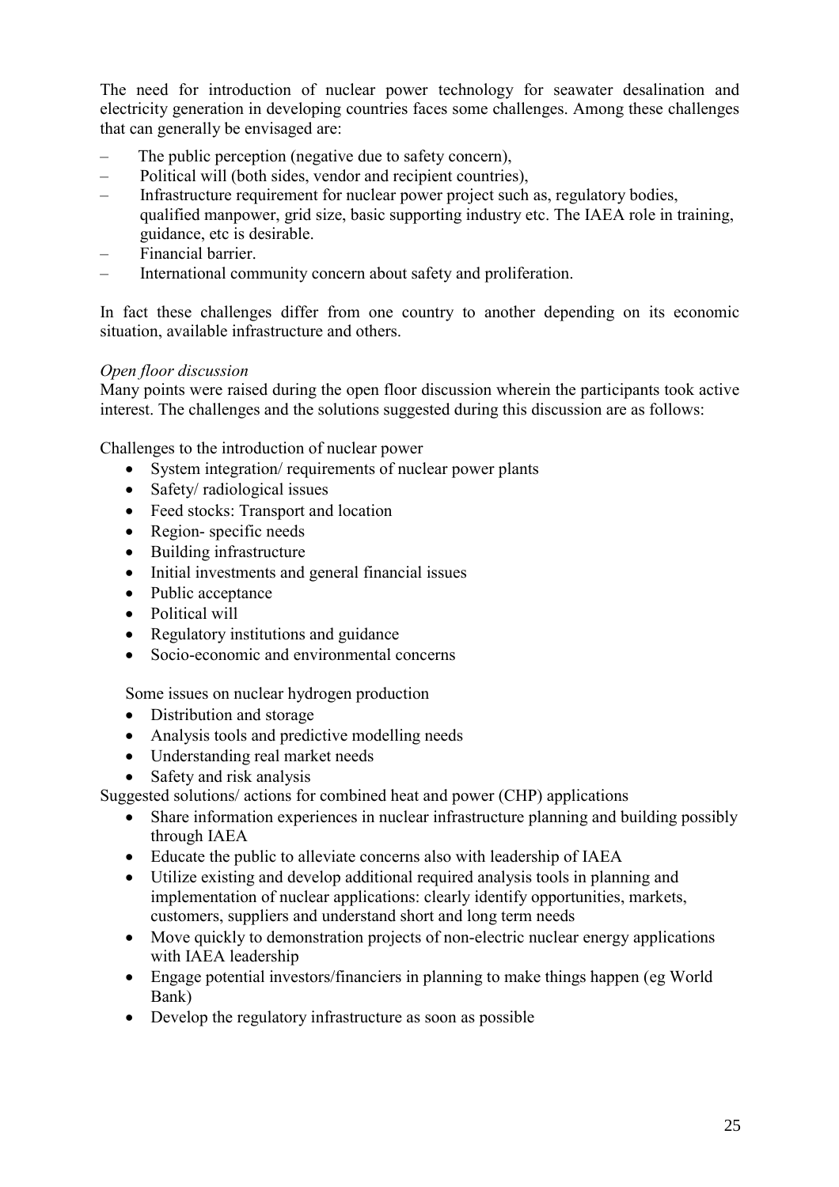The need for introduction of nuclear power technology for seawater desalination and electricity generation in developing countries faces some challenges. Among these challenges that can generally be envisaged are:

- The public perception (negative due to safety concern),
- Political will (both sides, vendor and recipient countries),
- Infrastructure requirement for nuclear power project such as, regulatory bodies, qualified manpower, grid size, basic supporting industry etc. The IAEA role in training, guidance, etc is desirable.
- Financial barrier.
- International community concern about safety and proliferation.

In fact these challenges differ from one country to another depending on its economic situation, available infrastructure and others.

*Open floor discussion*

Many points were raised during the open floor discussion wherein the participants took active interest. The challenges and the solutions suggested during this discussion are as follows:

Challenges to the introduction of nuclear power

- System integration/ requirements of nuclear power plants
- Safety/ radiological issues
- Feed stocks: Transport and location
- Region- specific needs
- Building infrastructure
- Initial investments and general financial issues
- Public acceptance
- Political will
- Regulatory institutions and guidance
- Socio-economic and environmental concerns

Some issues on nuclear hydrogen production

- Distribution and storage
- Analysis tools and predictive modelling needs
- Understanding real market needs
- Safety and risk analysis

Suggested solutions/ actions for combined heat and power (CHP) applications

- Share information experiences in nuclear infrastructure planning and building possibly through IAEA
- Educate the public to alleviate concerns also with leadership of IAEA
- Utilize existing and develop additional required analysis tools in planning and implementation of nuclear applications: clearly identify opportunities, markets, customers, suppliers and understand short and long term needs
- Move quickly to demonstration projects of non-electric nuclear energy applications with IAEA leadership
- Engage potential investors/financiers in planning to make things happen (eg World Bank)
- Develop the regulatory infrastructure as soon as possible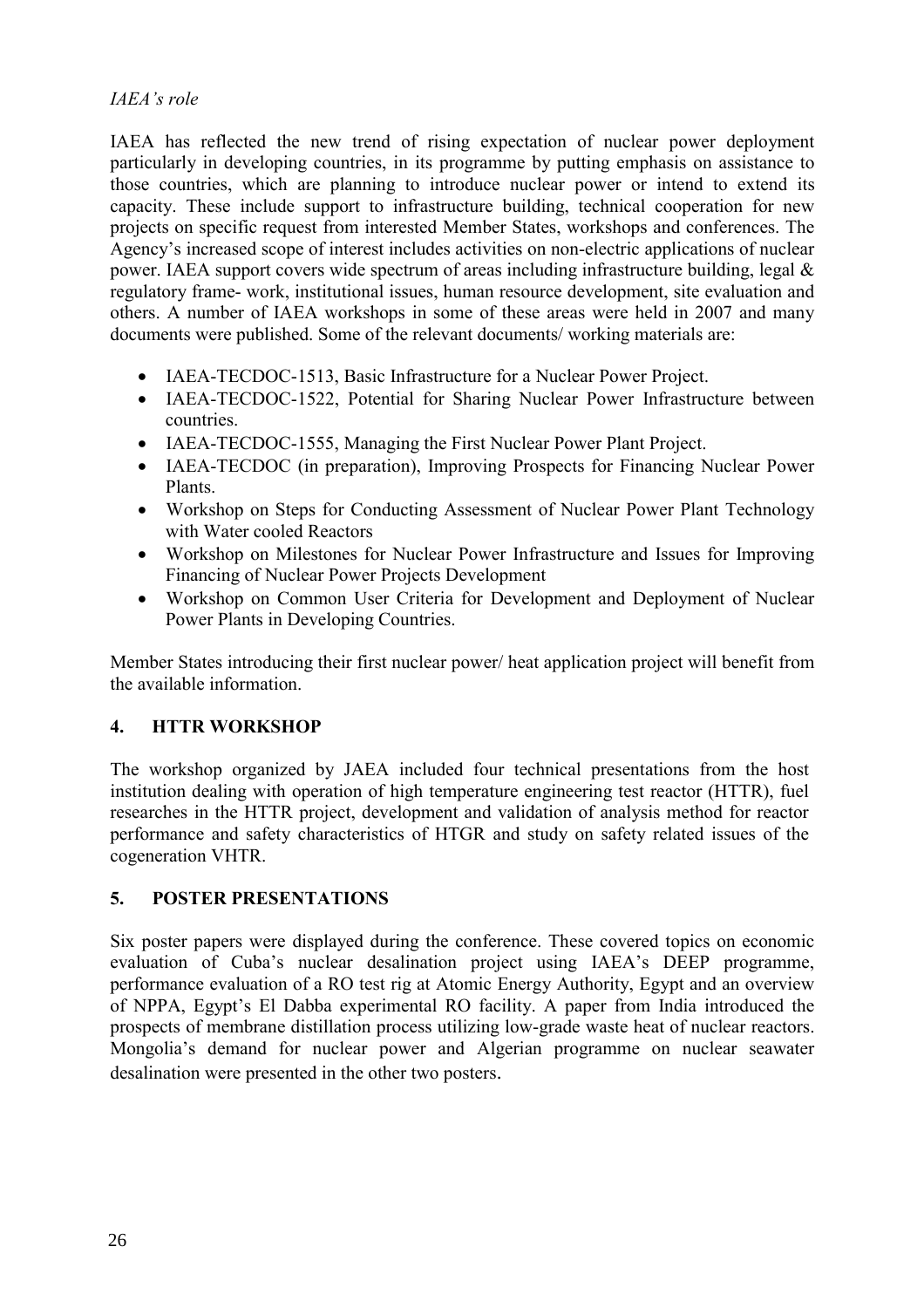*IAEA's role*

IAEA has reflected the new trend of rising expectation of nuclear power deployment particularly in developing countries, in its programme by putting emphasis on assistance to those countries, which are planning to introduce nuclear power or intend to extend its capacity. These include support to infrastructure building, technical cooperation for new projects on specific request from interested Member States, workshops and conferences. The Agency's increased scope of interest includes activities on non-electric applications of nuclear power. IAEA support covers wide spectrum of areas including infrastructure building, legal & regulatory frame- work, institutional issues, human resource development, site evaluation and others. A number of IAEA workshops in some of these areas were held in 2007 and many documents were published. Some of the relevant documents/ working materials are:

- IAEA-TECDOC-1513, Basic Infrastructure for a Nuclear Power Project.
- IAEA-TECDOC-1522, Potential for Sharing Nuclear Power Infrastructure between countries.
- IAEA-TECDOC-1555, Managing the First Nuclear Power Plant Project.
- IAEA-TECDOC (in preparation), Improving Prospects for Financing Nuclear Power Plants.
- Workshop on Steps for Conducting Assessment of Nuclear Power Plant Technology with Water cooled Reactors
- Workshop on Milestones for Nuclear Power Infrastructure and Issues for Improving Financing of Nuclear Power Projects Development
- Workshop on Common User Criteria for Development and Deployment of Nuclear Power Plants in Developing Countries.

Member States introducing their first nuclear power/ heat application project will benefit from the available information.

## 4. HTTR WORKSHOP

The workshop organized by JAEA included four technical presentations from the host institution dealing with operation of high temperature engineering test reactor (HTTR), fuel researches in the HTTR project, development and validation of analysis method for reactor performance and safety characteristics of HTGR and study on safety related issues of the cogeneration VHTR.

## 5. POSTER PRESENTATIONS

Six poster papers were displayed during the conference. These covered topics on economic evaluation of Cuba's nuclear desalination project using IAEA's DEEP programme, performance evaluation of a RO test rig at Atomic Energy Authority, Egypt and an overview of NPPA, Egypt's El Dabba experimental RO facility. A paper from India introduced the prospects of membrane distillation process utilizing low-grade waste heat of nuclear reactors. Mongolia's demand for nuclear power and Algerian programme on nuclear seawater desalination were presented in the other two posters.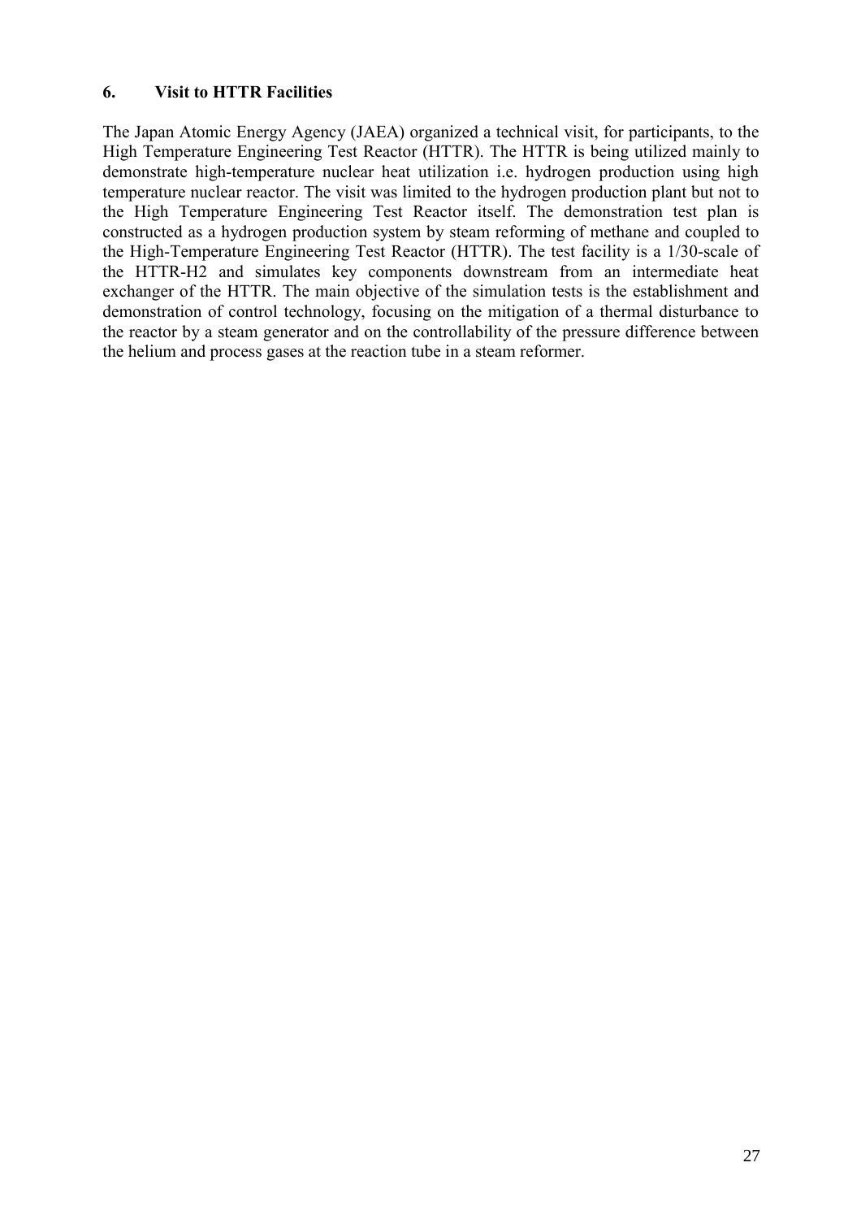## 6. Visit to HTTR Facilities

The Japan Atomic Energy Agency (JAEA) organized a technical visit, for participants, to the High Temperature Engineering Test Reactor (HTTR). The HTTR is being utilized mainly to demonstrate high-temperature nuclear heat utilization i.e. hydrogen production using high temperature nuclear reactor. The visit was limited to the hydrogen production plant but not to the High Temperature Engineering Test Reactor itself. The demonstration test plan is constructed as a hydrogen production system by steam reforming of methane and coupled to the High-Temperature Engineering Test Reactor (HTTR). The test facility is a 1/30-scale of the HTTR-H2 and simulates key components downstream from an intermediate heat exchanger of the HTTR. The main objective of the simulation tests is the establishment and demonstration of control technology, focusing on the mitigation of a thermal disturbance to the reactor by a steam generator and on the controllability of the pressure difference between the helium and process gases at the reaction tube in a steam reformer.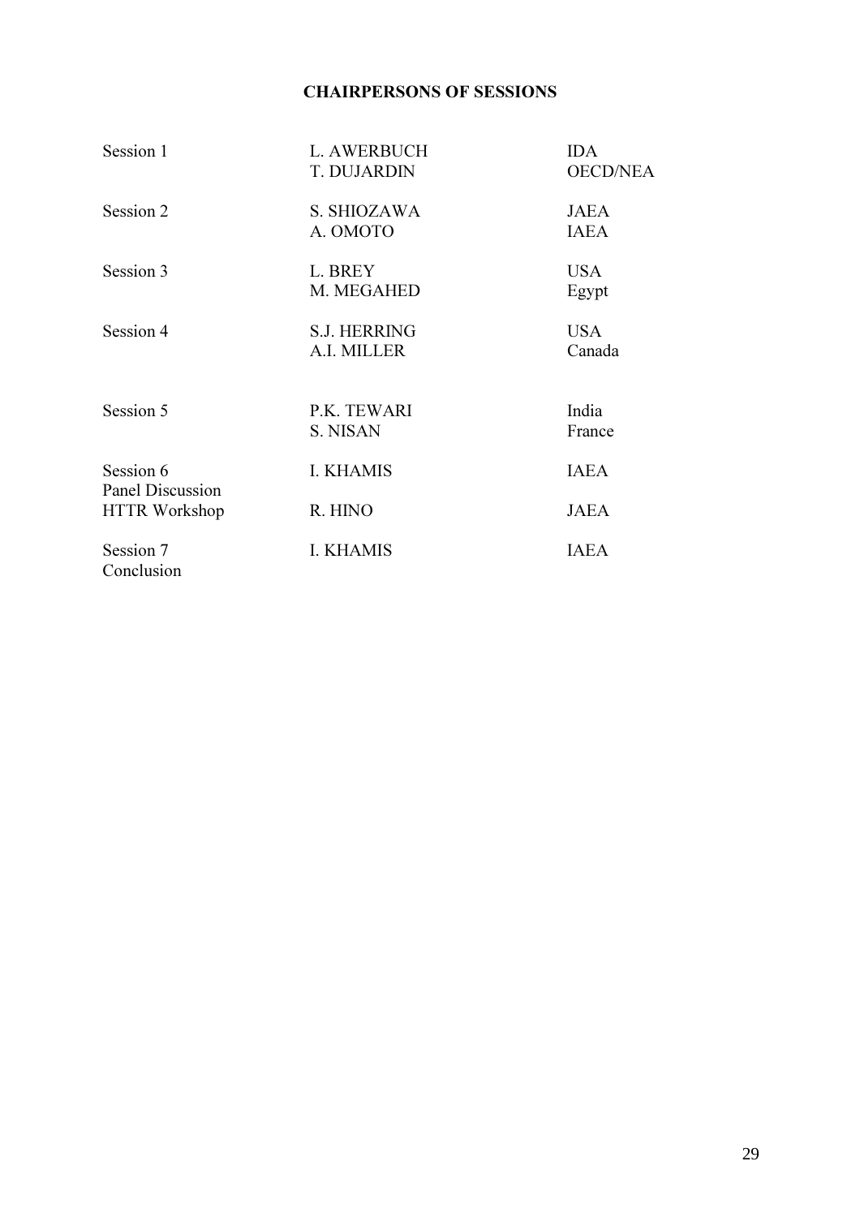# CHAIRPERSONS OF SESSIONS

| | | |
|---|---|---|
| Session 1 | L. AWERBUCH<br>T. DUJARDIN | IDA<br>OECD/NEA |
| Session 2 | S. SHIOZAWA<br>A. OMOTO | JAEA<br>IAEA |
| Session 3 | L. BREY<br>M. MEGAHED | USA<br>Egypt |
| Session 4 | S.J. HERRING<br>A.I. MILLER | USA<br>Canada |
| Session 5 | P.K. TEWARI<br>S. NISAN | India<br>France |
| Session 6<br>Panel Discussion | I. KHAMIS | IAEA |
| HTTR Workshop | R. HINO | JAEA |
| Session 7<br>Conclusion | I. KHAMIS | IAEA |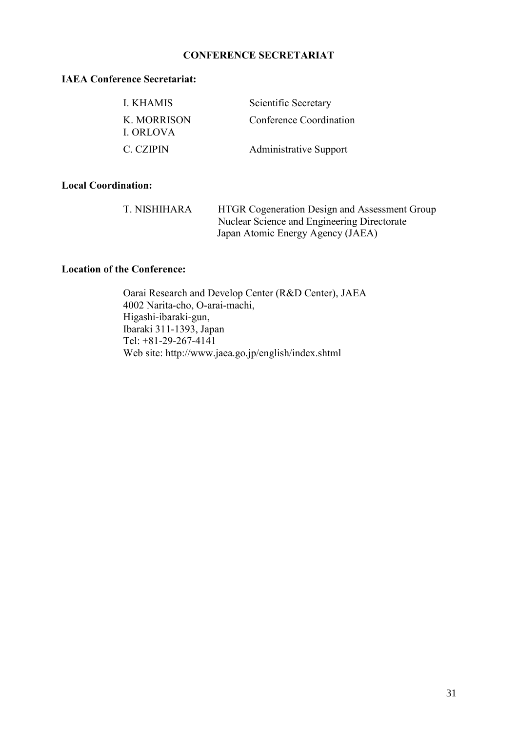## CONFERENCE SECRETARIAT

**IAEA Conference Secretariat:**

| | |
|---|---|
| I. KHAMIS | Scientific Secretary |
| K. MORRISON<br>I. ORLOVA | Conference Coordination |
| C. CZIPIN | Administrative Support |

**Local Coordination:**

| | |
|---|---|
| T. NISHIHARA | HTGR Cogeneration Design and Assessment Group<br>Nuclear Science and Engineering Directorate<br>Japan Atomic Energy Agency (JAEA) |

**Location of the Conference:**

Oarai Research and Develop Center (R&D Center), JAEA
4002 Narita-cho, O-arai-machi,
Higashi-ibaraki-gun,
Ibaraki 311-1393, Japan
Tel: +81-29-267-4141
Web site: http://www.jaea.go.jp/english/index.shtml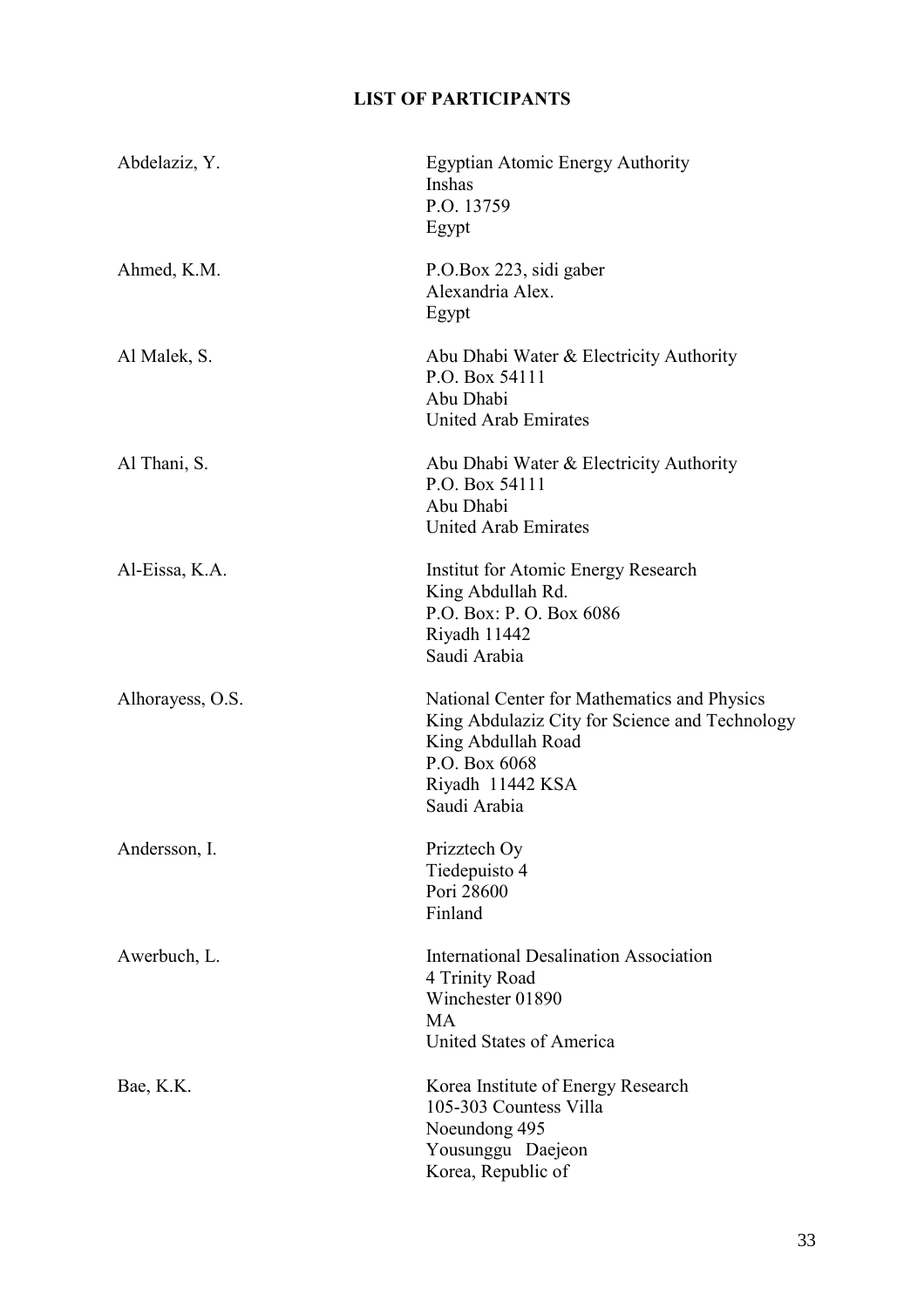## LIST OF PARTICIPANTS

| | |
|---|---|
| Abdelaziz, Y. | Egyptian Atomic Energy Authority<br>Inshas<br>P.O. 13759<br>Egypt |
| Ahmed, K.M. | P.O.Box 223, sidi gaber<br>Alexandria Alex.<br>Egypt |
| Al Malek, S. | Abu Dhabi Water & Electricity Authority<br>P.O. Box 54111<br>Abu Dhabi<br>United Arab Emirates |
| Al Thani, S. | Abu Dhabi Water & Electricity Authority<br>P.O. Box 54111<br>Abu Dhabi<br>United Arab Emirates |
| Al-Eissa, K.A. | Institut for Atomic Energy Research<br>King Abdullah Rd.<br>P.O. Box: P. O. Box 6086<br>Riyadh 11442<br>Saudi Arabia |
| Alhorayess, O.S. | National Center for Mathematics and Physics<br>King Abdulaziz City for Science and Technology<br>King Abdullah Road<br>P.O. Box 6068<br>Riyadh 11442 KSA<br>Saudi Arabia |
| Andersson, I. | Prizztech Oy<br>Tiedepuisto 4<br>Pori 28600<br>Finland |
| Awerbuch, L. | International Desalination Association<br>4 Trinity Road<br>Winchester 01890<br>MA<br>United States of America |
| Bae, K.K. | Korea Institute of Energy Research<br>105-303 Countess Villa<br>Noeundong 495<br>Yousunggu Daejeon<br>Korea, Republic of |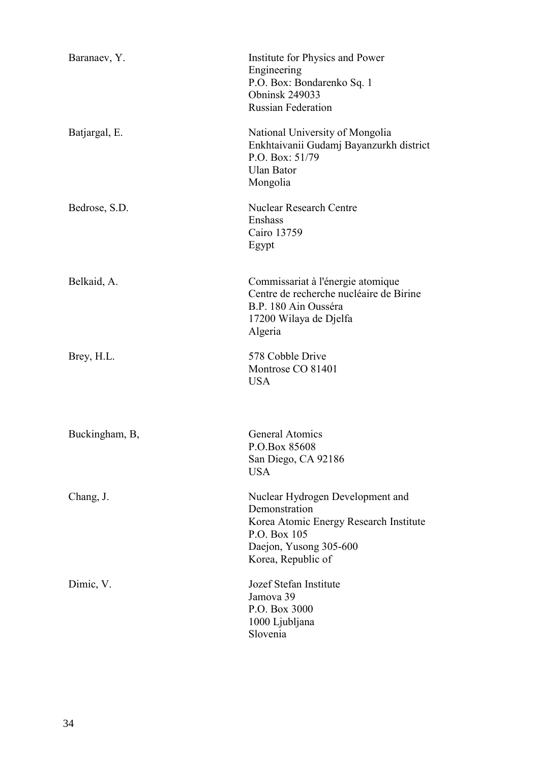| | |
|---|---|
| Baranaev, Y. | Institute for Physics and Power Engineering<br>P.O. Box: Bondarenko Sq. 1<br>Obninsk 249033<br>Russian Federation |
| Batjargal, E. | National University of Mongolia<br>Enkhtaivanii Gudamj Bayanzurkh district<br>P.O. Box: 51/79<br>Ulan Bator<br>Mongolia |
| Bedrose, S.D. | Nuclear Research Centre<br>Enshass<br>Cairo 13759<br>Egypt |
| Belkaid, A. | Commissariat à l'énergie atomique<br>Centre de recherche nucléaire de Birine<br>B.P. 180 Ain Ousséra<br>17200 Wilaya de Djelfa<br>Algeria |
| Brey, H.L. | 578 Cobble Drive<br>Montrose CO 81401<br>USA |
| Buckingham, B, | General Atomics<br>P.O.Box 85608<br>San Diego, CA 92186<br>USA |
| Chang, J. | Nuclear Hydrogen Development and Demonstration<br>Korea Atomic Energy Research Institute<br>P.O. Box 105<br>Daejon, Yusong 305-600<br>Korea, Republic of |
| Dimic, V. | Jozef Stefan Institute<br>Jamova 39<br>P.O. Box 3000<br>1000 Ljubljana<br>Slovenia |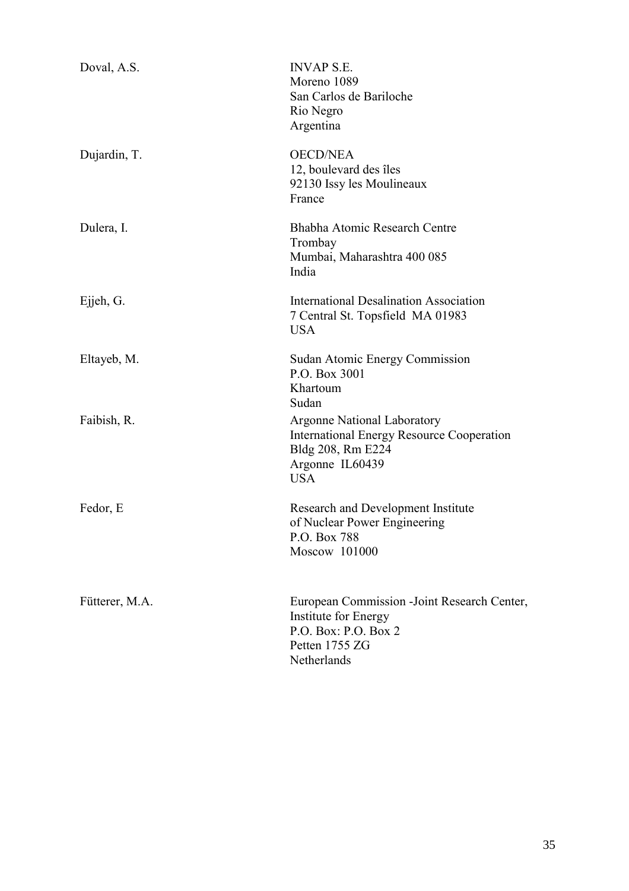| | |
|---|---|
| Doval, A.S. | INVAP S.E.<br>Moreno 1089<br>San Carlos de Bariloche<br>Rio Negro<br>Argentina |
| Dujardin, T. | OECD/NEA<br>12, boulevard des îles<br>92130 Issy les Moulineaux<br>France |
| Dulera, I. | Bhabha Atomic Research Centre<br>Trombay<br>Mumbai, Maharashtra 400 085<br>India |
| Ejjeh, G. | International Desalination Association<br>7 Central St. Topsfield MA 01983<br>USA |
| Eltayeb, M. | Sudan Atomic Energy Commission<br>P.O. Box 3001<br>Khartoum<br>Sudan |
| Faibish, R. | Argonne National Laboratory<br>International Energy Resource Cooperation<br>Bldg 208, Rm E224<br>Argonne IL60439<br>USA |
| Fedor, E | Research and Development Institute<br>of Nuclear Power Engineering<br>P.O. Box 788<br>Moscow 101000 |
| Fütterer, M.A. | European Commission -Joint Research Center,<br>Institute for Energy<br>P.O. Box: P.O. Box 2<br>Petten 1755 ZG<br>Netherlands |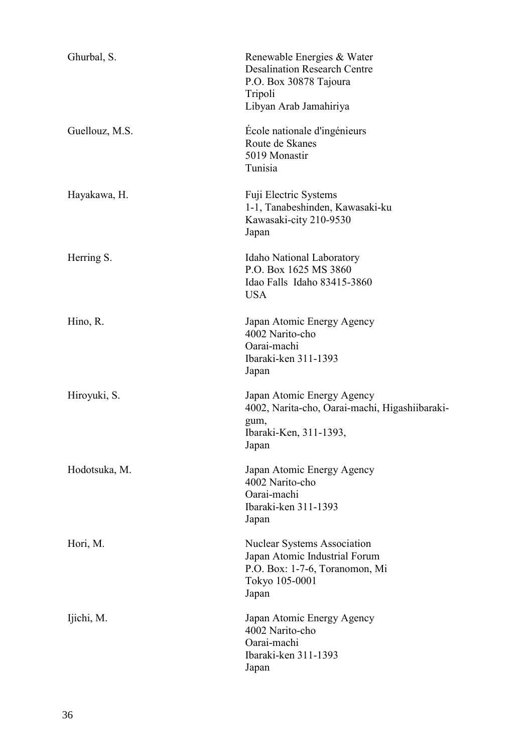| | |
|---|---|
| Ghurbal, S. | Renewable Energies & Water<br>Desalination Research Centre<br>P.O. Box 30878 Tajoura<br>Tripoli<br>Libyan Arab Jamahiriya |
| Guellouz, M.S. | École nationale d'ingénieurs<br>Route de Skanes<br>5019 Monastir<br>Tunisia |
| Hayakawa, H. | Fuji Electric Systems<br>1-1, Tanabeshinden, Kawasaki-ku<br>Kawasaki-city 210-9530<br>Japan |
| Herring S. | Idaho National Laboratory<br>P.O. Box 1625 MS 3860<br>Idao Falls Idaho 83415-3860<br>USA |
| Hino, R. | Japan Atomic Energy Agency<br>4002 Narito-cho<br>Oarai-machi<br>Ibaraki-ken 311-1393<br>Japan |
| Hiroyuki, S. | Japan Atomic Energy Agency<br>4002, Narita-cho, Oarai-machi, Higashiibaraki-gum,<br>Ibaraki-Ken, 311-1393,<br>Japan |
| Hodotsuka, M. | Japan Atomic Energy Agency<br>4002 Narito-cho<br>Oarai-machi<br>Ibaraki-ken 311-1393<br>Japan |
| Hori, M. | Nuclear Systems Association<br>Japan Atomic Industrial Forum<br>P.O. Box: 1-7-6, Toranomon, Mi<br>Tokyo 105-0001<br>Japan |
| Ijichi, M. | Japan Atomic Energy Agency<br>4002 Narito-cho<br>Oarai-machi<br>Ibaraki-ken 311-1393<br>Japan |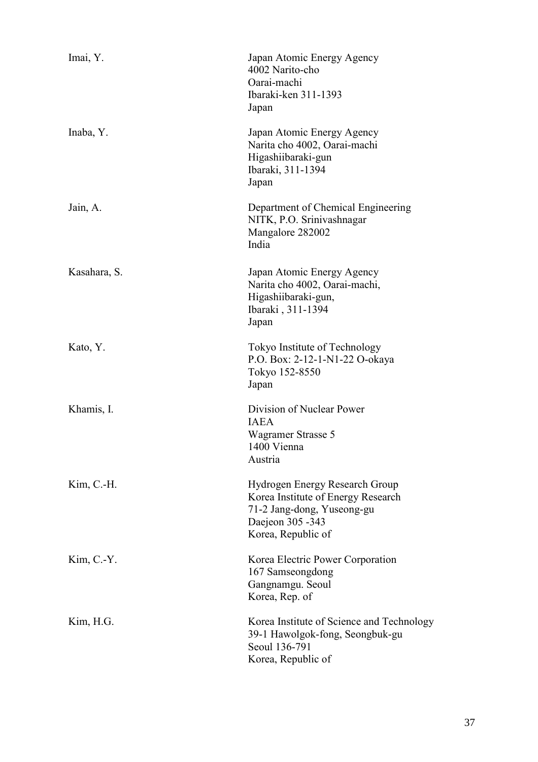| | |
|---|---|
| Imai, Y. | Japan Atomic Energy Agency<br>4002 Narito-cho<br>Oarai-machi<br>Ibaraki-ken 311-1393<br>Japan |
| Inaba, Y. | Japan Atomic Energy Agency<br>Narita cho 4002, Oarai-machi<br>Higashiibaraki-gun<br>Ibaraki, 311-1394<br>Japan |
| Jain, A. | Department of Chemical Engineering<br>NITK, P.O. Srinivashnagar<br>Mangalore 282002<br>India |
| Kasahara, S. | Japan Atomic Energy Agency<br>Narita cho 4002, Oarai-machi,<br>Higashiibaraki-gun,<br>Ibaraki , 311-1394<br>Japan |
| Kato, Y. | Tokyo Institute of Technology<br>P.O. Box: 2-12-1-N1-22 O-okaya<br>Tokyo 152-8550<br>Japan |
| Khamis, I. | Division of Nuclear Power<br>IAEA<br>Wagramer Strasse 5<br>1400 Vienna<br>Austria |
| Kim, C.-H. | Hydrogen Energy Research Group<br>Korea Institute of Energy Research<br>71-2 Jang-dong, Yuseong-gu<br>Daejeon 305 -343<br>Korea, Republic of |
| Kim, C.-Y. | Korea Electric Power Corporation<br>167 Samseongdong<br>Gangnamgu. Seoul<br>Korea, Rep. of |
| Kim, H.G. | Korea Institute of Science and Technology<br>39-1 Hawolgok-fong, Seongbuk-gu<br>Seoul 136-791<br>Korea, Republic of |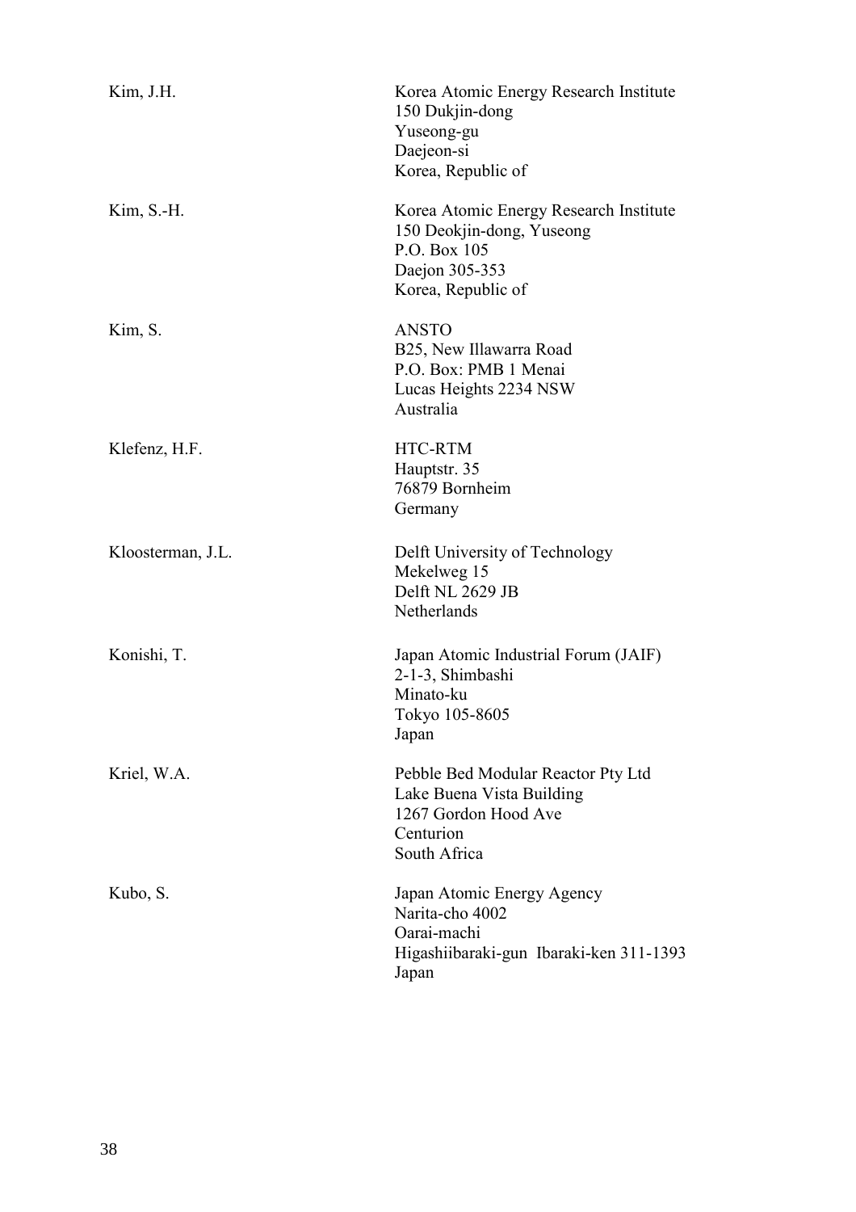| | |
|---|---|
| Kim, J.H. | Korea Atomic Energy Research Institute<br>150 Dukjin-dong<br>Yuseong-gu<br>Daejeon-si<br>Korea, Republic of |
| Kim, S.-H. | Korea Atomic Energy Research Institute<br>150 Deokjin-dong, Yuseong<br>P.O. Box 105<br>Daejon 305-353<br>Korea, Republic of |
| Kim, S. | ANSTO<br>B25, New Illawarra Road<br>P.O. Box: PMB 1 Menai<br>Lucas Heights 2234 NSW<br>Australia |
| Klefenz, H.F. | HTC-RTM<br>Hauptstr. 35<br>76879 Bornheim<br>Germany |
| Kloosterman, J.L. | Delft University of Technology<br>Mekelweg 15<br>Delft NL 2629 JB<br>Netherlands |
| Konishi, T. | Japan Atomic Industrial Forum (JAIF)<br>2-1-3, Shimbashi<br>Minato-ku<br>Tokyo 105-8605<br>Japan |
| Kriel, W.A. | Pebble Bed Modular Reactor Pty Ltd<br>Lake Buena Vista Building<br>1267 Gordon Hood Ave<br>Centurion<br>South Africa |
| Kubo, S. | Japan Atomic Energy Agency<br>Narita-cho 4002<br>Oarai-machi<br>Higashiibaraki-gun Ibaraki-ken 311-1393<br>Japan |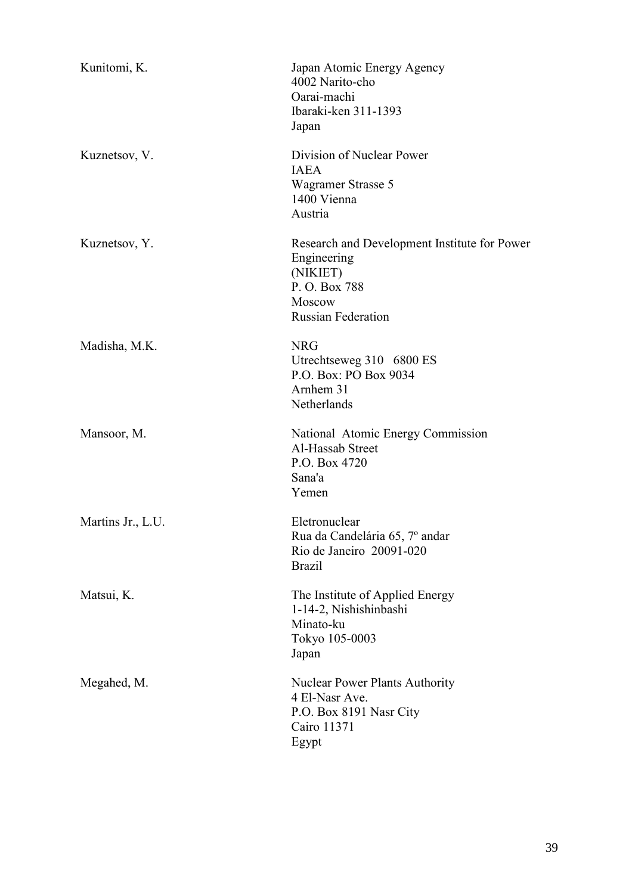| | |
|---|---|
| Kunitomi, K. | Japan Atomic Energy Agency<br>4002 Narito-cho<br>Oarai-machi<br>Ibaraki-ken 311-1393<br>Japan |
| Kuznetsov, V. | Division of Nuclear Power<br>IAEA<br>Wagramer Strasse 5<br>1400 Vienna<br>Austria |
| Kuznetsov, Y. | Research and Development Institute for Power Engineering<br>(NIKIET)<br>P. O. Box 788<br>Moscow<br>Russian Federation |
| Madisha, M.K. | NRG<br>Utrechtseweg 310 6800 ES<br>P.O. Box: PO Box 9034<br>Arnhem 31<br>Netherlands |
| Mansoor, M. | National Atomic Energy Commission<br>Al-Hassab Street<br>P.O. Box 4720<br>Sana'a<br>Yemen |
| Martins Jr., L.U. | Eletronuclear<br>Rua da Candelária 65, 7º andar<br>Rio de Janeiro 20091-020<br>Brazil |
| Matsui, K. | The Institute of Applied Energy<br>1-14-2, Nishishinbashi<br>Minato-ku<br>Tokyo 105-0003<br>Japan |
| Megahed, M. | Nuclear Power Plants Authority<br>4 El-Nasr Ave.<br>P.O. Box 8191 Nasr City<br>Cairo 11371<br>Egypt |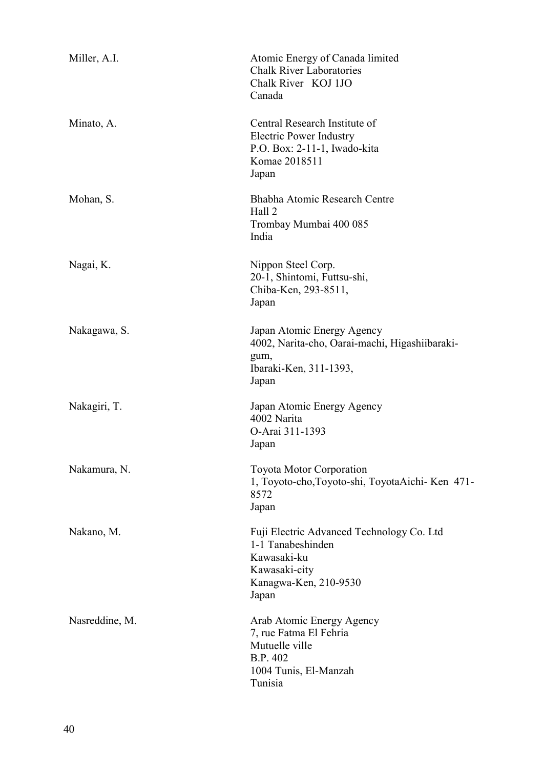| | |
|---|---|
| Miller, A.I. | Atomic Energy of Canada limited<br>Chalk River Laboratories<br>Chalk River KOJ 1JO<br>Canada |
| Minato, A. | Central Research Institute of<br>Electric Power Industry<br>P.O. Box: 2-11-1, Iwado-kita<br>Komae 2018511<br>Japan |
| Mohan, S. | Bhabha Atomic Research Centre<br>Hall 2<br>Trombay Mumbai 400 085<br>India |
| Nagai, K. | Nippon Steel Corp.<br>20-1, Shintomi, Futtsu-shi,<br>Chiba-Ken, 293-8511,<br>Japan |
| Nakagawa, S. | Japan Atomic Energy Agency<br>4002, Narita-cho, Oarai-machi, Higashiibaraki-gum,<br>Ibaraki-Ken, 311-1393,<br>Japan |
| Nakagiri, T. | Japan Atomic Energy Agency<br>4002 Narita<br>O-Arai 311-1393<br>Japan |
| Nakamura, N. | Toyota Motor Corporation<br>1, Toyoto-cho,Toyoto-shi, ToyotaAichi- Ken 471-8572<br>Japan |
| Nakano, M. | Fuji Electric Advanced Technology Co. Ltd<br>1-1 Tanabeshinden<br>Kawasaki-ku<br>Kawasaki-city<br>Kanagwa-Ken, 210-9530<br>Japan |
| Nasreddine, M. | Arab Atomic Energy Agency<br>7, rue Fatma El Fehria<br>Mutuelle ville<br>B.P. 402<br>1004 Tunis, El-Manzah<br>Tunisia |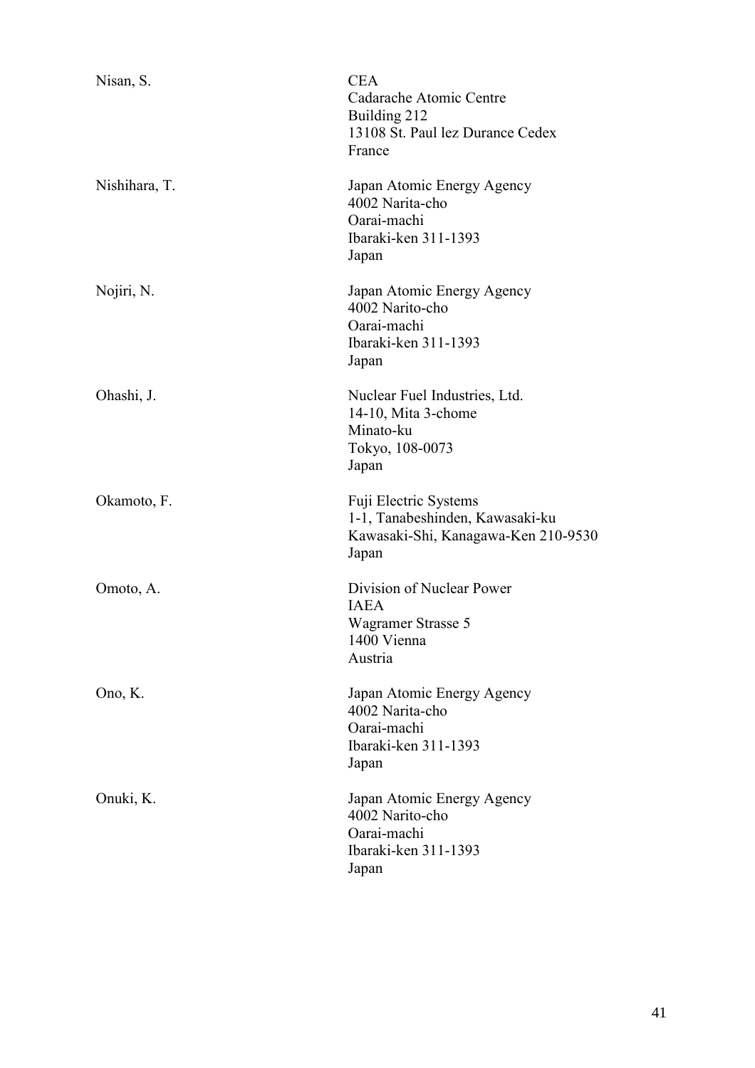| | |
|---|---|
| Nisan, S. | CEA<br>Cadarache Atomic Centre<br>Building 212<br>13108 St. Paul lez Durance Cedex<br>France |
| Nishihara, T. | Japan Atomic Energy Agency<br>4002 Narita-cho<br>Oarai-machi<br>Ibaraki-ken 311-1393<br>Japan |
| Nojiri, N. | Japan Atomic Energy Agency<br>4002 Narito-cho<br>Oarai-machi<br>Ibaraki-ken 311-1393<br>Japan |
| Ohashi, J. | Nuclear Fuel Industries, Ltd.<br>14-10, Mita 3-chome<br>Minato-ku<br>Tokyo, 108-0073<br>Japan |
| Okamoto, F. | Fuji Electric Systems<br>1-1, Tanabeshinden, Kawasaki-ku<br>Kawasaki-Shi, Kanagawa-Ken 210-9530<br>Japan |
| Omoto, A. | Division of Nuclear Power<br>IAEA<br>Wagramer Strasse 5<br>1400 Vienna<br>Austria |
| Ono, K. | Japan Atomic Energy Agency<br>4002 Narita-cho<br>Oarai-machi<br>Ibaraki-ken 311-1393<br>Japan |
| Onuki, K. | Japan Atomic Energy Agency<br>4002 Narito-cho<br>Oarai-machi<br>Ibaraki-ken 311-1393<br>Japan |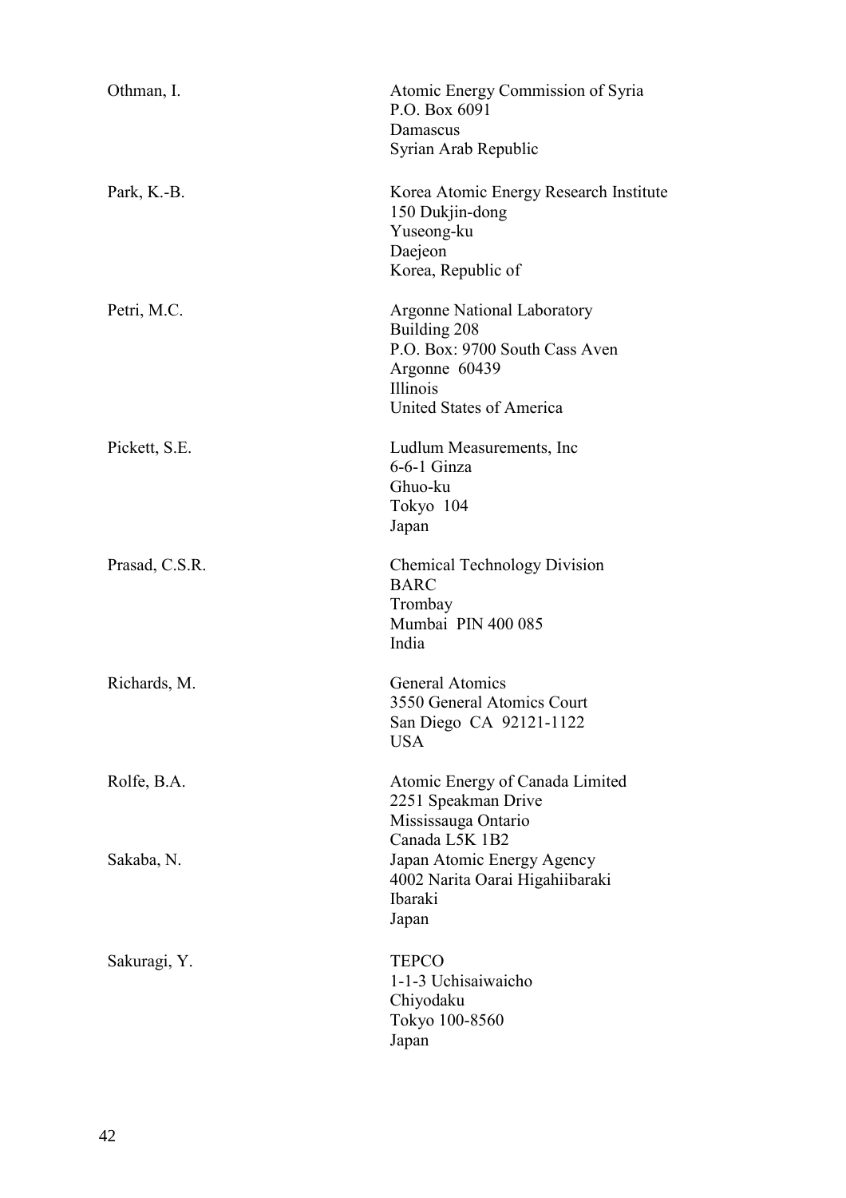| | |
|---|---|
| Othman, I. | Atomic Energy Commission of Syria<br>P.O. Box 6091<br>Damascus<br>Syrian Arab Republic |
| Park, K.-B. | Korea Atomic Energy Research Institute<br>150 Dukjin-dong<br>Yuseong-ku<br>Daejeon<br>Korea, Republic of |
| Petri, M.C. | Argonne National Laboratory<br>Building 208<br>P.O. Box: 9700 South Cass Aven<br>Argonne 60439<br>Illinois<br>United States of America |
| Pickett, S.E. | Ludlum Measurements, Inc<br>6-6-1 Ginza<br>Ghuo-ku<br>Tokyo 104<br>Japan |
| Prasad, C.S.R. | Chemical Technology Division<br>BARC<br>Trombay<br>Mumbai PIN 400 085<br>India |
| Richards, M. | General Atomics<br>3550 General Atomics Court<br>San Diego CA 92121-1122<br>USA |
| Rolfe, B.A. | Atomic Energy of Canada Limited<br>2251 Speakman Drive<br>Mississauga Ontario<br>Canada L5K 1B2 |
| Sakaba, N. | Japan Atomic Energy Agency<br>4002 Narita Oarai Higahiibaraki<br>Ibaraki<br>Japan |
| Sakuragi, Y. | TEPCO<br>1-1-3 Uchisaiwaicho<br>Chiyodaku<br>Tokyo 100-8560<br>Japan |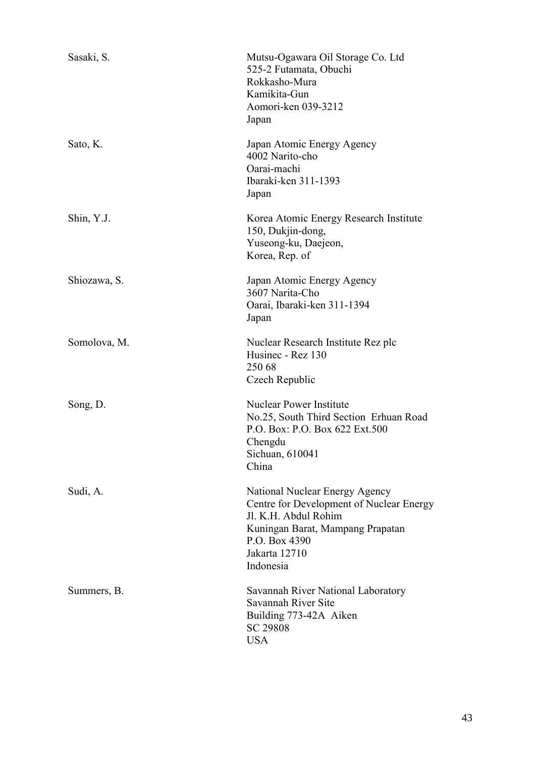Sasaki, S.
Mutsu-Ogawara Oil Storage Co. Ltd
525-2 Futamata, Obuchi
Rokkasho-Mura
Kamikita-Gun
Aomori-ken 039-3212
Japan

Sato, K.
Japan Atomic Energy Agency
4002 Narito-cho
Oarai-machi
Ibaraki-ken 311-1393
Japan

Shin, Y.J.
Korea Atomic Energy Research Institute
150, Dukjin-dong,
Yuseong-ku, Daejeon,
Korea, Rep. of

Shiozawa, S.
Japan Atomic Energy Agency
3607 Narita-Cho
Oarai, Ibaraki-ken 311-1394
Japan

Somolova, M.
Nuclear Research Institute Rez plc
Husinec - Rez 130
250 68
Czech Republic

Song, D.
Nuclear Power Institute
No.25, South Third Section Erhuan Road
P.O. Box: P.O. Box 622 Ext.500
Chengdu
Sichuan, 610041
China

Sudi, A.
National Nuclear Energy Agency
Centre for Development of Nuclear Energy
Jl. K.H. Abdul Rohim
Kuningan Barat, Mampang Prapatan
P.O. Box 4390
Jakarta 12710
Indonesia

Summers, B.
Savannah River National Laboratory
Savannah River Site
Building 773-42A Aiken
SC 29808
USA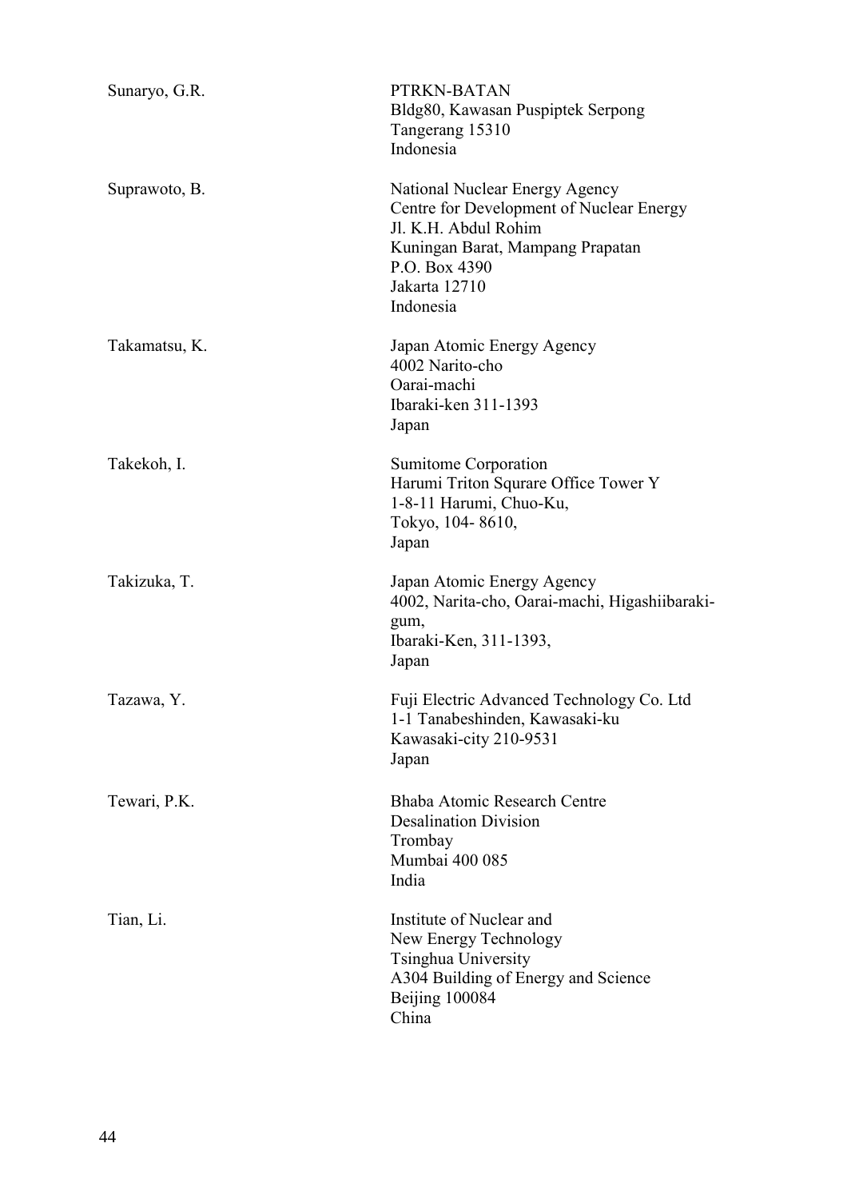| | |
|---|---|
| Sunaryo, G.R. | PTRKN-BATAN<br>Bldg80, Kawasan Puspiptek Serpong<br>Tangerang 15310<br>Indonesia |
| Suprawoto, B. | National Nuclear Energy Agency<br>Centre for Development of Nuclear Energy<br>Jl. K.H. Abdul Rohim<br>Kuningan Barat, Mampang Prapatan<br>P.O. Box 4390<br>Jakarta 12710<br>Indonesia |
| Takamatsu, K. | Japan Atomic Energy Agency<br>4002 Narito-cho<br>Oarai-machi<br>Ibaraki-ken 311-1393<br>Japan |
| Takekoh, I. | Sumitome Corporation<br>Harumi Triton Squrare Office Tower Y<br>1-8-11 Harumi, Chuo-Ku,<br>Tokyo, 104- 8610,<br>Japan |
| Takizuka, T. | Japan Atomic Energy Agency<br>4002, Narita-cho, Oarai-machi, Higashiibaraki-gum,<br>Ibaraki-Ken, 311-1393,<br>Japan |
| Tazawa, Y. | Fuji Electric Advanced Technology Co. Ltd<br>1-1 Tanabeshinden, Kawasaki-ku<br>Kawasaki-city 210-9531<br>Japan |
| Tewari, P.K. | Bhaba Atomic Research Centre<br>Desalination Division<br>Trombay<br>Mumbai 400 085<br>India |
| Tian, Li. | Institute of Nuclear and<br>New Energy Technology<br>Tsinghua University<br>A304 Building of Energy and Science<br>Beijing 100084<br>China |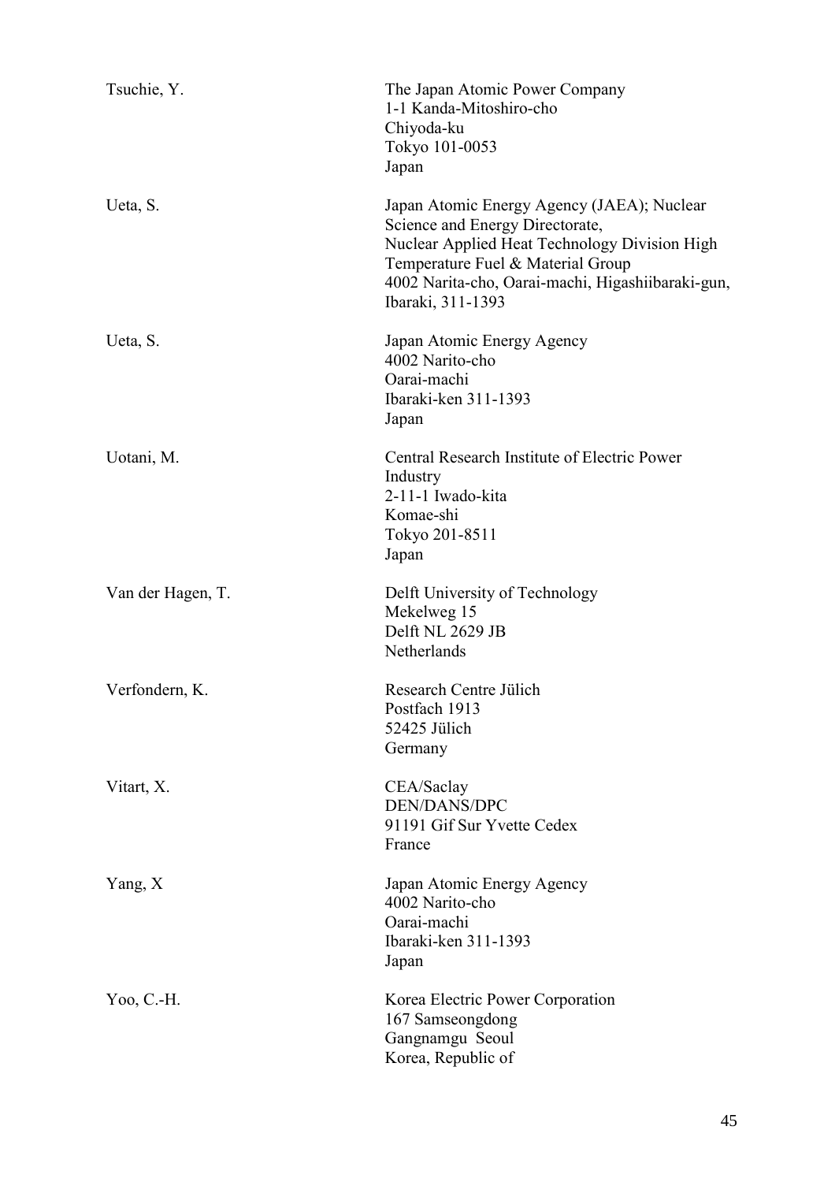| | |
|---|---|
| Tsuchie, Y. | The Japan Atomic Power Company<br>1-1 Kanda-Mitoshiro-cho<br>Chiyoda-ku<br>Tokyo 101-0053<br>Japan |
| Ueta, S. | Japan Atomic Energy Agency (JAEA); Nuclear Science and Energy Directorate,<br>Nuclear Applied Heat Technology Division High Temperature Fuel & Material Group<br>4002 Narita-cho, Oarai-machi, Higashiibaraki-gun, Ibaraki, 311-1393 |
| Ueta, S. | Japan Atomic Energy Agency<br>4002 Narito-cho<br>Oarai-machi<br>Ibaraki-ken 311-1393<br>Japan |
| Uotani, M. | Central Research Institute of Electric Power Industry<br>2-11-1 Iwado-kita<br>Komae-shi<br>Tokyo 201-8511<br>Japan |
| Van der Hagen, T. | Delft University of Technology<br>Mekelweg 15<br>Delft NL 2629 JB<br>Netherlands |
| Verfondern, K. | Research Centre Jülich<br>Postfach 1913<br>52425 Jülich<br>Germany |
| Vitart, X. | CEA/Saclay<br>DEN/DANS/DPC<br>91191 Gif Sur Yvette Cedex<br>France |
| Yang, X | Japan Atomic Energy Agency<br>4002 Narito-cho<br>Oarai-machi<br>Ibaraki-ken 311-1393<br>Japan |
| Yoo, C.-H. | Korea Electric Power Corporation<br>167 Samseongdong<br>Gangnamgu  Seoul<br>Korea, Republic of |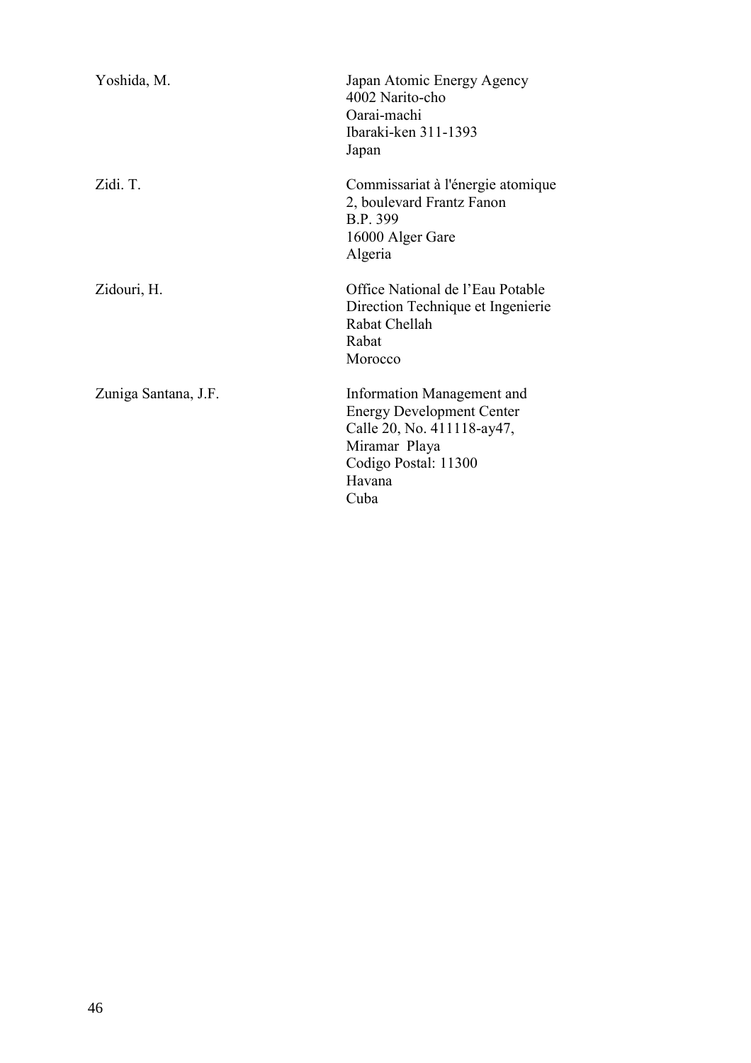| | |
|---|---|
| Yoshida, M. | Japan Atomic Energy Agency<br>4002 Narito-cho<br>Oarai-machi<br>Ibaraki-ken 311-1393<br>Japan |
| Zidi. T. | Commissariat à l'énergie atomique<br>2, boulevard Frantz Fanon<br>B.P. 399<br>16000 Alger Gare<br>Algeria |
| Zidouri, H. | Office National de l'Eau Potable<br>Direction Technique et Ingenierie<br>Rabat Chellah<br>Rabat<br>Morocco |
| Zuniga Santana, J.F. | Information Management and<br>Energy Development Center<br>Calle 20, No. 411118-ay47,<br>Miramar Playa<br>Codigo Postal: 11300<br>Havana<br>Cuba |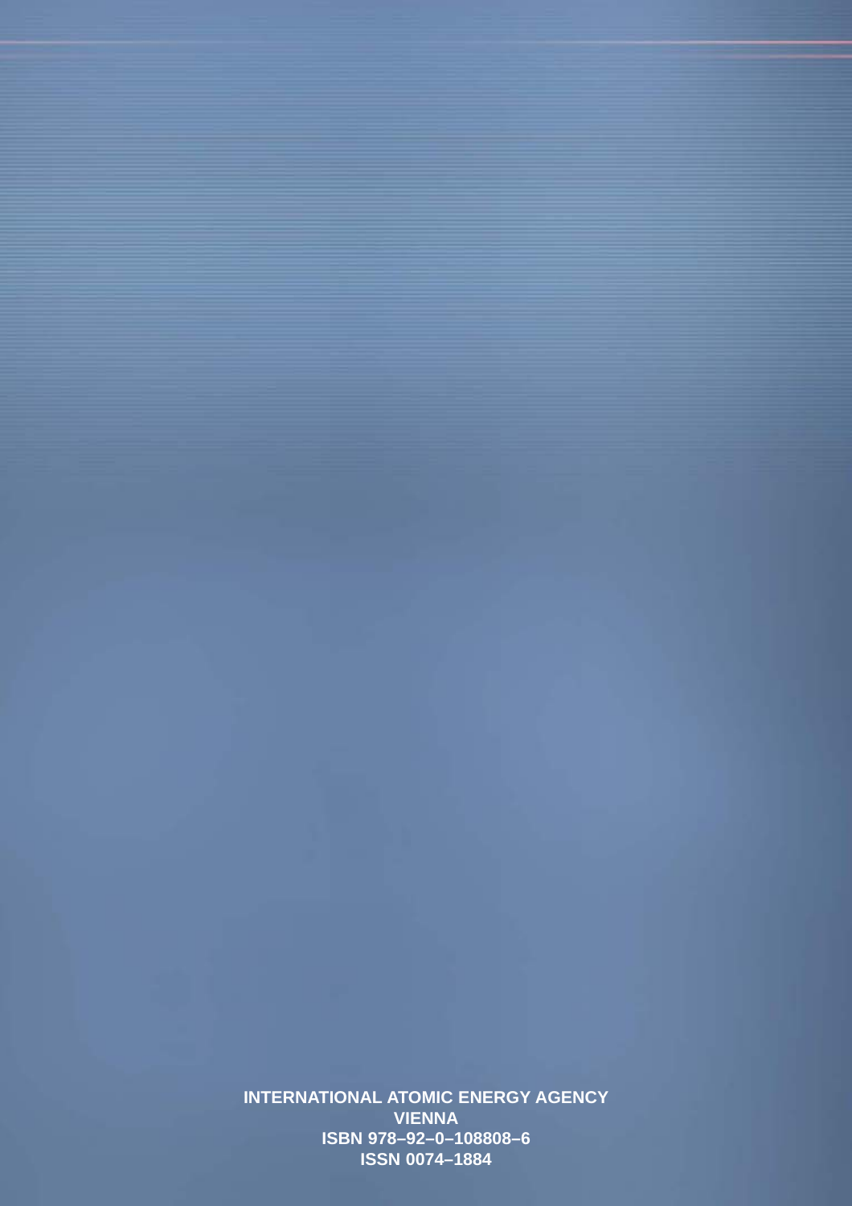**INTERNATIONAL ATOMIC ENERGY AGENCY**
**VIENNA**
**ISBN 978–92–0–108808–6**
**ISSN 0074–1884**